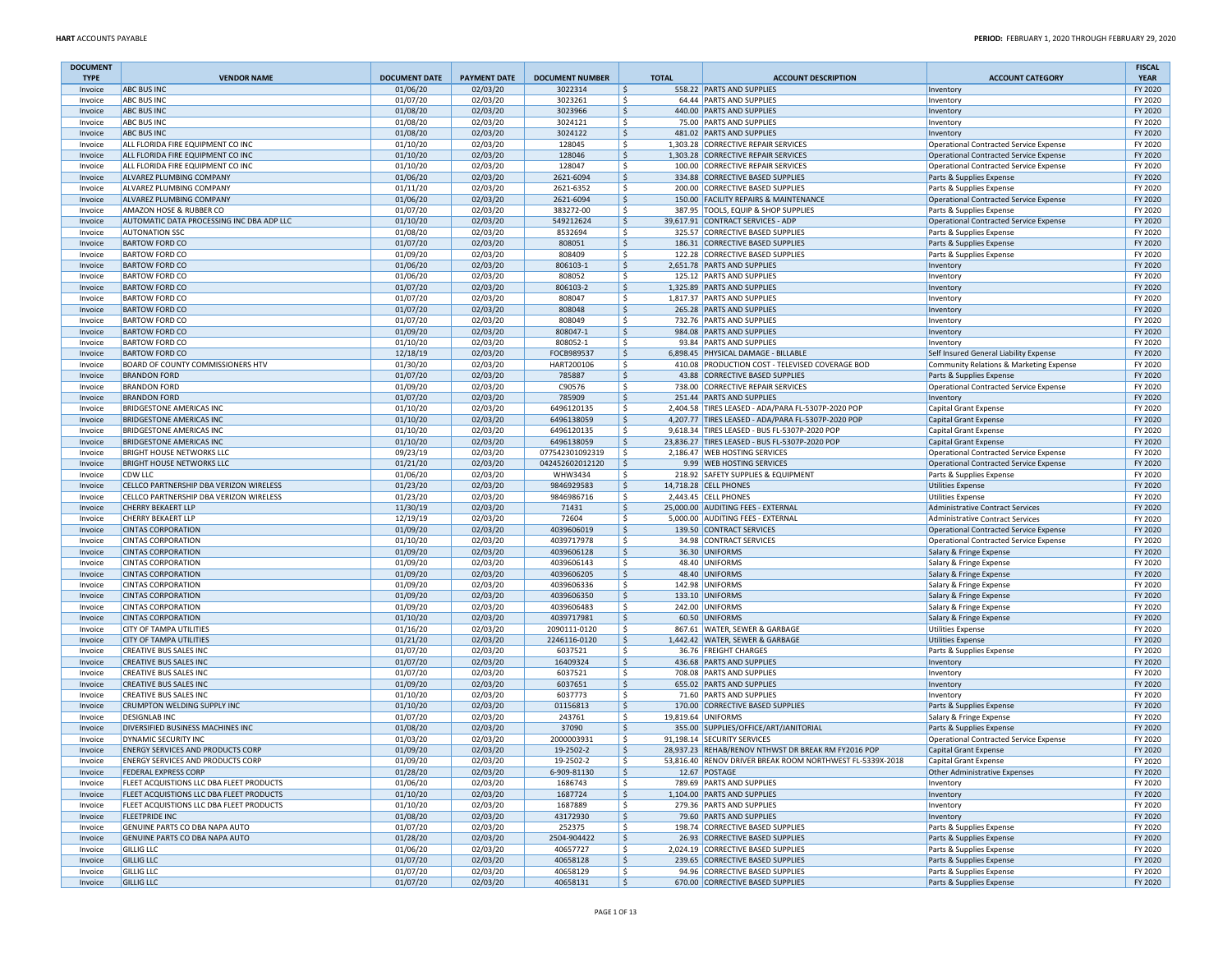| DOCUMENT TYPE | VENDOR NAME | DOCUMENT DATE | PAYMENT DATE | DOCUMENT NUMBER | TOTAL | ACCOUNT DESCRIPTION | ACCOUNT CATEGORY | FISCAL YEAR |
|---|---|---|---|---|---|---|---|---|
| Invoice | ABC BUS INC | 01/06/20 | 02/03/20 | 3022314 | $ 558.22 | PARTS AND SUPPLIES | Inventory | FY 2020 |
| Invoice | ABC BUS INC | 01/07/20 | 02/03/20 | 3023261 | $ 64.44 | PARTS AND SUPPLIES | Inventory | FY 2020 |
| Invoice | ABC BUS INC | 01/08/20 | 02/03/20 | 3023966 | $ 440.00 | PARTS AND SUPPLIES | Inventory | FY 2020 |
| Invoice | ABC BUS INC | 01/08/20 | 02/03/20 | 3024121 | $ 75.00 | PARTS AND SUPPLIES | Inventory | FY 2020 |
| Invoice | ABC BUS INC | 01/08/20 | 02/03/20 | 3024122 | $ 481.02 | PARTS AND SUPPLIES | Inventory | FY 2020 |
| Invoice | ALL FLORIDA FIRE EQUIPMENT CO INC | 01/10/20 | 02/03/20 | 128045 | $ 1,303.28 | CORRECTIVE REPAIR SERVICES | Operational Contracted Service Expense | FY 2020 |
| Invoice | ALL FLORIDA FIRE EQUIPMENT CO INC | 01/10/20 | 02/03/20 | 128046 | $ 1,303.28 | CORRECTIVE REPAIR SERVICES | Operational Contracted Service Expense | FY 2020 |
| Invoice | ALL FLORIDA FIRE EQUIPMENT CO INC | 01/10/20 | 02/03/20 | 128047 | $ 100.00 | CORRECTIVE REPAIR SERVICES | Operational Contracted Service Expense | FY 2020 |
| Invoice | ALVAREZ PLUMBING COMPANY | 01/06/20 | 02/03/20 | 2621-6094 | $ 334.88 | CORRECTIVE BASED SUPPLIES | Parts & Supplies Expense | FY 2020 |
| Invoice | ALVAREZ PLUMBING COMPANY | 01/11/20 | 02/03/20 | 2621-6352 | $ 200.00 | CORRECTIVE BASED SUPPLIES | Parts & Supplies Expense | FY 2020 |
| Invoice | ALVAREZ PLUMBING COMPANY | 01/06/20 | 02/03/20 | 2621-6094 | $ 150.00 | FACILITY REPAIRS & MAINTENANCE | Operational Contracted Service Expense | FY 2020 |
| Invoice | AMAZON HOSE & RUBBER CO | 01/07/20 | 02/03/20 | 383272-00 | $ 387.95 | TOOLS, EQUIP & SHOP SUPPLIES | Parts & Supplies Expense | FY 2020 |
| Invoice | AUTOMATIC DATA PROCESSING INC DBA ADP LLC | 01/10/20 | 02/03/20 | 549212624 | $ 39,617.91 | CONTRACT SERVICES - ADP | Operational Contracted Service Expense | FY 2020 |
| Invoice | AUTONATION SSC | 01/08/20 | 02/03/20 | 8532694 | $ 325.57 | CORRECTIVE BASED SUPPLIES | Parts & Supplies Expense | FY 2020 |
| Invoice | BARTOW FORD CO | 01/07/20 | 02/03/20 | 808051 | $ 186.31 | CORRECTIVE BASED SUPPLIES | Parts & Supplies Expense | FY 2020 |
| Invoice | BARTOW FORD CO | 01/09/20 | 02/03/20 | 808409 | $ 122.28 | CORRECTIVE BASED SUPPLIES | Parts & Supplies Expense | FY 2020 |
| Invoice | BARTOW FORD CO | 01/06/20 | 02/03/20 | 806103-1 | $ 2,651.78 | PARTS AND SUPPLIES | Inventory | FY 2020 |
| Invoice | BARTOW FORD CO | 01/06/20 | 02/03/20 | 808052 | $ 125.12 | PARTS AND SUPPLIES | Inventory | FY 2020 |
| Invoice | BARTOW FORD CO | 01/07/20 | 02/03/20 | 806103-2 | $ 1,325.89 | PARTS AND SUPPLIES | Inventory | FY 2020 |
| Invoice | BARTOW FORD CO | 01/07/20 | 02/03/20 | 808047 | $ 1,817.37 | PARTS AND SUPPLIES | Inventory | FY 2020 |
| Invoice | BARTOW FORD CO | 01/07/20 | 02/03/20 | 808048 | $ 265.28 | PARTS AND SUPPLIES | Inventory | FY 2020 |
| Invoice | BARTOW FORD CO | 01/07/20 | 02/03/20 | 808049 | $ 732.76 | PARTS AND SUPPLIES | Inventory | FY 2020 |
| Invoice | BARTOW FORD CO | 01/09/20 | 02/03/20 | 808047-1 | $ 984.08 | PARTS AND SUPPLIES | Inventory | FY 2020 |
| Invoice | BARTOW FORD CO | 01/10/20 | 02/03/20 | 808052-1 | $ 93.84 | PARTS AND SUPPLIES | Inventory | FY 2020 |
| Invoice | BARTOW FORD CO | 12/18/19 | 02/03/20 | FOCB989537 | $ 6,898.45 | PHYSICAL DAMAGE - BILLABLE | Self Insured General Liability Expense | FY 2020 |
| Invoice | BOARD OF COUNTY COMMISSIONERS HTV | 01/30/20 | 02/03/20 | HART200106 | $ 410.08 | PRODUCTION COST - TELEVISED COVERAGE BOD | Community Relations & Marketing Expense | FY 2020 |
| Invoice | BRANDON FORD | 01/07/20 | 02/03/20 | 785887 | $ 43.88 | CORRECTIVE BASED SUPPLIES | Parts & Supplies Expense | FY 2020 |
| Invoice | BRANDON FORD | 01/09/20 | 02/03/20 | C90576 | $ 738.00 | CORRECTIVE REPAIR SERVICES | Operational Contracted Service Expense | FY 2020 |
| Invoice | BRANDON FORD | 01/07/20 | 02/03/20 | 785909 | $ 251.44 | PARTS AND SUPPLIES | Inventory | FY 2020 |
| Invoice | BRIDGESTONE AMERICAS INC | 01/10/20 | 02/03/20 | 6496120135 | $ 2,404.58 | TIRES LEASED - ADA/PARA FL-5307P-2020 POP | Capital Grant Expense | FY 2020 |
| Invoice | BRIDGESTONE AMERICAS INC | 01/10/20 | 02/03/20 | 6496138059 | $ 4,207.77 | TIRES LEASED - ADA/PARA FL-5307P-2020 POP | Capital Grant Expense | FY 2020 |
| Invoice | BRIDGESTONE AMERICAS INC | 01/10/20 | 02/03/20 | 6496120135 | $ 9,618.34 | TIRES LEASED - BUS FL-5307P-2020 POP | Capital Grant Expense | FY 2020 |
| Invoice | BRIDGESTONE AMERICAS INC | 01/10/20 | 02/03/20 | 6496138059 | $ 23,836.27 | TIRES LEASED - BUS FL-5307P-2020 POP | Capital Grant Expense | FY 2020 |
| Invoice | BRIGHT HOUSE NETWORKS LLC | 09/23/19 | 02/03/20 | 077542301092319 | $ 2,186.47 | WEB HOSTING SERVICES | Operational Contracted Service Expense | FY 2020 |
| Invoice | BRIGHT HOUSE NETWORKS LLC | 01/21/20 | 02/03/20 | 042452602012120 | $ 9.99 | WEB HOSTING SERVICES | Operational Contracted Service Expense | FY 2020 |
| Invoice | CDW LLC | 01/06/20 | 02/03/20 | WHW3434 | $ 218.92 | SAFETY SUPPLIES & EQUIPMENT | Parts & Supplies Expense | FY 2020 |
| Invoice | CELLCO PARTNERSHIP DBA VERIZON WIRELESS | 01/23/20 | 02/03/20 | 9846929583 | $ 14,718.28 | CELL PHONES | Utilities Expense | FY 2020 |
| Invoice | CELLCO PARTNERSHIP DBA VERIZON WIRELESS | 01/23/20 | 02/03/20 | 9846986716 | $ 2,443.45 | CELL PHONES | Utilities Expense | FY 2020 |
| Invoice | CHERRY BEKAERT LLP | 11/30/19 | 02/03/20 | 71431 | $ 25,000.00 | AUDITING FEES - EXTERNAL | Administrative Contract Services | FY 2020 |
| Invoice | CHERRY BEKAERT LLP | 12/19/19 | 02/03/20 | 72604 | $ 5,000.00 | AUDITING FEES - EXTERNAL | Administrative Contract Services | FY 2020 |
| Invoice | CINTAS CORPORATION | 01/09/20 | 02/03/20 | 4039606019 | $ 139.50 | CONTRACT SERVICES | Operational Contracted Service Expense | FY 2020 |
| Invoice | CINTAS CORPORATION | 01/10/20 | 02/03/20 | 4039717978 | $ 34.98 | CONTRACT SERVICES | Operational Contracted Service Expense | FY 2020 |
| Invoice | CINTAS CORPORATION | 01/09/20 | 02/03/20 | 4039606128 | $ 36.30 | UNIFORMS | Salary & Fringe Expense | FY 2020 |
| Invoice | CINTAS CORPORATION | 01/09/20 | 02/03/20 | 4039606143 | $ 48.40 | UNIFORMS | Salary & Fringe Expense | FY 2020 |
| Invoice | CINTAS CORPORATION | 01/09/20 | 02/03/20 | 4039606205 | $ 48.40 | UNIFORMS | Salary & Fringe Expense | FY 2020 |
| Invoice | CINTAS CORPORATION | 01/09/20 | 02/03/20 | 4039606336 | $ 142.98 | UNIFORMS | Salary & Fringe Expense | FY 2020 |
| Invoice | CINTAS CORPORATION | 01/09/20 | 02/03/20 | 4039606350 | $ 133.10 | UNIFORMS | Salary & Fringe Expense | FY 2020 |
| Invoice | CINTAS CORPORATION | 01/09/20 | 02/03/20 | 4039606483 | $ 242.00 | UNIFORMS | Salary & Fringe Expense | FY 2020 |
| Invoice | CINTAS CORPORATION | 01/10/20 | 02/03/20 | 4039717981 | $ 60.50 | UNIFORMS | Salary & Fringe Expense | FY 2020 |
| Invoice | CITY OF TAMPA UTILITIES | 01/16/20 | 02/03/20 | 2090111-0120 | $ 867.61 | WATER, SEWER & GARBAGE | Utilities Expense | FY 2020 |
| Invoice | CITY OF TAMPA UTILITIES | 01/21/20 | 02/03/20 | 2246116-0120 | $ 1,442.42 | WATER, SEWER & GARBAGE | Utilities Expense | FY 2020 |
| Invoice | CREATIVE BUS SALES INC | 01/07/20 | 02/03/20 | 6037521 | $ 36.76 | FREIGHT CHARGES | Parts & Supplies Expense | FY 2020 |
| Invoice | CREATIVE BUS SALES INC | 01/07/20 | 02/03/20 | 16409324 | $ 436.68 | PARTS AND SUPPLIES | Inventory | FY 2020 |
| Invoice | CREATIVE BUS SALES INC | 01/07/20 | 02/03/20 | 6037521 | $ 708.08 | PARTS AND SUPPLIES | Inventory | FY 2020 |
| Invoice | CREATIVE BUS SALES INC | 01/09/20 | 02/03/20 | 6037651 | $ 655.02 | PARTS AND SUPPLIES | Inventory | FY 2020 |
| Invoice | CREATIVE BUS SALES INC | 01/10/20 | 02/03/20 | 6037773 | $ 71.60 | PARTS AND SUPPLIES | Inventory | FY 2020 |
| Invoice | CRUMPTON WELDING SUPPLY INC | 01/10/20 | 02/03/20 | 01156813 | $ 170.00 | CORRECTIVE BASED SUPPLIES | Parts & Supplies Expense | FY 2020 |
| Invoice | DESIGNLAB INC | 01/07/20 | 02/03/20 | 243761 | $ 19,819.64 | UNIFORMS | Salary & Fringe Expense | FY 2020 |
| Invoice | DIVERSIFIED BUSINESS MACHINES INC | 01/08/20 | 02/03/20 | 37090 | $ 355.00 | SUPPLIES/OFFICE/ART/JANITORIAL | Parts & Supplies Expense | FY 2020 |
| Invoice | DYNAMIC SECURITY INC | 01/03/20 | 02/03/20 | 2000003931 | $ 91,198.14 | SECURITY SERVICES | Operational Contracted Service Expense | FY 2020 |
| Invoice | ENERGY SERVICES AND PRODUCTS CORP | 01/09/20 | 02/03/20 | 19-2502-2 | $ 28,937.23 | REHAB/RENOV NTHWST DR BREAK RM FY2016 POP | Capital Grant Expense | FY 2020 |
| Invoice | ENERGY SERVICES AND PRODUCTS CORP | 01/09/20 | 02/03/20 | 19-2502-2 | $ 53,816.40 | RENOV DRIVER BREAK ROOM NORTHWEST FL-5339X-2018 | Capital Grant Expense | FY 2020 |
| Invoice | FEDERAL EXPRESS CORP | 01/28/20 | 02/03/20 | 6-909-81130 | $ 12.67 | POSTAGE | Other Administrative Expenses | FY 2020 |
| Invoice | FLEET ACQUISTIONS LLC DBA FLEET PRODUCTS | 01/06/20 | 02/03/20 | 1686743 | $ 789.69 | PARTS AND SUPPLIES | Inventory | FY 2020 |
| Invoice | FLEET ACQUISTIONS LLC DBA FLEET PRODUCTS | 01/10/20 | 02/03/20 | 1687724 | $ 1,104.00 | PARTS AND SUPPLIES | Inventory | FY 2020 |
| Invoice | FLEET ACQUISTIONS LLC DBA FLEET PRODUCTS | 01/10/20 | 02/03/20 | 1687889 | $ 279.36 | PARTS AND SUPPLIES | Inventory | FY 2020 |
| Invoice | FLEETPRIDE INC | 01/08/20 | 02/03/20 | 43172930 | $ 79.60 | PARTS AND SUPPLIES | Inventory | FY 2020 |
| Invoice | GENUINE PARTS CO DBA NAPA AUTO | 01/07/20 | 02/03/20 | 252375 | $ 198.74 | CORRECTIVE BASED SUPPLIES | Parts & Supplies Expense | FY 2020 |
| Invoice | GENUINE PARTS CO DBA NAPA AUTO | 01/28/20 | 02/03/20 | 2504-904422 | $ 26.93 | CORRECTIVE BASED SUPPLIES | Parts & Supplies Expense | FY 2020 |
| Invoice | GILLIG LLC | 01/06/20 | 02/03/20 | 40657727 | $ 2,024.19 | CORRECTIVE BASED SUPPLIES | Parts & Supplies Expense | FY 2020 |
| Invoice | GILLIG LLC | 01/07/20 | 02/03/20 | 40658128 | $ 239.65 | CORRECTIVE BASED SUPPLIES | Parts & Supplies Expense | FY 2020 |
| Invoice | GILLIG LLC | 01/07/20 | 02/03/20 | 40658129 | $ 94.96 | CORRECTIVE BASED SUPPLIES | Parts & Supplies Expense | FY 2020 |
| Invoice | GILLIG LLC | 01/07/20 | 02/03/20 | 40658131 | $ 670.00 | CORRECTIVE BASED SUPPLIES | Parts & Supplies Expense | FY 2020 |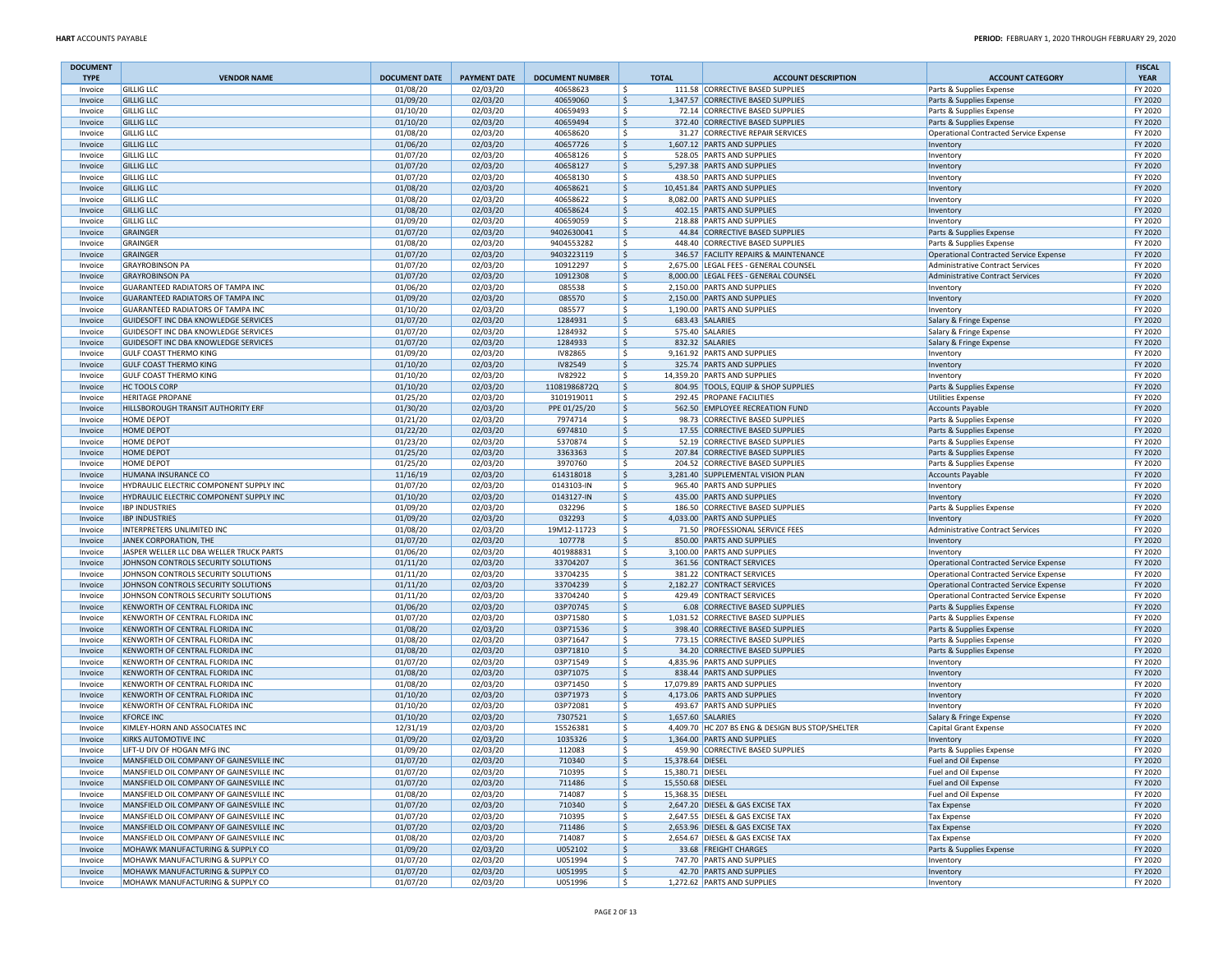| DOCUMENT TYPE | VENDOR NAME | DOCUMENT DATE | PAYMENT DATE | DOCUMENT NUMBER | TOTAL | ACCOUNT DESCRIPTION | ACCOUNT CATEGORY | FISCAL YEAR |
|---|---|---|---|---|---|---|---|---|
| Invoice | GILLIG LLC | 01/08/20 | 02/03/20 | 40658623 | $ 111.58 | CORRECTIVE BASED SUPPLIES | Parts & Supplies Expense | FY 2020 |
| Invoice | GILLIG LLC | 01/09/20 | 02/03/20 | 40659060 | $ 1,347.57 | CORRECTIVE BASED SUPPLIES | Parts & Supplies Expense | FY 2020 |
| Invoice | GILLIG LLC | 01/10/20 | 02/03/20 | 40659493 | $ 72.14 | CORRECTIVE BASED SUPPLIES | Parts & Supplies Expense | FY 2020 |
| Invoice | GILLIG LLC | 01/10/20 | 02/03/20 | 40659494 | $ 372.40 | CORRECTIVE BASED SUPPLIES | Parts & Supplies Expense | FY 2020 |
| Invoice | GILLIG LLC | 01/08/20 | 02/03/20 | 40658620 | $ 31.27 | CORRECTIVE REPAIR SERVICES | Operational Contracted Service Expense | FY 2020 |
| Invoice | GILLIG LLC | 01/06/20 | 02/03/20 | 40657726 | $ 1,607.12 | PARTS AND SUPPLIES | Inventory | FY 2020 |
| Invoice | GILLIG LLC | 01/07/20 | 02/03/20 | 40658126 | $ 528.05 | PARTS AND SUPPLIES | Inventory | FY 2020 |
| Invoice | GILLIG LLC | 01/07/20 | 02/03/20 | 40658127 | $ 5,297.38 | PARTS AND SUPPLIES | Inventory | FY 2020 |
| Invoice | GILLIG LLC | 01/07/20 | 02/03/20 | 40658130 | $ 438.50 | PARTS AND SUPPLIES | Inventory | FY 2020 |
| Invoice | GILLIG LLC | 01/08/20 | 02/03/20 | 40658621 | $ 10,451.84 | PARTS AND SUPPLIES | Inventory | FY 2020 |
| Invoice | GILLIG LLC | 01/08/20 | 02/03/20 | 40658622 | $ 8,082.00 | PARTS AND SUPPLIES | Inventory | FY 2020 |
| Invoice | GILLIG LLC | 01/08/20 | 02/03/20 | 40658624 | $ 402.15 | PARTS AND SUPPLIES | Inventory | FY 2020 |
| Invoice | GILLIG LLC | 01/09/20 | 02/03/20 | 40659059 | $ 218.88 | PARTS AND SUPPLIES | Inventory | FY 2020 |
| Invoice | GRAINGER | 01/07/20 | 02/03/20 | 9402630041 | $ 44.84 | CORRECTIVE BASED SUPPLIES | Parts & Supplies Expense | FY 2020 |
| Invoice | GRAINGER | 01/08/20 | 02/03/20 | 9404553282 | $ 448.40 | CORRECTIVE BASED SUPPLIES | Parts & Supplies Expense | FY 2020 |
| Invoice | GRAINGER | 01/07/20 | 02/03/20 | 9403223119 | $ 346.52 | FACILITY REPAIRS & MAINTENANCE | Operational Contracted Service Expense | FY 2020 |
| Invoice | GRAYROBINSON PA | 01/07/20 | 02/03/20 | 10912297 | $ 2,675.00 | LEGAL FEES - GENERAL COUNSEL | Administrative Contract Services | FY 2020 |
| Invoice | GRAYROBINSON PA | 01/07/20 | 02/03/20 | 10912308 | $ 8,000.00 | LEGAL FEES - GENERAL COUNSEL | Administrative Contract Services | FY 2020 |
| Invoice | GUARANTEED RADIATORS OF TAMPA INC | 01/06/20 | 02/03/20 | 085538 | $ 2,150.00 | PARTS AND SUPPLIES | Inventory | FY 2020 |
| Invoice | GUARANTEED RADIATORS OF TAMPA INC | 01/09/20 | 02/03/20 | 085570 | $ 2,150.00 | PARTS AND SUPPLIES | Inventory | FY 2020 |
| Invoice | GUARANTEED RADIATORS OF TAMPA INC | 01/10/20 | 02/03/20 | 085577 | $ 1,190.00 | PARTS AND SUPPLIES | Inventory | FY 2020 |
| Invoice | GUIDESOFT INC DBA KNOWLEDGE SERVICES | 01/07/20 | 02/03/20 | 1284931 | $ 683.43 | SALARIES | Salary & Fringe Expense | FY 2020 |
| Invoice | GUIDESOFT INC DBA KNOWLEDGE SERVICES | 01/07/20 | 02/03/20 | 1284932 | $ 575.40 | SALARIES | Salary & Fringe Expense | FY 2020 |
| Invoice | GUIDESOFT INC DBA KNOWLEDGE SERVICES | 01/07/20 | 02/03/20 | 1284933 | $ 832.32 | SALARIES | Salary & Fringe Expense | FY 2020 |
| Invoice | GULF COAST THERMO KING | 01/09/20 | 02/03/20 | IV82865 | $ 9,161.92 | PARTS AND SUPPLIES | Inventory | FY 2020 |
| Invoice | GULF COAST THERMO KING | 01/10/20 | 02/03/20 | IV82549 | $ 325.74 | PARTS AND SUPPLIES | Inventory | FY 2020 |
| Invoice | GULF COAST THERMO KING | 01/10/20 | 02/03/20 | IV82922 | $ 14,359.20 | PARTS AND SUPPLIES | Inventory | FY 2020 |
| Invoice | HC TOOLS CORP | 01/10/20 | 02/03/20 | 11081986872Q | $ 804.95 | TOOLS, EQUIP & SHOP SUPPLIES | Parts & Supplies Expense | FY 2020 |
| Invoice | HERITAGE PROPANE | 01/25/20 | 02/03/20 | 3101919011 | $ 292.45 | PROPANE FACILITIES | Utilities Expense | FY 2020 |
| Invoice | HILLSBOROUGH TRANSIT AUTHORITY ERF | 01/30/20 | 02/03/20 | PPE 01/25/20 | $ 562.50 | EMPLOYEE RECREATION FUND | Accounts Payable | FY 2020 |
| Invoice | HOME DEPOT | 01/21/20 | 02/03/20 | 7974714 | $ 98.73 | CORRECTIVE BASED SUPPLIES | Parts & Supplies Expense | FY 2020 |
| Invoice | HOME DEPOT | 01/22/20 | 02/03/20 | 6974810 | $ 17.55 | CORRECTIVE BASED SUPPLIES | Parts & Supplies Expense | FY 2020 |
| Invoice | HOME DEPOT | 01/23/20 | 02/03/20 | 5370874 | $ 52.19 | CORRECTIVE BASED SUPPLIES | Parts & Supplies Expense | FY 2020 |
| Invoice | HOME DEPOT | 01/25/20 | 02/03/20 | 3363363 | $ 207.84 | CORRECTIVE BASED SUPPLIES | Parts & Supplies Expense | FY 2020 |
| Invoice | HOME DEPOT | 01/25/20 | 02/03/20 | 3970760 | $ 204.52 | CORRECTIVE BASED SUPPLIES | Parts & Supplies Expense | FY 2020 |
| Invoice | HUMANA INSURANCE CO | 11/16/19 | 02/03/20 | 614318018 | $ 3,281.40 | SUPPLEMENTAL VISION PLAN | Accounts Payable | FY 2020 |
| Invoice | HYDRAULIC ELECTRIC COMPONENT SUPPLY INC | 01/07/20 | 02/03/20 | 0143103-IN | $ 965.40 | PARTS AND SUPPLIES | Inventory | FY 2020 |
| Invoice | HYDRAULIC ELECTRIC COMPONENT SUPPLY INC | 01/10/20 | 02/03/20 | 0143127-IN | $ 435.00 | PARTS AND SUPPLIES | Inventory | FY 2020 |
| Invoice | IBP INDUSTRIES | 01/09/20 | 02/03/20 | 032296 | $ 186.50 | CORRECTIVE BASED SUPPLIES | Parts & Supplies Expense | FY 2020 |
| Invoice | IBP INDUSTRIES | 01/09/20 | 02/03/20 | 032293 | $ 4,033.00 | PARTS AND SUPPLIES | Inventory | FY 2020 |
| Invoice | INTERPRETERS UNLIMITED INC | 01/08/20 | 02/03/20 | 19M12-11723 | $ 71.50 | PROFESSIONAL SERVICE FEES | Administrative Contract Services | FY 2020 |
| Invoice | JANEK CORPORATION, THE | 01/07/20 | 02/03/20 | 107778 | $ 850.00 | PARTS AND SUPPLIES | Inventory | FY 2020 |
| Invoice | JASPER WELLER LLC DBA WELLER TRUCK PARTS | 01/06/20 | 02/03/20 | 401988831 | $ 3,100.00 | PARTS AND SUPPLIES | Inventory | FY 2020 |
| Invoice | JOHNSON CONTROLS SECURITY SOLUTIONS | 01/11/20 | 02/03/20 | 33704207 | $ 361.56 | CONTRACT SERVICES | Operational Contracted Service Expense | FY 2020 |
| Invoice | JOHNSON CONTROLS SECURITY SOLUTIONS | 01/11/20 | 02/03/20 | 33704235 | $ 381.22 | CONTRACT SERVICES | Operational Contracted Service Expense | FY 2020 |
| Invoice | JOHNSON CONTROLS SECURITY SOLUTIONS | 01/11/20 | 02/03/20 | 33704239 | $ 2,182.27 | CONTRACT SERVICES | Operational Contracted Service Expense | FY 2020 |
| Invoice | JOHNSON CONTROLS SECURITY SOLUTIONS | 01/11/20 | 02/03/20 | 33704240 | $ 429.49 | CONTRACT SERVICES | Operational Contracted Service Expense | FY 2020 |
| Invoice | KENWORTH OF CENTRAL FLORIDA INC | 01/06/20 | 02/03/20 | 03P70745 | $ 6.08 | CORRECTIVE BASED SUPPLIES | Parts & Supplies Expense | FY 2020 |
| Invoice | KENWORTH OF CENTRAL FLORIDA INC | 01/07/20 | 02/03/20 | 03P71580 | $ 1,031.52 | CORRECTIVE BASED SUPPLIES | Parts & Supplies Expense | FY 2020 |
| Invoice | KENWORTH OF CENTRAL FLORIDA INC | 01/08/20 | 02/03/20 | 03P71536 | $ 398.40 | CORRECTIVE BASED SUPPLIES | Parts & Supplies Expense | FY 2020 |
| Invoice | KENWORTH OF CENTRAL FLORIDA INC | 01/08/20 | 02/03/20 | 03P71647 | $ 773.15 | CORRECTIVE BASED SUPPLIES | Parts & Supplies Expense | FY 2020 |
| Invoice | KENWORTH OF CENTRAL FLORIDA INC | 01/08/20 | 02/03/20 | 03P71810 | $ 34.20 | CORRECTIVE BASED SUPPLIES | Parts & Supplies Expense | FY 2020 |
| Invoice | KENWORTH OF CENTRAL FLORIDA INC | 01/07/20 | 02/03/20 | 03P71549 | $ 4,835.96 | PARTS AND SUPPLIES | Inventory | FY 2020 |
| Invoice | KENWORTH OF CENTRAL FLORIDA INC | 01/08/20 | 02/03/20 | 03P71075 | $ 838.44 | PARTS AND SUPPLIES | Inventory | FY 2020 |
| Invoice | KENWORTH OF CENTRAL FLORIDA INC | 01/08/20 | 02/03/20 | 03P71450 | $ 17,079.89 | PARTS AND SUPPLIES | Inventory | FY 2020 |
| Invoice | KENWORTH OF CENTRAL FLORIDA INC | 01/10/20 | 02/03/20 | 03P71973 | $ 4,173.06 | PARTS AND SUPPLIES | Inventory | FY 2020 |
| Invoice | KENWORTH OF CENTRAL FLORIDA INC | 01/10/20 | 02/03/20 | 03P72081 | $ 493.67 | PARTS AND SUPPLIES | Inventory | FY 2020 |
| Invoice | KFORCE INC | 01/10/20 | 02/03/20 | 7307521 | $ 1,657.60 | SALARIES | Salary & Fringe Expense | FY 2020 |
| Invoice | KIMLEY-HORN AND ASSOCIATES INC | 12/31/19 | 02/03/20 | 15526381 | $ 4,409.70 | HC Z07 BS ENG & DESIGN BUS STOP/SHELTER | Capital Grant Expense | FY 2020 |
| Invoice | KIRKS AUTOMOTIVE INC | 01/09/20 | 02/03/20 | 1035326 | $ 1,364.00 | PARTS AND SUPPLIES | Inventory | FY 2020 |
| Invoice | LIFT-U DIV OF HOGAN MFG INC | 01/09/20 | 02/03/20 | 112083 | $ 459.90 | CORRECTIVE BASED SUPPLIES | Parts & Supplies Expense | FY 2020 |
| Invoice | MANSFIELD OIL COMPANY OF GAINESVILLE INC | 01/07/20 | 02/03/20 | 710340 | $ 15,378.64 | DIESEL | Fuel and Oil Expense | FY 2020 |
| Invoice | MANSFIELD OIL COMPANY OF GAINESVILLE INC | 01/07/20 | 02/03/20 | 710395 | $ 15,380.71 | DIESEL | Fuel and Oil Expense | FY 2020 |
| Invoice | MANSFIELD OIL COMPANY OF GAINESVILLE INC | 01/07/20 | 02/03/20 | 711486 | $ 15,550.68 | DIESEL | Fuel and Oil Expense | FY 2020 |
| Invoice | MANSFIELD OIL COMPANY OF GAINESVILLE INC | 01/08/20 | 02/03/20 | 714087 | $ 15,368.35 | DIESEL | Fuel and Oil Expense | FY 2020 |
| Invoice | MANSFIELD OIL COMPANY OF GAINESVILLE INC | 01/07/20 | 02/03/20 | 710340 | $ 2,647.20 | DIESEL & GAS EXCISE TAX | Tax Expense | FY 2020 |
| Invoice | MANSFIELD OIL COMPANY OF GAINESVILLE INC | 01/07/20 | 02/03/20 | 710395 | $ 2,647.55 | DIESEL & GAS EXCISE TAX | Tax Expense | FY 2020 |
| Invoice | MANSFIELD OIL COMPANY OF GAINESVILLE INC | 01/07/20 | 02/03/20 | 711486 | $ 2,653.96 | DIESEL & GAS EXCISE TAX | Tax Expense | FY 2020 |
| Invoice | MANSFIELD OIL COMPANY OF GAINESVILLE INC | 01/08/20 | 02/03/20 | 714087 | $ 2,654.67 | DIESEL & GAS EXCISE TAX | Tax Expense | FY 2020 |
| Invoice | MOHAWK MANUFACTURING & SUPPLY CO | 01/09/20 | 02/03/20 | U052102 | $ 33.68 | FREIGHT CHARGES | Parts & Supplies Expense | FY 2020 |
| Invoice | MOHAWK MANUFACTURING & SUPPLY CO | 01/07/20 | 02/03/20 | U051994 | $ 747.70 | PARTS AND SUPPLIES | Inventory | FY 2020 |
| Invoice | MOHAWK MANUFACTURING & SUPPLY CO | 01/07/20 | 02/03/20 | U051995 | $ 42.70 | PARTS AND SUPPLIES | Inventory | FY 2020 |
| Invoice | MOHAWK MANUFACTURING & SUPPLY CO | 01/07/20 | 02/03/20 | U051996 | $ 1,272.62 | PARTS AND SUPPLIES | Inventory | FY 2020 |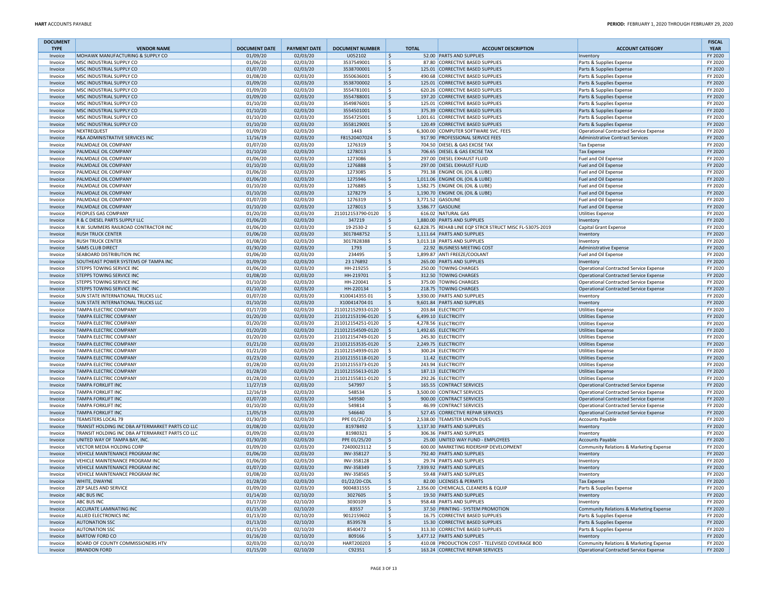| DOCUMENT TYPE | VENDOR NAME | DOCUMENT DATE | PAYMENT DATE | DOCUMENT NUMBER | TOTAL | ACCOUNT DESCRIPTION | ACCOUNT CATEGORY | FISCAL YEAR |
|---|---|---|---|---|---|---|---|---|
| Invoice | MOHAWK MANUFACTURING & SUPPLY CO | 01/09/20 | 02/03/20 | U052102 | $ 52.00 | PARTS AND SUPPLIES | Inventory | FY 2020 |
| Invoice | MSC INDUSTRIAL SUPPLY CO | 01/06/20 | 02/03/20 | 3537549001 | $ 87.80 | CORRECTIVE BASED SUPPLIES | Parts & Supplies Expense | FY 2020 |
| Invoice | MSC INDUSTRIAL SUPPLY CO | 01/07/20 | 02/03/20 | 3538700001 | $ 125.01 | CORRECTIVE BASED SUPPLIES | Parts & Supplies Expense | FY 2020 |
| Invoice | MSC INDUSTRIAL SUPPLY CO | 01/08/20 | 02/03/20 | 3550636001 | $ 490.68 | CORRECTIVE BASED SUPPLIES | Parts & Supplies Expense | FY 2020 |
| Invoice | MSC INDUSTRIAL SUPPLY CO | 01/09/20 | 02/03/20 | 3538700002 | $ 125.01 | CORRECTIVE BASED SUPPLIES | Parts & Supplies Expense | FY 2020 |
| Invoice | MSC INDUSTRIAL SUPPLY CO | 01/09/20 | 02/03/20 | 3554781001 | $ 620.26 | CORRECTIVE BASED SUPPLIES | Parts & Supplies Expense | FY 2020 |
| Invoice | MSC INDUSTRIAL SUPPLY CO | 01/09/20 | 02/03/20 | 3554788001 | $ 197.20 | CORRECTIVE BASED SUPPLIES | Parts & Supplies Expense | FY 2020 |
| Invoice | MSC INDUSTRIAL SUPPLY CO | 01/10/20 | 02/03/20 | 3549876001 | $ 125.01 | CORRECTIVE BASED SUPPLIES | Parts & Supplies Expense | FY 2020 |
| Invoice | MSC INDUSTRIAL SUPPLY CO | 01/10/20 | 02/03/20 | 3554501001 | $ 375.39 | CORRECTIVE BASED SUPPLIES | Parts & Supplies Expense | FY 2020 |
| Invoice | MSC INDUSTRIAL SUPPLY CO | 01/10/20 | 02/03/20 | 3554725001 | $ 1,001.61 | CORRECTIVE BASED SUPPLIES | Parts & Supplies Expense | FY 2020 |
| Invoice | MSC INDUSTRIAL SUPPLY CO | 01/10/20 | 02/03/20 | 3558129001 | $ 120.49 | CORRECTIVE BASED SUPPLIES | Parts & Supplies Expense | FY 2020 |
| Invoice | NEXTREQUEST | 01/09/20 | 02/03/20 | 1443 | $ 6,300.00 | COMPUTER SOFTWARE SVC. FEES | Operational Contracted Service Expense | FY 2020 |
| Invoice | P&A ADMINISTRATIVE SERVICES INC | 11/16/19 | 02/03/20 | F81520407024 | $ 917.90 | PROFESSIONAL SERVICE FEES | Administrative Contract Services | FY 2020 |
| Invoice | PALMDALE OIL COMPANY | 01/07/20 | 02/03/20 | 1276319 | $ 704.50 | DIESEL & GAS EXCISE TAX | Tax Expense | FY 2020 |
| Invoice | PALMDALE OIL COMPANY | 01/10/20 | 02/03/20 | 1278013 | $ 706.65 | DIESEL & GAS EXCISE TAX | Tax Expense | FY 2020 |
| Invoice | PALMDALE OIL COMPANY | 01/06/20 | 02/03/20 | 1273086 | $ 297.00 | DIESEL EXHAUST FLUID | Fuel and Oil Expense | FY 2020 |
| Invoice | PALMDALE OIL COMPANY | 01/10/20 | 02/03/20 | 1276888 | $ 297.00 | DIESEL EXHAUST FLUID | Fuel and Oil Expense | FY 2020 |
| Invoice | PALMDALE OIL COMPANY | 01/06/20 | 02/03/20 | 1273085 | $ 791.38 | ENGINE OIL (OIL & LUBE) | Fuel and Oil Expense | FY 2020 |
| Invoice | PALMDALE OIL COMPANY | 01/06/20 | 02/03/20 | 1275946 | $ 1,011.06 | ENGINE OIL (OIL & LUBE) | Fuel and Oil Expense | FY 2020 |
| Invoice | PALMDALE OIL COMPANY | 01/10/20 | 02/03/20 | 1276885 | $ 1,582.75 | ENGINE OIL (OIL & LUBE) | Fuel and Oil Expense | FY 2020 |
| Invoice | PALMDALE OIL COMPANY | 01/10/20 | 02/03/20 | 1278279 | $ 1,190.70 | ENGINE OIL (OIL & LUBE) | Fuel and Oil Expense | FY 2020 |
| Invoice | PALMDALE OIL COMPANY | 01/07/20 | 02/03/20 | 1276319 | $ 3,771.52 | GASOLINE | Fuel and Oil Expense | FY 2020 |
| Invoice | PALMDALE OIL COMPANY | 01/10/20 | 02/03/20 | 1278013 | $ 3,586.77 | GASOLINE | Fuel and Oil Expense | FY 2020 |
| Invoice | PEOPLES GAS COMPANY | 01/20/20 | 02/03/20 | 211012153790-0120 | $ 616.02 | NATURAL GAS | Utilities Expense | FY 2020 |
| Invoice | R & C DIESEL PARTS SUPPLY LLC | 01/06/20 | 02/03/20 | 347219 | $ 1,880.00 | PARTS AND SUPPLIES | Inventory | FY 2020 |
| Invoice | R.W. SUMMERS RAILROAD CONTRACTOR INC | 01/06/20 | 02/03/20 | 19-2530-2 | $ 62,828.75 | REHAB LINE EQP STRCR STRUCT MISC FL-5307S-2019 | Capital Grant Expense | FY 2020 |
| Invoice | RUSH TRUCK CENTER | 01/06/20 | 02/03/20 | 3017848752 | $ 1,111.64 | PARTS AND SUPPLIES | Inventory | FY 2020 |
| Invoice | RUSH TRUCK CENTER | 01/08/20 | 02/03/20 | 3017828388 | $ 3,013.18 | PARTS AND SUPPLIES | Inventory | FY 2020 |
| Invoice | SAMS CLUB DIRECT | 01/30/20 | 02/03/20 | 1793 | $ 22.92 | BUSINESS MEETING COST | Administrative Expense | FY 2020 |
| Invoice | SEABOARD DISTRIBUTION INC | 01/06/20 | 02/03/20 | 234495 | $ 1,899.87 | ANTI FREEZE/COOLANT | Fuel and Oil Expense | FY 2020 |
| Invoice | SOUTHEAST POWER SYSTEMS OF TAMPA INC | 01/09/20 | 02/03/20 | 23 176892 | $ 265.00 | PARTS AND SUPPLIES | Inventory | FY 2020 |
| Invoice | STEPPS TOWING SERVICE INC | 01/06/20 | 02/03/20 | HH-219255 | $ 250.00 | TOWING CHARGES | Operational Contracted Service Expense | FY 2020 |
| Invoice | STEPPS TOWING SERVICE INC | 01/08/20 | 02/03/20 | HH-219701 | $ 312.50 | TOWING CHARGES | Operational Contracted Service Expense | FY 2020 |
| Invoice | STEPPS TOWING SERVICE INC | 01/10/20 | 02/03/20 | HH-220041 | $ 375.00 | TOWING CHARGES | Operational Contracted Service Expense | FY 2020 |
| Invoice | STEPPS TOWING SERVICE INC | 01/10/20 | 02/03/20 | HH-220134 | $ 218.75 | TOWING CHARGES | Operational Contracted Service Expense | FY 2020 |
| Invoice | SUN STATE INTERNATIONAL TRUCKS LLC | 01/07/20 | 02/03/20 | X100414355 01 | $ 3,930.00 | PARTS AND SUPPLIES | Inventory | FY 2020 |
| Invoice | SUN STATE INTERNATIONAL TRUCKS LLC | 01/10/20 | 02/03/20 | X100414704 01 | $ 9,601.84 | PARTS AND SUPPLIES | Inventory | FY 2020 |
| Invoice | TAMPA ELECTRIC COMPANY | 01/17/20 | 02/03/20 | 211012152933-0120 | $ 203.84 | ELECTRICITY | Utilities Expense | FY 2020 |
| Invoice | TAMPA ELECTRIC COMPANY | 01/20/20 | 02/03/20 | 211012153196-0120 | $ 6,499.10 | ELECTRICITY | Utilities Expense | FY 2020 |
| Invoice | TAMPA ELECTRIC COMPANY | 01/20/20 | 02/03/20 | 211012154251-0120 | $ 4,278.56 | ELECTRICITY | Utilities Expense | FY 2020 |
| Invoice | TAMPA ELECTRIC COMPANY | 01/20/20 | 02/03/20 | 211012154509-0120 | $ 1,492.65 | ELECTRICITY | Utilities Expense | FY 2020 |
| Invoice | TAMPA ELECTRIC COMPANY | 01/20/20 | 02/03/20 | 211012154749-0120 | $ 245.30 | ELECTRICITY | Utilities Expense | FY 2020 |
| Invoice | TAMPA ELECTRIC COMPANY | 01/21/20 | 02/03/20 | 211012153535-0120 | $ 2,249.75 | ELECTRICITY | Utilities Expense | FY 2020 |
| Invoice | TAMPA ELECTRIC COMPANY | 01/21/20 | 02/03/20 | 211012154939-0120 | $ 300.24 | ELECTRICITY | Utilities Expense | FY 2020 |
| Invoice | TAMPA ELECTRIC COMPANY | 01/23/20 | 02/03/20 | 211012155118-0120 | $ 11.42 | ELECTRICITY | Utilities Expense | FY 2020 |
| Invoice | TAMPA ELECTRIC COMPANY | 01/28/20 | 02/03/20 | 211012155373-0120 | $ 243.94 | ELECTRICITY | Utilities Expense | FY 2020 |
| Invoice | TAMPA ELECTRIC COMPANY | 01/28/20 | 02/03/20 | 211012155613-0120 | $ 187.13 | ELECTRICITY | Utilities Expense | FY 2020 |
| Invoice | TAMPA ELECTRIC COMPANY | 01/28/20 | 02/03/20 | 211012155811-0120 | $ 292.26 | ELECTRICITY | Utilities Expense | FY 2020 |
| Invoice | TAMPA FORKLIFT INC | 11/27/19 | 02/03/20 | 547997 | $ 165.55 | CONTRACT SERVICES | Operational Contracted Service Expense | FY 2020 |
| Invoice | TAMPA FORKLIFT INC | 12/16/19 | 02/03/20 | 548534 | $ 3,500.00 | CONTRACT SERVICES | Operational Contracted Service Expense | FY 2020 |
| Invoice | TAMPA FORKLIFT INC | 01/07/20 | 02/03/20 | 549580 | $ 900.00 | CONTRACT SERVICES | Operational Contracted Service Expense | FY 2020 |
| Invoice | TAMPA FORKLIFT INC | 01/10/20 | 02/03/20 | 549814 | $ 46.99 | CONTRACT SERVICES | Operational Contracted Service Expense | FY 2020 |
| Invoice | TAMPA FORKLIFT INC | 11/05/19 | 02/03/20 | 546640 | $ 527.45 | CORRECTIVE REPAIR SERVICES | Operational Contracted Service Expense | FY 2020 |
| Invoice | TEAMSTERS LOCAL 79 | 01/30/20 | 02/03/20 | PPE 01/25/20 | $ 2,538.00 | TEAMSTER UNION DUES | Accounts Payable | FY 2020 |
| Invoice | TRANSIT HOLDING INC DBA AFTERMARKET PARTS CO LLC | 01/08/20 | 02/03/20 | 81978492 | $ 3,137.30 | PARTS AND SUPPLIES | Inventory | FY 2020 |
| Invoice | TRANSIT HOLDING INC DBA AFTERMARKET PARTS CO LLC | 01/09/20 | 02/03/20 | 81980321 | $ 306.36 | PARTS AND SUPPLIES | Inventory | FY 2020 |
| Invoice | UNITED WAY OF TAMPA BAY, INC. | 01/30/20 | 02/03/20 | PPE 01/25/20 | $ 25.00 | UNITED WAY FUND - EMPLOYEES | Accounts Payable | FY 2020 |
| Invoice | VECTOR MEDIA HOLDING CORP | 01/09/20 | 02/03/20 | 72400023112 | $ 600.00 | MARKETING RIDERSHIP DEVELOPMENT | Community Relations & Marketing Expense | FY 2020 |
| Invoice | VEHICLE MAINTENANCE PROGRAM INC | 01/06/20 | 02/03/20 | INV-358127 | $ 792.40 | PARTS AND SUPPLIES | Inventory | FY 2020 |
| Invoice | VEHICLE MAINTENANCE PROGRAM INC | 01/06/20 | 02/03/20 | INV-358128 | $ 29.74 | PARTS AND SUPPLIES | Inventory | FY 2020 |
| Invoice | VEHICLE MAINTENANCE PROGRAM INC | 01/07/20 | 02/03/20 | INV-358349 | $ 7,939.92 | PARTS AND SUPPLIES | Inventory | FY 2020 |
| Invoice | VEHICLE MAINTENANCE PROGRAM INC | 01/08/20 | 02/03/20 | INV-358565 | $ 59.48 | PARTS AND SUPPLIES | Inventory | FY 2020 |
| Invoice | WHITE, DWAYNE | 01/28/20 | 02/03/20 | 01/22/20-CDL | $ 82.00 | LICENSES & PERMITS | Tax Expense | FY 2020 |
| Invoice | ZEP SALES AND SERVICE | 01/09/20 | 02/03/20 | 9004831555 | $ 2,356.00 | CHEMICALS, CLEANERS & EQUIP | Parts & Supplies Expense | FY 2020 |
| Invoice | ABC BUS INC | 01/14/20 | 02/10/20 | 3027605 | $ 19.50 | PARTS AND SUPPLIES | Inventory | FY 2020 |
| Invoice | ABC BUS INC | 01/17/20 | 02/10/20 | 3030109 | $ 958.48 | PARTS AND SUPPLIES | Inventory | FY 2020 |
| Invoice | ACCURATE LAMINATING INC | 01/15/20 | 02/10/20 | 83557 | $ 37.50 | PRINTING - SYSTEM PROMOTION | Community Relations & Marketing Expense | FY 2020 |
| Invoice | ALLIED ELECTRONICS INC | 01/13/20 | 02/10/20 | 9012159602 | $ 16.75 | CORRECTIVE BASED SUPPLIES | Parts & Supplies Expense | FY 2020 |
| Invoice | AUTONATION SSC | 01/13/20 | 02/10/20 | 8539578 | $ 15.30 | CORRECTIVE BASED SUPPLIES | Parts & Supplies Expense | FY 2020 |
| Invoice | AUTONATION SSC | 01/15/20 | 02/10/20 | 8540472 | $ 313.30 | CORRECTIVE BASED SUPPLIES | Parts & Supplies Expense | FY 2020 |
| Invoice | BARTOW FORD CO | 01/16/20 | 02/10/20 | 809166 | $ 3,477.12 | PARTS AND SUPPLIES | Inventory | FY 2020 |
| Invoice | BOARD OF COUNTY COMMISSIONERS HTV | 02/03/20 | 02/10/20 | HART200203 | $ 410.08 | PRODUCTION COST - TELEVISED COVERAGE BOD | Community Relations & Marketing Expense | FY 2020 |
| Invoice | BRANDON FORD | 01/15/20 | 02/10/20 | C92351 | $ 163.24 | CORRECTIVE REPAIR SERVICES | Operational Contracted Service Expense | FY 2020 |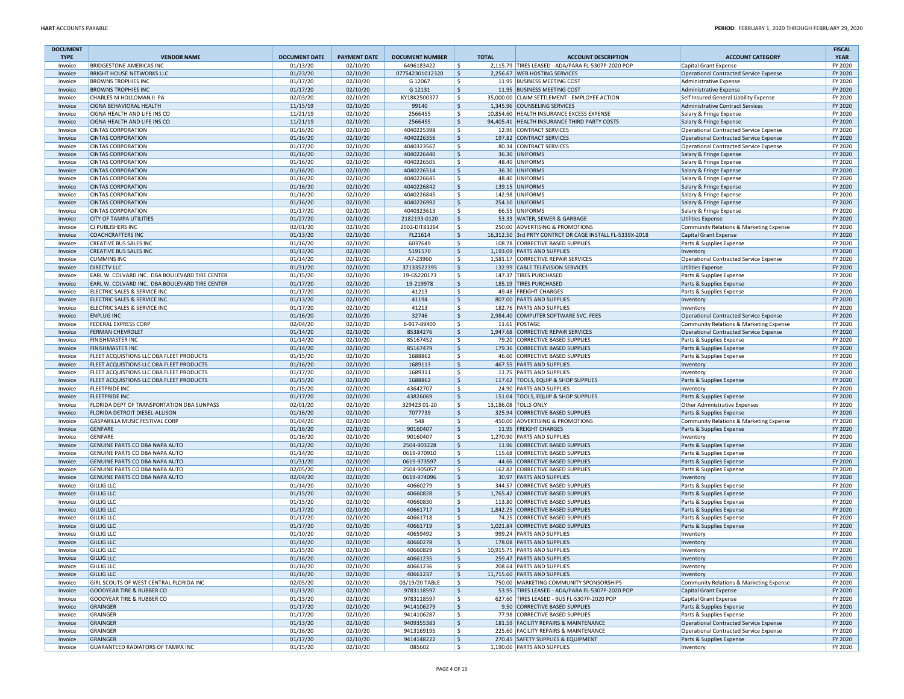| DOCUMENT TYPE | VENDOR NAME | DOCUMENT DATE | PAYMENT DATE | DOCUMENT NUMBER | TOTAL | ACCOUNT DESCRIPTION | ACCOUNT CATEGORY | FISCAL YEAR |
|---|---|---|---|---|---|---|---|---|
| Invoice | BRIDGESTONE AMERICAS INC | 01/13/20 | 02/10/20 | 6496183422 | $ 2,115.79 | TIRES LEASED - ADA/PARA FL-5307P-2020 POP | Capital Grant Expense | FY 2020 |
| Invoice | BRIGHT HOUSE NETWORKS LLC | 01/23/20 | 02/10/20 | 077542301012320 | $ 2,256.67 | WEB HOSTING SERVICES | Operational Contracted Service Expense | FY 2020 |
| Invoice | BROWNS TROPHIES INC | 01/17/20 | 02/10/20 | G 12067 | $ 11.95 | BUSINESS MEETING COST | Administrative Expense | FY 2020 |
| Invoice | BROWNS TROPHIES INC | 01/17/20 | 02/10/20 | G 12131 | $ 11.95 | BUSINESS MEETING COST | Administrative Expense | FY 2020 |
| Invoice | CHARLES M HOLLOMAN II PA | 02/03/20 | 02/10/20 | KY18K2500377 | $ 35,000.00 | CLAIM SETTLEMENT - EMPLOYEE ACTION | Self Insured General Liability Expense | FY 2020 |
| Invoice | CIGNA BEHAVIORAL HEALTH | 11/15/19 | 02/10/20 | 99140 | $ 1,345.96 | COUNSELING SERVICES | Administrative Contract Services | FY 2020 |
| Invoice | CIGNA HEALTH AND LIFE INS CO | 11/21/19 | 02/10/20 | 2566455 | $ 10,854.60 | HEALTH INSURANCE EXCESS EXPENSE | Salary & Fringe Expense | FY 2020 |
| Invoice | CIGNA HEALTH AND LIFE INS CO | 11/21/19 | 02/10/20 | 2566455 | $ 94,405.41 | HEALTH INSURANCE THIRD PARTY COSTS | Salary & Fringe Expense | FY 2020 |
| Invoice | CINTAS CORPORATION | 01/16/20 | 02/10/20 | 4040225398 | $ 12.96 | CONTRACT SERVICES | Operational Contracted Service Expense | FY 2020 |
| Invoice | CINTAS CORPORATION | 01/16/20 | 02/10/20 | 4040226356 | $ 197.82 | CONTRACT SERVICES | Operational Contracted Service Expense | FY 2020 |
| Invoice | CINTAS CORPORATION | 01/17/20 | 02/10/20 | 4040323567 | $ 80.34 | CONTRACT SERVICES | Operational Contracted Service Expense | FY 2020 |
| Invoice | CINTAS CORPORATION | 01/16/20 | 02/10/20 | 4040226440 | $ 36.30 | UNIFORMS | Salary & Fringe Expense | FY 2020 |
| Invoice | CINTAS CORPORATION | 01/16/20 | 02/10/20 | 4040226505 | $ 48.40 | UNIFORMS | Salary & Fringe Expense | FY 2020 |
| Invoice | CINTAS CORPORATION | 01/16/20 | 02/10/20 | 4040226514 | $ 36.30 | UNIFORMS | Salary & Fringe Expense | FY 2020 |
| Invoice | CINTAS CORPORATION | 01/16/20 | 02/10/20 | 4040226645 | $ 48.40 | UNIFORMS | Salary & Fringe Expense | FY 2020 |
| Invoice | CINTAS CORPORATION | 01/16/20 | 02/10/20 | 4040226842 | $ 139.15 | UNIFORMS | Salary & Fringe Expense | FY 2020 |
| Invoice | CINTAS CORPORATION | 01/16/20 | 02/10/20 | 4040226845 | $ 142.98 | UNIFORMS | Salary & Fringe Expense | FY 2020 |
| Invoice | CINTAS CORPORATION | 01/16/20 | 02/10/20 | 4040226992 | $ 254.10 | UNIFORMS | Salary & Fringe Expense | FY 2020 |
| Invoice | CINTAS CORPORATION | 01/17/20 | 02/10/20 | 4040323613 | $ 66.55 | UNIFORMS | Salary & Fringe Expense | FY 2020 |
| Invoice | CITY OF TAMPA UTILITIES | 01/27/20 | 02/10/20 | 2182193-0120 | $ 53.33 | WATER, SEWER & GARBAGE | Utilities Expense | FY 2020 |
| Invoice | CJ PUBLISHERS INC | 02/01/20 | 02/10/20 | 2002-DIT83264 | $ 250.00 | ADVERTISING & PROMOTIONS | Community Relations & Marketing Expense | FY 2020 |
| Invoice | COACHCRAFTERS INC | 01/13/20 | 02/10/20 | FL21614 | $ 16,312.50 | 3rd PRTY CONTRCT DR CAGE INSTALL FL-5339X-2018 | Capital Grant Expense | FY 2020 |
| Invoice | CREATIVE BUS SALES INC | 01/16/20 | 02/10/20 | 6037649 | $ 108.78 | CORRECTIVE BASED SUPPLIES | Parts & Supplies Expense | FY 2020 |
| Invoice | CREATIVE BUS SALES INC | 01/13/20 | 02/10/20 | 5191570 | $ 1,193.09 | PARTS AND SUPPLIES | Inventory | FY 2020 |
| Invoice | CUMMINS INC | 01/14/20 | 02/10/20 | A7-23960 | $ 1,581.17 | CORRECTIVE REPAIR SERVICES | Operational Contracted Service Expense | FY 2020 |
| Invoice | DIRECTV LLC | 01/31/20 | 02/10/20 | 37133522395 | $ 132.99 | CABLE TELEVISION SERVICES | Utilities Expense | FY 2020 |
| Invoice | EARL W. COLVARD INC. DBA BOULEVARD TIRE CENTER | 01/15/20 | 02/10/20 | 19-GS220173 | $ 147.37 | TIRES PURCHASED | Parts & Supplies Expense | FY 2020 |
| Invoice | EARL W. COLVARD INC. DBA BOULEVARD TIRE CENTER | 01/17/20 | 02/10/20 | 19-219978 | $ 185.19 | TIRES PURCHASED | Parts & Supplies Expense | FY 2020 |
| Invoice | ELECTRIC SALES & SERVICE INC | 01/17/20 | 02/10/20 | 41213 | $ 49.48 | FREIGHT CHARGES | Parts & Supplies Expense | FY 2020 |
| Invoice | ELECTRIC SALES & SERVICE INC | 01/13/20 | 02/10/20 | 41194 | $ 807.00 | PARTS AND SUPPLIES | Inventory | FY 2020 |
| Invoice | ELECTRIC SALES & SERVICE INC | 01/17/20 | 02/10/20 | 41213 | $ 182.76 | PARTS AND SUPPLIES | Inventory | FY 2020 |
| Invoice | ENPLUG INC | 01/16/20 | 02/10/20 | 32746 | $ 2,984.40 | COMPUTER SOFTWARE SVC. FEES | Operational Contracted Service Expense | FY 2020 |
| Invoice | FEDERAL EXPRESS CORP | 02/04/20 | 02/10/20 | 6-917-89400 | $ 11.61 | POSTAGE | Community Relations & Marketing Expense | FY 2020 |
| Invoice | FERMAN CHEVROLET | 01/14/20 | 02/10/20 | 85384276 | $ 1,947.68 | CORRECTIVE REPAIR SERVICES | Operational Contracted Service Expense | FY 2020 |
| Invoice | FINISHMASTER INC | 01/14/20 | 02/10/20 | 85167452 | $ 79.20 | CORRECTIVE BASED SUPPLIES | Parts & Supplies Expense | FY 2020 |
| Invoice | FINISHMASTER INC | 01/14/20 | 02/10/20 | 85167479 | $ 179.36 | CORRECTIVE BASED SUPPLIES | Parts & Supplies Expense | FY 2020 |
| Invoice | FLEET ACQUISTIONS LLC DBA FLEET PRODUCTS | 01/15/20 | 02/10/20 | 1688862 | $ 46.60 | CORRECTIVE BASED SUPPLIES | Parts & Supplies Expense | FY 2020 |
| Invoice | FLEET ACQUISTIONS LLC DBA FLEET PRODUCTS | 01/16/20 | 02/10/20 | 1689113 | $ 467.55 | PARTS AND SUPPLIES | Inventory | FY 2020 |
| Invoice | FLEET ACQUISTIONS LLC DBA FLEET PRODUCTS | 01/17/20 | 02/10/20 | 1689311 | $ 11.75 | PARTS AND SUPPLIES | Inventory | FY 2020 |
| Invoice | FLEET ACQUISTIONS LLC DBA FLEET PRODUCTS | 01/15/20 | 02/10/20 | 1688862 | $ 117.62 | TOOLS, EQUIP & SHOP SUPPLIES | Parts & Supplies Expense | FY 2020 |
| Invoice | FLEETPRIDE INC | 01/15/20 | 02/10/20 | 43642707 | $ 24.90 | PARTS AND SUPPLIES | Inventory | FY 2020 |
| Invoice | FLEETPRIDE INC | 01/17/20 | 02/10/20 | 43826069 | $ 151.04 | TOOLS, EQUIP & SHOP SUPPLIES | Parts & Supplies Expense | FY 2020 |
| Invoice | FLORIDA DEPT OF TRANSPORTATION DBA SUNPASS | 02/01/20 | 02/10/20 | 329423 01-20 | $ 13,186.08 | TOLLS ONLY | Other Administrative Expenses | FY 2020 |
| Invoice | FLORIDA DETROIT DIESEL-ALLISON | 01/16/20 | 02/10/20 | 7077739 | $ 325.94 | CORRECTIVE BASED SUPPLIES | Parts & Supplies Expense | FY 2020 |
| Invoice | GASPARILLA MUSIC FESTIVAL CORP | 01/04/20 | 02/10/20 | 548 | $ 450.00 | ADVERTISING & PROMOTIONS | Community Relations & Marketing Expense | FY 2020 |
| Invoice | GENFARE | 01/16/20 | 02/10/20 | 90160407 | $ 11.95 | FREIGHT CHARGES | Parts & Supplies Expense | FY 2020 |
| Invoice | GENFARE | 01/16/20 | 02/10/20 | 90160407 | $ 1,270.90 | PARTS AND SUPPLIES | Inventory | FY 2020 |
| Invoice | GENUINE PARTS CO DBA NAPA AUTO | 01/12/20 | 02/10/20 | 2504-903228 | $ 11.96 | CORRECTIVE BASED SUPPLIES | Parts & Supplies Expense | FY 2020 |
| Invoice | GENUINE PARTS CO DBA NAPA AUTO | 01/14/20 | 02/10/20 | 0619-970910 | $ 115.68 | CORRECTIVE BASED SUPPLIES | Parts & Supplies Expense | FY 2020 |
| Invoice | GENUINE PARTS CO DBA NAPA AUTO | 01/31/20 | 02/10/20 | 0619-973597 | $ 44.66 | CORRECTIVE BASED SUPPLIES | Parts & Supplies Expense | FY 2020 |
| Invoice | GENUINE PARTS CO DBA NAPA AUTO | 02/05/20 | 02/10/20 | 2504-905057 | $ 162.82 | CORRECTIVE BASED SUPPLIES | Parts & Supplies Expense | FY 2020 |
| Invoice | GENUINE PARTS CO DBA NAPA AUTO | 02/04/20 | 02/10/20 | 0619-974096 | $ 30.97 | PARTS AND SUPPLIES | Inventory | FY 2020 |
| Invoice | GILLIG LLC | 01/14/20 | 02/10/20 | 40660279 | $ 344.57 | CORRECTIVE BASED SUPPLIES | Parts & Supplies Expense | FY 2020 |
| Invoice | GILLIG LLC | 01/15/20 | 02/10/20 | 40660828 | $ 1,765.42 | CORRECTIVE BASED SUPPLIES | Parts & Supplies Expense | FY 2020 |
| Invoice | GILLIG LLC | 01/15/20 | 02/10/20 | 40660830 | $ 113.80 | CORRECTIVE BASED SUPPLIES | Parts & Supplies Expense | FY 2020 |
| Invoice | GILLIG LLC | 01/17/20 | 02/10/20 | 40661717 | $ 1,842.25 | CORRECTIVE BASED SUPPLIES | Parts & Supplies Expense | FY 2020 |
| Invoice | GILLIG LLC | 01/17/20 | 02/10/20 | 40661718 | $ 74.25 | CORRECTIVE BASED SUPPLIES | Parts & Supplies Expense | FY 2020 |
| Invoice | GILLIG LLC | 01/17/20 | 02/10/20 | 40661719 | $ 1,021.84 | CORRECTIVE BASED SUPPLIES | Parts & Supplies Expense | FY 2020 |
| Invoice | GILLIG LLC | 01/10/20 | 02/10/20 | 40659492 | $ 999.24 | PARTS AND SUPPLIES | Inventory | FY 2020 |
| Invoice | GILLIG LLC | 01/14/20 | 02/10/20 | 40660278 | $ 178.08 | PARTS AND SUPPLIES | Inventory | FY 2020 |
| Invoice | GILLIG LLC | 01/15/20 | 02/10/20 | 40660829 | $ 10,915.75 | PARTS AND SUPPLIES | Inventory | FY 2020 |
| Invoice | GILLIG LLC | 01/16/20 | 02/10/20 | 40661235 | $ 259.47 | PARTS AND SUPPLIES | Inventory | FY 2020 |
| Invoice | GILLIG LLC | 01/16/20 | 02/10/20 | 40661236 | $ 208.64 | PARTS AND SUPPLIES | Inventory | FY 2020 |
| Invoice | GILLIG LLC | 01/16/20 | 02/10/20 | 40661237 | $ 11,715.60 | PARTS AND SUPPLIES | Inventory | FY 2020 |
| Invoice | GIRL SCOUTS OF WEST CENTRAL FLORIDA INC | 02/05/20 | 02/10/20 | 03/19/20 TABLE | $ 750.00 | MARKETING COMMUNITY SPONSORSHIPS | Community Relations & Marketing Expense | FY 2020 |
| Invoice | GOODYEAR TIRE & RUBBER CO | 01/13/20 | 02/10/20 | 9783118597 | $ 53.95 | TIRES LEASED - ADA/PARA FL-5307P-2020 POP | Capital Grant Expense | FY 2020 |
| Invoice | GOODYEAR TIRE & RUBBER CO | 01/13/20 | 02/10/20 | 9783118597 | $ 627.60 | TIRES LEASED - BUS FL-5307P-2020 POP | Capital Grant Expense | FY 2020 |
| Invoice | GRAINGER | 01/17/20 | 02/10/20 | 9414106279 | $ 9.50 | CORRECTIVE BASED SUPPLIES | Parts & Supplies Expense | FY 2020 |
| Invoice | GRAINGER | 01/17/20 | 02/10/20 | 9414106287 | $ 77.98 | CORRECTIVE BASED SUPPLIES | Parts & Supplies Expense | FY 2020 |
| Invoice | GRAINGER | 01/13/20 | 02/10/20 | 9409355383 | $ 181.59 | FACILITY REPAIRS & MAINTENANCE | Operational Contracted Service Expense | FY 2020 |
| Invoice | GRAINGER | 01/16/20 | 02/10/20 | 9413169195 | $ 225.60 | FACILITY REPAIRS & MAINTENANCE | Operational Contracted Service Expense | FY 2020 |
| Invoice | GRAINGER | 01/17/20 | 02/10/20 | 9414148222 | $ 270.45 | SAFETY SUPPLIES & EQUIPMENT | Parts & Supplies Expense | FY 2020 |
| Invoice | GUARANTEED RADIATORS OF TAMPA INC | 01/15/20 | 02/10/20 | 085602 | $ 1,190.00 | PARTS AND SUPPLIES | Inventory | FY 2020 |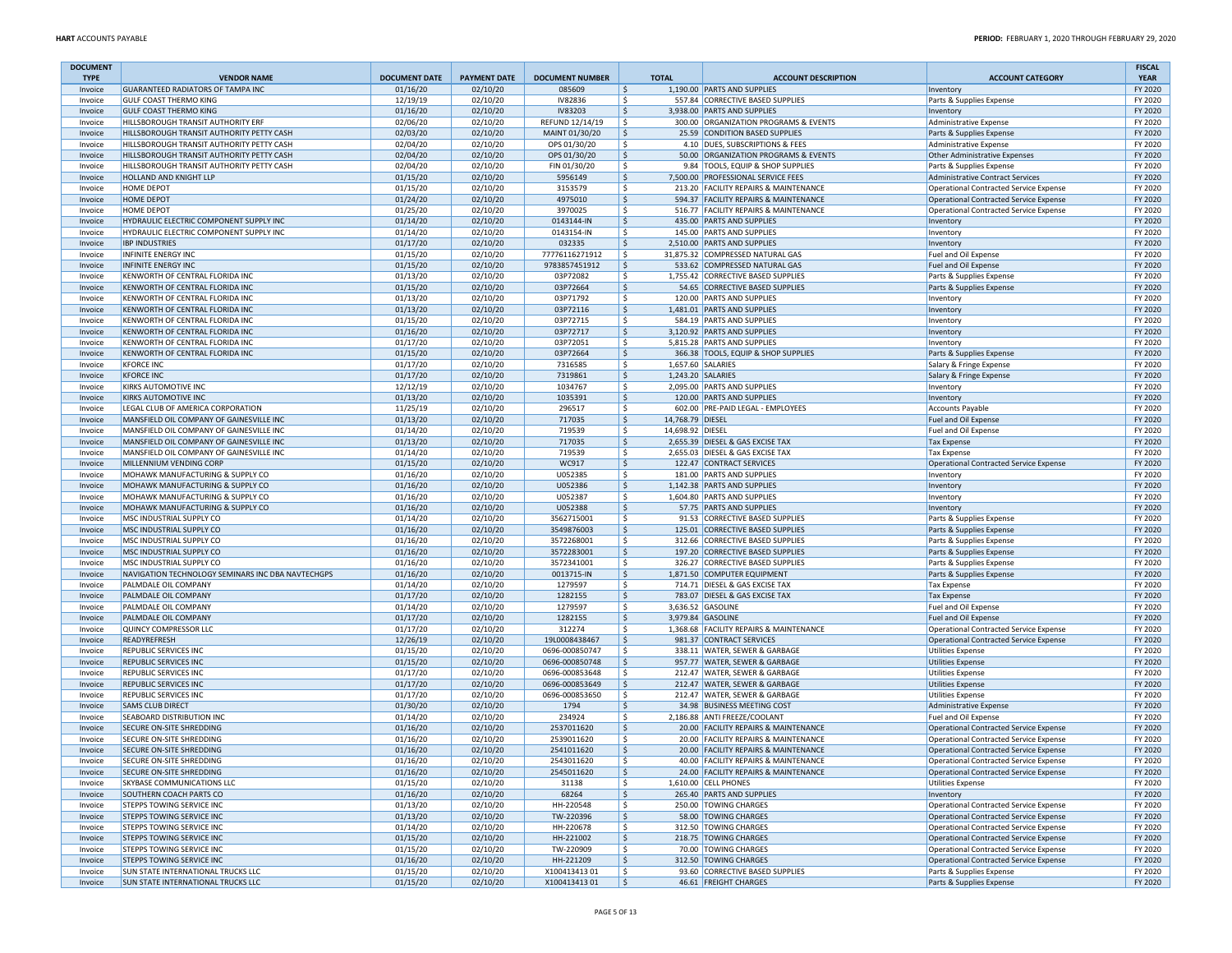| DOCUMENT TYPE | VENDOR NAME | DOCUMENT DATE | PAYMENT DATE | DOCUMENT NUMBER | TOTAL | ACCOUNT DESCRIPTION | ACCOUNT CATEGORY | FISCAL YEAR |
|---|---|---|---|---|---|---|---|---|
| Invoice | GUARANTEED RADIATORS OF TAMPA INC | 01/16/20 | 02/10/20 | 085609 | $ 1,190.00 | PARTS AND SUPPLIES | Inventory | FY 2020 |
| Invoice | GULF COAST THERMO KING | 12/19/19 | 02/10/20 | IV82836 | $ 557.84 | CORRECTIVE BASED SUPPLIES | Parts & Supplies Expense | FY 2020 |
| Invoice | GULF COAST THERMO KING | 01/16/20 | 02/10/20 | IV83203 | $ 3,938.00 | PARTS AND SUPPLIES | Inventory | FY 2020 |
| Invoice | HILLSBOROUGH TRANSIT AUTHORITY ERF | 02/06/20 | 02/10/20 | REFUND 12/14/19 | $ 300.00 | ORGANIZATION PROGRAMS & EVENTS | Administrative Expense | FY 2020 |
| Invoice | HILLSBOROUGH TRANSIT AUTHORITY PETTY CASH | 02/03/20 | 02/10/20 | MAINT 01/30/20 | $ 25.59 | CONDITION BASED SUPPLIES | Parts & Supplies Expense | FY 2020 |
| Invoice | HILLSBOROUGH TRANSIT AUTHORITY PETTY CASH | 02/04/20 | 02/10/20 | OPS 01/30/20 | $ 4.10 | DUES, SUBSCRIPTIONS & FEES | Administrative Expense | FY 2020 |
| Invoice | HILLSBOROUGH TRANSIT AUTHORITY PETTY CASH | 02/04/20 | 02/10/20 | OPS 01/30/20 | $ 50.00 | ORGANIZATION PROGRAMS & EVENTS | Other Administrative Expenses | FY 2020 |
| Invoice | HILLSBOROUGH TRANSIT AUTHORITY PETTY CASH | 02/04/20 | 02/10/20 | FIN 01/30/20 | $ 9.84 | TOOLS, EQUIP & SHOP SUPPLIES | Parts & Supplies Expense | FY 2020 |
| Invoice | HOLLAND AND KNIGHT LLP | 01/15/20 | 02/10/20 | 5956149 | $ 7,500.00 | PROFESSIONAL SERVICE FEES | Administrative Contract Services | FY 2020 |
| Invoice | HOME DEPOT | 01/15/20 | 02/10/20 | 3153579 | $ 213.20 | FACILITY REPAIRS & MAINTENANCE | Operational Contracted Service Expense | FY 2020 |
| Invoice | HOME DEPOT | 01/24/20 | 02/10/20 | 4975010 | $ 594.37 | FACILITY REPAIRS & MAINTENANCE | Operational Contracted Service Expense | FY 2020 |
| Invoice | HOME DEPOT | 01/25/20 | 02/10/20 | 3970025 | $ 516.77 | FACILITY REPAIRS & MAINTENANCE | Operational Contracted Service Expense | FY 2020 |
| Invoice | HYDRAULIC ELECTRIC COMPONENT SUPPLY INC | 01/14/20 | 02/10/20 | 0143144-IN | $ 435.00 | PARTS AND SUPPLIES | Inventory | FY 2020 |
| Invoice | HYDRAULIC ELECTRIC COMPONENT SUPPLY INC | 01/14/20 | 02/10/20 | 0143154-IN | $ 145.00 | PARTS AND SUPPLIES | Inventory | FY 2020 |
| Invoice | IBP INDUSTRIES | 01/17/20 | 02/10/20 | 032335 | $ 2,510.00 | PARTS AND SUPPLIES | Inventory | FY 2020 |
| Invoice | INFINITE ENERGY INC | 01/15/20 | 02/10/20 | 77776116271912 | $ 31,875.32 | COMPRESSED NATURAL GAS | Fuel and Oil Expense | FY 2020 |
| Invoice | INFINITE ENERGY INC | 01/15/20 | 02/10/20 | 9783857451912 | $ 533.62 | COMPRESSED NATURAL GAS | Fuel and Oil Expense | FY 2020 |
| Invoice | KENWORTH OF CENTRAL FLORIDA INC | 01/13/20 | 02/10/20 | 03P72082 | $ 1,755.42 | CORRECTIVE BASED SUPPLIES | Parts & Supplies Expense | FY 2020 |
| Invoice | KENWORTH OF CENTRAL FLORIDA INC | 01/15/20 | 02/10/20 | 03P72664 | $ 54.65 | CORRECTIVE BASED SUPPLIES | Parts & Supplies Expense | FY 2020 |
| Invoice | KENWORTH OF CENTRAL FLORIDA INC | 01/13/20 | 02/10/20 | 03P71792 | $ 120.00 | PARTS AND SUPPLIES | Inventory | FY 2020 |
| Invoice | KENWORTH OF CENTRAL FLORIDA INC | 01/13/20 | 02/10/20 | 03P72116 | $ 1,481.01 | PARTS AND SUPPLIES | Inventory | FY 2020 |
| Invoice | KENWORTH OF CENTRAL FLORIDA INC | 01/15/20 | 02/10/20 | 03P72715 | $ 584.19 | PARTS AND SUPPLIES | Inventory | FY 2020 |
| Invoice | KENWORTH OF CENTRAL FLORIDA INC | 01/16/20 | 02/10/20 | 03P72717 | $ 3,120.92 | PARTS AND SUPPLIES | Inventory | FY 2020 |
| Invoice | KENWORTH OF CENTRAL FLORIDA INC | 01/17/20 | 02/10/20 | 03P72051 | $ 5,815.28 | PARTS AND SUPPLIES | Inventory | FY 2020 |
| Invoice | KENWORTH OF CENTRAL FLORIDA INC | 01/15/20 | 02/10/20 | 03P72664 | $ 366.38 | TOOLS, EQUIP & SHOP SUPPLIES | Parts & Supplies Expense | FY 2020 |
| Invoice | KFORCE INC | 01/17/20 | 02/10/20 | 7316585 | $ 1,657.60 | SALARIES | Salary & Fringe Expense | FY 2020 |
| Invoice | KFORCE INC | 01/17/20 | 02/10/20 | 7319861 | $ 1,243.20 | SALARIES | Salary & Fringe Expense | FY 2020 |
| Invoice | KIRKS AUTOMOTIVE INC | 12/12/19 | 02/10/20 | 1034767 | $ 2,095.00 | PARTS AND SUPPLIES | Inventory | FY 2020 |
| Invoice | KIRKS AUTOMOTIVE INC | 01/13/20 | 02/10/20 | 1035391 | $ 120.00 | PARTS AND SUPPLIES | Inventory | FY 2020 |
| Invoice | LEGAL CLUB OF AMERICA CORPORATION | 11/25/19 | 02/10/20 | 296517 | $ 602.00 | PRE-PAID LEGAL - EMPLOYEES | Accounts Payable | FY 2020 |
| Invoice | MANSFIELD OIL COMPANY OF GAINESVILLE INC | 01/13/20 | 02/10/20 | 717035 | $ 14,768.79 | DIESEL | Fuel and Oil Expense | FY 2020 |
| Invoice | MANSFIELD OIL COMPANY OF GAINESVILLE INC | 01/14/20 | 02/10/20 | 719539 | $ 14,698.92 | DIESEL | Fuel and Oil Expense | FY 2020 |
| Invoice | MANSFIELD OIL COMPANY OF GAINESVILLE INC | 01/13/20 | 02/10/20 | 717035 | $ 2,655.39 | DIESEL & GAS EXCISE TAX | Tax Expense | FY 2020 |
| Invoice | MANSFIELD OIL COMPANY OF GAINESVILLE INC | 01/14/20 | 02/10/20 | 719539 | $ 2,655.03 | DIESEL & GAS EXCISE TAX | Tax Expense | FY 2020 |
| Invoice | MILLENNIUM VENDING CORP | 01/15/20 | 02/10/20 | WC917 | $ 122.47 | CONTRACT SERVICES | Operational Contracted Service Expense | FY 2020 |
| Invoice | MOHAWK MANUFACTURING & SUPPLY CO | 01/16/20 | 02/10/20 | U052385 | $ 181.00 | PARTS AND SUPPLIES | Inventory | FY 2020 |
| Invoice | MOHAWK MANUFACTURING & SUPPLY CO | 01/16/20 | 02/10/20 | U052386 | $ 1,142.38 | PARTS AND SUPPLIES | Inventory | FY 2020 |
| Invoice | MOHAWK MANUFACTURING & SUPPLY CO | 01/16/20 | 02/10/20 | U052387 | $ 1,604.80 | PARTS AND SUPPLIES | Inventory | FY 2020 |
| Invoice | MOHAWK MANUFACTURING & SUPPLY CO | 01/16/20 | 02/10/20 | U052388 | $ 57.75 | PARTS AND SUPPLIES | Inventory | FY 2020 |
| Invoice | MSC INDUSTRIAL SUPPLY CO | 01/14/20 | 02/10/20 | 3562715001 | $ 91.53 | CORRECTIVE BASED SUPPLIES | Parts & Supplies Expense | FY 2020 |
| Invoice | MSC INDUSTRIAL SUPPLY CO | 01/16/20 | 02/10/20 | 3549876003 | $ 125.01 | CORRECTIVE BASED SUPPLIES | Parts & Supplies Expense | FY 2020 |
| Invoice | MSC INDUSTRIAL SUPPLY CO | 01/16/20 | 02/10/20 | 3572268001 | $ 312.66 | CORRECTIVE BASED SUPPLIES | Parts & Supplies Expense | FY 2020 |
| Invoice | MSC INDUSTRIAL SUPPLY CO | 01/16/20 | 02/10/20 | 3572283001 | $ 197.20 | CORRECTIVE BASED SUPPLIES | Parts & Supplies Expense | FY 2020 |
| Invoice | MSC INDUSTRIAL SUPPLY CO | 01/16/20 | 02/10/20 | 3572341001 | $ 326.27 | CORRECTIVE BASED SUPPLIES | Parts & Supplies Expense | FY 2020 |
| Invoice | NAVIGATION TECHNOLOGY SEMINARS INC DBA NAVTECHGPS | 01/16/20 | 02/10/20 | 0013715-IN | $ 1,871.50 | COMPUTER EQUIPMENT | Parts & Supplies Expense | FY 2020 |
| Invoice | PALMDALE OIL COMPANY | 01/14/20 | 02/10/20 | 1279597 | $ 714.71 | DIESEL & GAS EXCISE TAX | Tax Expense | FY 2020 |
| Invoice | PALMDALE OIL COMPANY | 01/17/20 | 02/10/20 | 1282155 | $ 783.07 | DIESEL & GAS EXCISE TAX | Tax Expense | FY 2020 |
| Invoice | PALMDALE OIL COMPANY | 01/14/20 | 02/10/20 | 1279597 | $ 3,636.52 | GASOLINE | Fuel and Oil Expense | FY 2020 |
| Invoice | PALMDALE OIL COMPANY | 01/17/20 | 02/10/20 | 1282155 | $ 3,979.84 | GASOLINE | Fuel and Oil Expense | FY 2020 |
| Invoice | QUINCY COMPRESSOR LLC | 01/17/20 | 02/10/20 | 312274 | $ 1,368.68 | FACILITY REPAIRS & MAINTENANCE | Operational Contracted Service Expense | FY 2020 |
| Invoice | READYREFRESH | 12/26/19 | 02/10/20 | 19L0008438467 | $ 981.37 | CONTRACT SERVICES | Operational Contracted Service Expense | FY 2020 |
| Invoice | REPUBLIC SERVICES INC | 01/15/20 | 02/10/20 | 0696-000850747 | $ 338.11 | WATER, SEWER & GARBAGE | Utilities Expense | FY 2020 |
| Invoice | REPUBLIC SERVICES INC | 01/15/20 | 02/10/20 | 0696-000850748 | $ 957.77 | WATER, SEWER & GARBAGE | Utilities Expense | FY 2020 |
| Invoice | REPUBLIC SERVICES INC | 01/17/20 | 02/10/20 | 0696-000853648 | $ 212.47 | WATER, SEWER & GARBAGE | Utilities Expense | FY 2020 |
| Invoice | REPUBLIC SERVICES INC | 01/17/20 | 02/10/20 | 0696-000853649 | $ 212.47 | WATER, SEWER & GARBAGE | Utilities Expense | FY 2020 |
| Invoice | REPUBLIC SERVICES INC | 01/17/20 | 02/10/20 | 0696-000853650 | $ 212.47 | WATER, SEWER & GARBAGE | Utilities Expense | FY 2020 |
| Invoice | SAMS CLUB DIRECT | 01/30/20 | 02/10/20 | 1794 | $ 34.98 | BUSINESS MEETING COST | Administrative Expense | FY 2020 |
| Invoice | SEABOARD DISTRIBUTION INC | 01/14/20 | 02/10/20 | 234924 | $ 2,186.88 | ANTI FREEZE/COOLANT | Fuel and Oil Expense | FY 2020 |
| Invoice | SECURE ON-SITE SHREDDING | 01/16/20 | 02/10/20 | 2537011620 | $ 20.00 | FACILITY REPAIRS & MAINTENANCE | Operational Contracted Service Expense | FY 2020 |
| Invoice | SECURE ON-SITE SHREDDING | 01/16/20 | 02/10/20 | 2539011620 | $ 20.00 | FACILITY REPAIRS & MAINTENANCE | Operational Contracted Service Expense | FY 2020 |
| Invoice | SECURE ON-SITE SHREDDING | 01/16/20 | 02/10/20 | 2541011620 | $ 20.00 | FACILITY REPAIRS & MAINTENANCE | Operational Contracted Service Expense | FY 2020 |
| Invoice | SECURE ON-SITE SHREDDING | 01/16/20 | 02/10/20 | 2543011620 | $ 40.00 | FACILITY REPAIRS & MAINTENANCE | Operational Contracted Service Expense | FY 2020 |
| Invoice | SECURE ON-SITE SHREDDING | 01/16/20 | 02/10/20 | 2545011620 | $ 24.00 | FACILITY REPAIRS & MAINTENANCE | Operational Contracted Service Expense | FY 2020 |
| Invoice | SKYBASE COMMUNICATIONS LLC | 01/15/20 | 02/10/20 | 31138 | $ 1,610.00 | CELL PHONES | Utilities Expense | FY 2020 |
| Invoice | SOUTHERN COACH PARTS CO | 01/16/20 | 02/10/20 | 68264 | $ 265.40 | PARTS AND SUPPLIES | Inventory | FY 2020 |
| Invoice | STEPPS TOWING SERVICE INC | 01/13/20 | 02/10/20 | HH-220548 | $ 250.00 | TOWING CHARGES | Operational Contracted Service Expense | FY 2020 |
| Invoice | STEPPS TOWING SERVICE INC | 01/13/20 | 02/10/20 | TW-220396 | $ 58.00 | TOWING CHARGES | Operational Contracted Service Expense | FY 2020 |
| Invoice | STEPPS TOWING SERVICE INC | 01/14/20 | 02/10/20 | HH-220678 | $ 312.50 | TOWING CHARGES | Operational Contracted Service Expense | FY 2020 |
| Invoice | STEPPS TOWING SERVICE INC | 01/15/20 | 02/10/20 | HH-221002 | $ 218.75 | TOWING CHARGES | Operational Contracted Service Expense | FY 2020 |
| Invoice | STEPPS TOWING SERVICE INC | 01/15/20 | 02/10/20 | TW-220909 | $ 70.00 | TOWING CHARGES | Operational Contracted Service Expense | FY 2020 |
| Invoice | STEPPS TOWING SERVICE INC | 01/16/20 | 02/10/20 | HH-221209 | $ 312.50 | TOWING CHARGES | Operational Contracted Service Expense | FY 2020 |
| Invoice | SUN STATE INTERNATIONAL TRUCKS LLC | 01/15/20 | 02/10/20 | X100413413 01 | $ 93.60 | CORRECTIVE BASED SUPPLIES | Parts & Supplies Expense | FY 2020 |
| Invoice | SUN STATE INTERNATIONAL TRUCKS LLC | 01/15/20 | 02/10/20 | X100413413 01 | $ 46.61 | FREIGHT CHARGES | Parts & Supplies Expense | FY 2020 |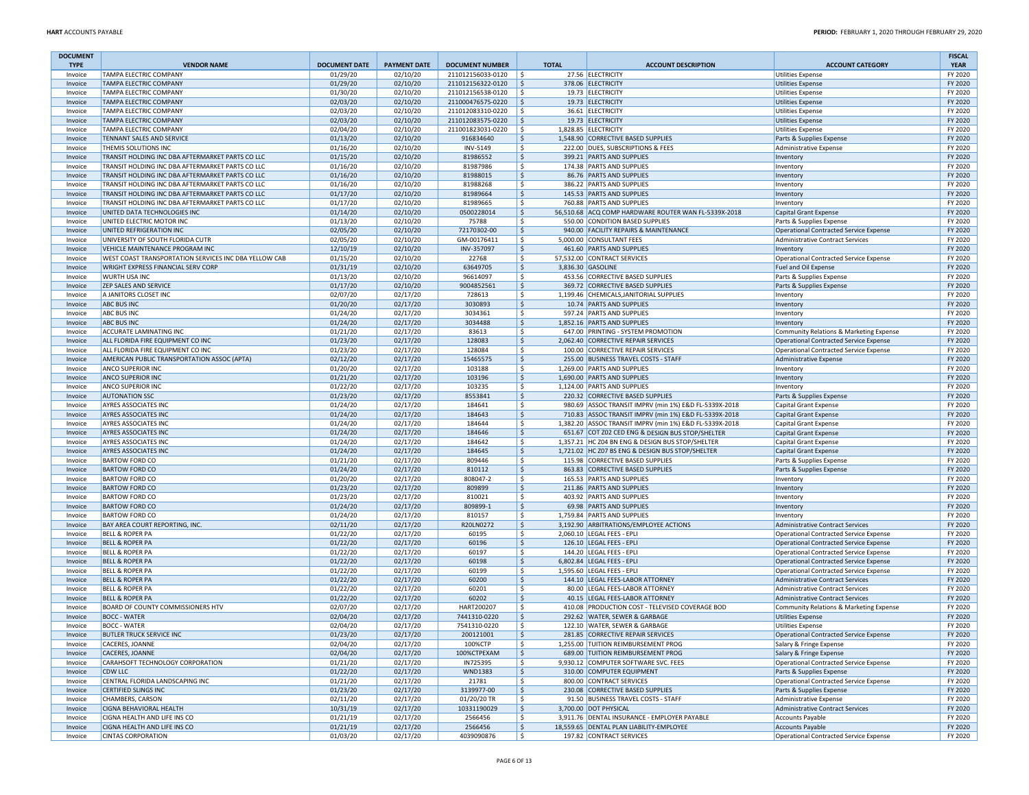| DOCUMENT TYPE | VENDOR NAME | DOCUMENT DATE | PAYMENT DATE | DOCUMENT NUMBER | TOTAL | ACCOUNT DESCRIPTION | ACCOUNT CATEGORY | FISCAL YEAR |
|---|---|---|---|---|---|---|---|---|
| Invoice | TAMPA ELECTRIC COMPANY | 01/29/20 | 02/10/20 | 211012156033-0120 | $ 27.56 | ELECTRICITY | Utilities Expense | FY 2020 |
| Invoice | TAMPA ELECTRIC COMPANY | 01/29/20 | 02/10/20 | 211012156322-0120 | $ 378.06 | ELECTRICITY | Utilities Expense | FY 2020 |
| Invoice | TAMPA ELECTRIC COMPANY | 01/30/20 | 02/10/20 | 211012156538-0120 | $ 19.73 | ELECTRICITY | Utilities Expense | FY 2020 |
| Invoice | TAMPA ELECTRIC COMPANY | 02/03/20 | 02/10/20 | 211000476575-0220 | $ 19.73 | ELECTRICITY | Utilities Expense | FY 2020 |
| Invoice | TAMPA ELECTRIC COMPANY | 02/03/20 | 02/10/20 | 211012083310-0220 | $ 36.61 | ELECTRICITY | Utilities Expense | FY 2020 |
| Invoice | TAMPA ELECTRIC COMPANY | 02/03/20 | 02/10/20 | 211012083575-0220 | $ 19.73 | ELECTRICITY | Utilities Expense | FY 2020 |
| Invoice | TAMPA ELECTRIC COMPANY | 02/04/20 | 02/10/20 | 211001823031-0220 | $ 1,828.85 | ELECTRICITY | Utilities Expense | FY 2020 |
| Invoice | TENNANT SALES AND SERVICE | 01/13/20 | 02/10/20 | 916834640 | $ 1,548.90 | CORRECTIVE BASED SUPPLIES | Parts & Supplies Expense | FY 2020 |
| Invoice | THEMIS SOLUTIONS INC | 01/16/20 | 02/10/20 | INV-5149 | $ 222.00 | DUES, SUBSCRIPTIONS & FEES | Administrative Expense | FY 2020 |
| Invoice | TRANSIT HOLDING INC DBA AFTERMARKET PARTS CO LLC | 01/15/20 | 02/10/20 | 81986552 | $ 399.21 | PARTS AND SUPPLIES | Inventory | FY 2020 |
| Invoice | TRANSIT HOLDING INC DBA AFTERMARKET PARTS CO LLC | 01/16/20 | 02/10/20 | 81987986 | $ 174.38 | PARTS AND SUPPLIES | Inventory | FY 2020 |
| Invoice | TRANSIT HOLDING INC DBA AFTERMARKET PARTS CO LLC | 01/16/20 | 02/10/20 | 81988015 | $ 86.76 | PARTS AND SUPPLIES | Inventory | FY 2020 |
| Invoice | TRANSIT HOLDING INC DBA AFTERMARKET PARTS CO LLC | 01/16/20 | 02/10/20 | 81988268 | $ 386.22 | PARTS AND SUPPLIES | Inventory | FY 2020 |
| Invoice | TRANSIT HOLDING INC DBA AFTERMARKET PARTS CO LLC | 01/17/20 | 02/10/20 | 81989664 | $ 145.53 | PARTS AND SUPPLIES | Inventory | FY 2020 |
| Invoice | TRANSIT HOLDING INC DBA AFTERMARKET PARTS CO LLC | 01/17/20 | 02/10/20 | 81989665 | $ 760.88 | PARTS AND SUPPLIES | Inventory | FY 2020 |
| Invoice | UNITED DATA TECHNOLOGIES INC | 01/14/20 | 02/10/20 | 0500228014 | $ 56,510.68 | ACQ COMP HARDWARE ROUTER WAN FL-5339X-2018 | Capital Grant Expense | FY 2020 |
| Invoice | UNITED ELECTRIC MOTOR INC | 01/13/20 | 02/10/20 | 75788 | $ 550.00 | CONDITION BASED SUPPLIES | Parts & Supplies Expense | FY 2020 |
| Invoice | UNITED REFRIGERATION INC | 02/05/20 | 02/10/20 | 72170302-00 | $ 940.00 | FACILITY REPAIRS & MAINTENANCE | Operational Contracted Service Expense | FY 2020 |
| Invoice | UNIVERSITY OF SOUTH FLORIDA CUTR | 02/05/20 | 02/10/20 | GM-00176411 | $ 5,000.00 | CONSULTANT FEES | Administrative Contract Services | FY 2020 |
| Invoice | VEHICLE MAINTENANCE PROGRAM INC | 12/10/19 | 02/10/20 | INV-357097 | $ 461.60 | PARTS AND SUPPLIES | Inventory | FY 2020 |
| Invoice | WEST COAST TRANSPORTATION SERVICES INC DBA YELLOW CAB | 01/15/20 | 02/10/20 | 22768 | $ 57,532.00 | CONTRACT SERVICES | Operational Contracted Service Expense | FY 2020 |
| Invoice | WRIGHT EXPRESS FINANCIAL SERV CORP | 01/31/19 | 02/10/20 | 63649705 | $ 3,836.30 | GASOLINE | Fuel and Oil Expense | FY 2020 |
| Invoice | WURTH USA INC | 01/13/20 | 02/10/20 | 96614097 | $ 453.56 | CORRECTIVE BASED SUPPLIES | Parts & Supplies Expense | FY 2020 |
| Invoice | ZEP SALES AND SERVICE | 01/17/20 | 02/10/20 | 9004852561 | $ 369.72 | CORRECTIVE BASED SUPPLIES | Parts & Supplies Expense | FY 2020 |
| Invoice | A JANITORS CLOSET INC | 02/07/20 | 02/17/20 | 728613 | $ 1,199.46 | CHEMICALS,JANITORIAL SUPPLIES | Inventory | FY 2020 |
| Invoice | ABC BUS INC | 01/20/20 | 02/17/20 | 3030893 | $ 10.74 | PARTS AND SUPPLIES | Inventory | FY 2020 |
| Invoice | ABC BUS INC | 01/24/20 | 02/17/20 | 3034361 | $ 597.24 | PARTS AND SUPPLIES | Inventory | FY 2020 |
| Invoice | ABC BUS INC | 01/24/20 | 02/17/20 | 3034488 | $ 1,852.16 | PARTS AND SUPPLIES | Inventory | FY 2020 |
| Invoice | ACCURATE LAMINATING INC | 01/21/20 | 02/17/20 | 83613 | $ 647.00 | PRINTING - SYSTEM PROMOTION | Community Relations & Marketing Expense | FY 2020 |
| Invoice | ALL FLORIDA FIRE EQUIPMENT CO INC | 01/23/20 | 02/17/20 | 128083 | $ 2,062.40 | CORRECTIVE REPAIR SERVICES | Operational Contracted Service Expense | FY 2020 |
| Invoice | ALL FLORIDA FIRE EQUIPMENT CO INC | 01/23/20 | 02/17/20 | 128084 | $ 100.00 | CORRECTIVE REPAIR SERVICES | Operational Contracted Service Expense | FY 2020 |
| Invoice | AMERICAN PUBLIC TRANSPORTATION ASSOC (APTA) | 02/12/20 | 02/17/20 | 15465575 | $ 255.00 | BUSINESS TRAVEL COSTS - STAFF | Administrative Expense | FY 2020 |
| Invoice | ANCO SUPERIOR INC | 01/20/20 | 02/17/20 | 103188 | $ 1,269.00 | PARTS AND SUPPLIES | Inventory | FY 2020 |
| Invoice | ANCO SUPERIOR INC | 01/21/20 | 02/17/20 | 103196 | $ 1,690.00 | PARTS AND SUPPLIES | Inventory | FY 2020 |
| Invoice | ANCO SUPERIOR INC | 01/22/20 | 02/17/20 | 103235 | $ 1,124.00 | PARTS AND SUPPLIES | Inventory | FY 2020 |
| Invoice | AUTONATION SSC | 01/23/20 | 02/17/20 | 8553841 | $ 220.32 | CORRECTIVE BASED SUPPLIES | Parts & Supplies Expense | FY 2020 |
| Invoice | AYRES ASSOCIATES INC | 01/24/20 | 02/17/20 | 184641 | $ 980.69 | ASSOC TRANSIT IMPRV (min 1%) E&D FL-5339X-2018 | Capital Grant Expense | FY 2020 |
| Invoice | AYRES ASSOCIATES INC | 01/24/20 | 02/17/20 | 184643 | $ 710.83 | ASSOC TRANSIT IMPRV (min 1%) E&D FL-5339X-2018 | Capital Grant Expense | FY 2020 |
| Invoice | AYRES ASSOCIATES INC | 01/24/20 | 02/17/20 | 184644 | $ 1,382.20 | ASSOC TRANSIT IMPRV (min 1%) E&D FL-5339X-2018 | Capital Grant Expense | FY 2020 |
| Invoice | AYRES ASSOCIATES INC | 01/24/20 | 02/17/20 | 184646 | $ 651.67 | COT Z02 CED ENG & DESIGN BUS STOP/SHELTER | Capital Grant Expense | FY 2020 |
| Invoice | AYRES ASSOCIATES INC | 01/24/20 | 02/17/20 | 184642 | $ 1,357.21 | HC Z04 BN ENG & DESIGN BUS STOP/SHELTER | Capital Grant Expense | FY 2020 |
| Invoice | AYRES ASSOCIATES INC | 01/24/20 | 02/17/20 | 184645 | $ 1,721.02 | HC Z07 BS ENG & DESIGN BUS STOP/SHELTER | Capital Grant Expense | FY 2020 |
| Invoice | BARTOW FORD CO | 01/21/20 | 02/17/20 | 809446 | $ 115.98 | CORRECTIVE BASED SUPPLIES | Parts & Supplies Expense | FY 2020 |
| Invoice | BARTOW FORD CO | 01/24/20 | 02/17/20 | 810112 | $ 863.83 | CORRECTIVE BASED SUPPLIES | Parts & Supplies Expense | FY 2020 |
| Invoice | BARTOW FORD CO | 01/20/20 | 02/17/20 | 808047-2 | $ 165.53 | PARTS AND SUPPLIES | Inventory | FY 2020 |
| Invoice | BARTOW FORD CO | 01/23/20 | 02/17/20 | 809899 | $ 211.86 | PARTS AND SUPPLIES | Inventory | FY 2020 |
| Invoice | BARTOW FORD CO | 01/23/20 | 02/17/20 | 810021 | $ 403.92 | PARTS AND SUPPLIES | Inventory | FY 2020 |
| Invoice | BARTOW FORD CO | 01/24/20 | 02/17/20 | 809899-1 | $ 69.98 | PARTS AND SUPPLIES | Inventory | FY 2020 |
| Invoice | BARTOW FORD CO | 01/24/20 | 02/17/20 | 810157 | $ 1,759.84 | PARTS AND SUPPLIES | Inventory | FY 2020 |
| Invoice | BAY AREA COURT REPORTING, INC. | 02/11/20 | 02/17/20 | R20LN0272 | $ 3,192.90 | ARBITRATIONS/EMPLOYEE ACTIONS | Administrative Contract Services | FY 2020 |
| Invoice | BELL & ROPER PA | 01/22/20 | 02/17/20 | 60195 | $ 2,060.10 | LEGAL FEES - EPLI | Operational Contracted Service Expense | FY 2020 |
| Invoice | BELL & ROPER PA | 01/22/20 | 02/17/20 | 60196 | $ 126.10 | LEGAL FEES - EPLI | Operational Contracted Service Expense | FY 2020 |
| Invoice | BELL & ROPER PA | 01/22/20 | 02/17/20 | 60197 | $ 144.20 | LEGAL FEES - EPLI | Operational Contracted Service Expense | FY 2020 |
| Invoice | BELL & ROPER PA | 01/22/20 | 02/17/20 | 60198 | $ 6,802.84 | LEGAL FEES - EPLI | Operational Contracted Service Expense | FY 2020 |
| Invoice | BELL & ROPER PA | 01/22/20 | 02/17/20 | 60199 | $ 1,595.60 | LEGAL FEES - EPLI | Operational Contracted Service Expense | FY 2020 |
| Invoice | BELL & ROPER PA | 01/22/20 | 02/17/20 | 60200 | $ 144.10 | LEGAL FEES-LABOR ATTORNEY | Administrative Contract Services | FY 2020 |
| Invoice | BELL & ROPER PA | 01/22/20 | 02/17/20 | 60201 | $ 80.00 | LEGAL FEES-LABOR ATTORNEY | Administrative Contract Services | FY 2020 |
| Invoice | BELL & ROPER PA | 01/22/20 | 02/17/20 | 60202 | $ 40.15 | LEGAL FEES-LABOR ATTORNEY | Administrative Contract Services | FY 2020 |
| Invoice | BOARD OF COUNTY COMMISSIONERS HTV | 02/07/20 | 02/17/20 | HART200207 | $ 410.08 | PRODUCTION COST - TELEVISED COVERAGE BOD | Community Relations & Marketing Expense | FY 2020 |
| Invoice | BOCC - WATER | 02/04/20 | 02/17/20 | 7441310-0220 | $ 292.62 | WATER, SEWER & GARBAGE | Utilities Expense | FY 2020 |
| Invoice | BOCC - WATER | 02/04/20 | 02/17/20 | 7541310-0220 | $ 122.10 | WATER, SEWER & GARBAGE | Utilities Expense | FY 2020 |
| Invoice | BUTLER TRUCK SERVICE INC | 01/23/20 | 02/17/20 | 200121001 | $ 281.85 | CORRECTIVE REPAIR SERVICES | Operational Contracted Service Expense | FY 2020 |
| Invoice | CACERES, JOANNE | 02/04/20 | 02/17/20 | 100%CTP | $ 1,255.00 | TUITION REIMBURSEMENT PROG | Salary & Fringe Expense | FY 2020 |
| Invoice | CACERES, JOANNE | 02/04/20 | 02/17/20 | 100%CTPEXAM | $ 689.00 | TUITION REIMBURSEMENT PROG | Salary & Fringe Expense | FY 2020 |
| Invoice | CARAHSOFT TECHNOLOGY CORPORATION | 01/21/20 | 02/17/20 | IN725395 | $ 9,930.12 | COMPUTER SOFTWARE SVC. FEES | Operational Contracted Service Expense | FY 2020 |
| Invoice | CDW LLC | 01/22/20 | 02/17/20 | WND1383 | $ 310.00 | COMPUTER EQUIPMENT | Parts & Supplies Expense | FY 2020 |
| Invoice | CENTRAL FLORIDA LANDSCAPING INC | 01/21/20 | 02/17/20 | 21781 | $ 800.00 | CONTRACT SERVICES | Operational Contracted Service Expense | FY 2020 |
| Invoice | CERTIFIED SLINGS INC | 01/23/20 | 02/17/20 | 3139977-00 | $ 230.08 | CORRECTIVE BASED SUPPLIES | Parts & Supplies Expense | FY 2020 |
| Invoice | CHAMBERS, CARSON | 02/11/20 | 02/17/20 | 01/20/20 TR | $ 91.50 | BUSINESS TRAVEL COSTS - STAFF | Administrative Expense | FY 2020 |
| Invoice | CIGNA BEHAVIORAL HEALTH | 10/31/19 | 02/17/20 | 10331190029 | $ 3,700.00 | DOT PHYSICAL | Administrative Contract Services | FY 2020 |
| Invoice | CIGNA HEALTH AND LIFE INS CO | 01/21/19 | 02/17/20 | 2566456 | $ 3,911.76 | DENTAL INSURANCE - EMPLOYER PAYABLE | Accounts Payable | FY 2020 |
| Invoice | CIGNA HEALTH AND LIFE INS CO | 01/21/19 | 02/17/20 | 2566456 | $ 18,559.65 | DENTAL PLAN LIABILITY-EMPLOYEE | Accounts Payable | FY 2020 |
| Invoice | CINTAS CORPORATION | 01/03/20 | 02/17/20 | 4039090876 | $ 197.82 | CONTRACT SERVICES | Operational Contracted Service Expense | FY 2020 |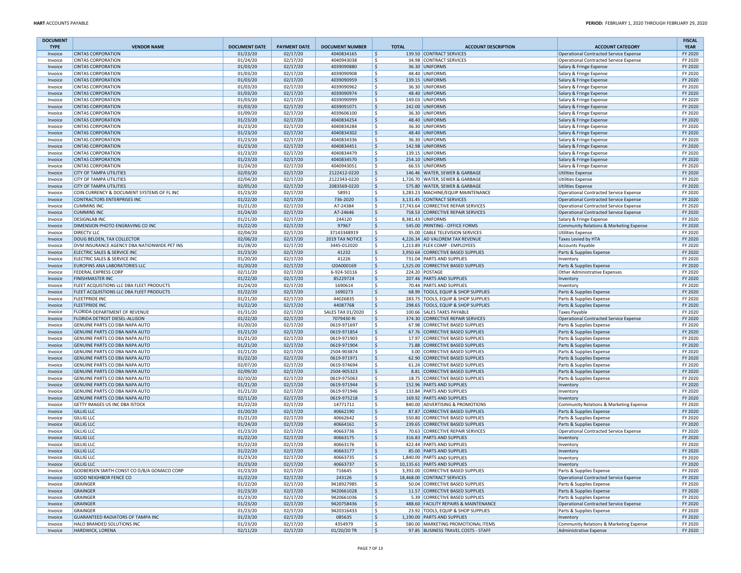| DOCUMENT TYPE | VENDOR NAME | DOCUMENT DATE | PAYMENT DATE | DOCUMENT NUMBER | TOTAL | ACCOUNT DESCRIPTION | ACCOUNT CATEGORY | FISCAL YEAR |
|---|---|---|---|---|---|---|---|---|
| Invoice | CINTAS CORPORATION | 01/23/20 | 02/17/20 | 4040834165 | $ 139.50 | CONTRACT SERVICES | Operational Contracted Service Expense | FY 2020 |
| Invoice | CINTAS CORPORATION | 01/24/20 | 02/17/20 | 4040943038 | $ 34.98 | CONTRACT SERVICES | Operational Contracted Service Expense | FY 2020 |
| Invoice | CINTAS CORPORATION | 01/03/20 | 02/17/20 | 4039090880 | $ 36.30 | UNIFORMS | Salary & Fringe Expense | FY 2020 |
| Invoice | CINTAS CORPORATION | 01/03/20 | 02/17/20 | 4039090908 | $ 48.40 | UNIFORMS | Salary & Fringe Expense | FY 2020 |
| Invoice | CINTAS CORPORATION | 01/03/20 | 02/17/20 | 4039090959 | $ 139.15 | UNIFORMS | Salary & Fringe Expense | FY 2020 |
| Invoice | CINTAS CORPORATION | 01/03/20 | 02/17/20 | 4039090962 | $ 36.30 | UNIFORMS | Salary & Fringe Expense | FY 2020 |
| Invoice | CINTAS CORPORATION | 01/03/20 | 02/17/20 | 4039090974 | $ 48.40 | UNIFORMS | Salary & Fringe Expense | FY 2020 |
| Invoice | CINTAS CORPORATION | 01/03/20 | 02/17/20 | 4039090999 | $ 149.03 | UNIFORMS | Salary & Fringe Expense | FY 2020 |
| Invoice | CINTAS CORPORATION | 01/03/20 | 02/17/20 | 4039091071 | $ 242.00 | UNIFORMS | Salary & Fringe Expense | FY 2020 |
| Invoice | CINTAS CORPORATION | 01/09/20 | 02/17/20 | 4039606100 | $ 36.30 | UNIFORMS | Salary & Fringe Expense | FY 2020 |
| Invoice | CINTAS CORPORATION | 01/23/20 | 02/17/20 | 4040834254 | $ 48.40 | UNIFORMS | Salary & Fringe Expense | FY 2020 |
| Invoice | CINTAS CORPORATION | 01/23/20 | 02/17/20 | 4040834284 | $ 36.30 | UNIFORMS | Salary & Fringe Expense | FY 2020 |
| Invoice | CINTAS CORPORATION | 01/23/20 | 02/17/20 | 4040834302 | $ 48.40 | UNIFORMS | Salary & Fringe Expense | FY 2020 |
| Invoice | CINTAS CORPORATION | 01/23/20 | 02/17/20 | 4040834336 | $ 36.30 | UNIFORMS | Salary & Fringe Expense | FY 2020 |
| Invoice | CINTAS CORPORATION | 01/23/20 | 02/17/20 | 4040834451 | $ 142.98 | UNIFORMS | Salary & Fringe Expense | FY 2020 |
| Invoice | CINTAS CORPORATION | 01/23/20 | 02/17/20 | 4040834479 | $ 139.15 | UNIFORMS | Salary & Fringe Expense | FY 2020 |
| Invoice | CINTAS CORPORATION | 01/23/20 | 02/17/20 | 4040834570 | $ 254.10 | UNIFORMS | Salary & Fringe Expense | FY 2020 |
| Invoice | CINTAS CORPORATION | 01/24/20 | 02/17/20 | 4040943051 | $ 66.55 | UNIFORMS | Salary & Fringe Expense | FY 2020 |
| Invoice | CITY OF TAMPA UTILITIES | 02/03/20 | 02/17/20 | 2122412-0220 | $ 146.46 | WATER, SEWER & GARBAGE | Utilities Expense | FY 2020 |
| Invoice | CITY OF TAMPA UTILITIES | 02/04/20 | 02/17/20 | 2122343-0220 | $ 1,726.70 | WATER, SEWER & GARBAGE | Utilities Expense | FY 2020 |
| Invoice | CITY OF TAMPA UTILITIES | 02/05/20 | 02/17/20 | 2083569-0220 | $ 575.80 | WATER, SEWER & GARBAGE | Utilities Expense | FY 2020 |
| Invoice | COIN CURRENCY & DOCUMENT SYSTEMS OF FL INC | 01/23/20 | 02/17/20 | 58951 | $ 3,283.23 | MACHINE/EQUIP MAINTENANCE | Operational Contracted Service Expense | FY 2020 |
| Invoice | CONTRACTORS ENTERPRISES INC | 01/22/20 | 02/17/20 | 736-2020 | $ 3,131.45 | CONTRACT SERVICES | Operational Contracted Service Expense | FY 2020 |
| Invoice | CUMMINS INC | 01/21/20 | 02/17/20 | A7-24384 | $ 17,743.64 | CORRECTIVE REPAIR SERVICES | Operational Contracted Service Expense | FY 2020 |
| Invoice | CUMMINS INC | 01/24/20 | 02/17/20 | A7-24646 | $ 758.53 | CORRECTIVE REPAIR SERVICES | Operational Contracted Service Expense | FY 2020 |
| Invoice | DESIGNLAB INC | 01/21/20 | 02/17/20 | 244120 | $ 8,381.43 | UNIFORMS | Salary & Fringe Expense | FY 2020 |
| Invoice | DIMENSION PHOTO ENGRAVING CO INC | 01/22/20 | 02/17/20 | 97967 | $ 545.00 | PRINTING - OFFICE FORMS | Community Relations & Marketing Expense | FY 2020 |
| Invoice | DIRECTV LLC | 02/04/20 | 02/17/20 | 37143348919 | $ 35.00 | CABLE TELEVISION SERVICES | Utilities Expense | FY 2020 |
| Invoice | DOUG BELDEN, TAX COLLECTOR | 02/06/20 | 02/17/20 | 2019 TAX NOTICE | $ 4,226.34 | AD VALOREM TAX REVENUE | Taxes Levied by HTA | FY 2020 |
| Invoice | DVM INSURANCE AGENCY DBA NATIONWIDE PET INS | 01/28/20 | 02/17/20 | 3445-012020 | $ 1,213.89 | FLEX COMP - EMPLOYEES | Accounts Payable | FY 2020 |
| Invoice | ELECTRIC SALES & SERVICE INC | 01/23/20 | 02/17/20 | 41232 | $ 3,950.64 | CORRECTIVE BASED SUPPLIES | Parts & Supplies Expense | FY 2020 |
| Invoice | ELECTRIC SALES & SERVICE INC | 01/20/20 | 02/17/20 | 41226 | $ 731.04 | PARTS AND SUPPLIES | Inventory | FY 2020 |
| Invoice | EUROFINS ANA LABORATORIES LLC | 01/20/20 | 02/17/20 | I20A000169 | $ 1,525.00 | CORRECTIVE BASED SUPPLIES | Parts & Supplies Expense | FY 2020 |
| Invoice | FEDERAL EXPRESS CORP | 02/11/20 | 02/17/20 | 6-924-50116 | $ 224.20 | POSTAGE | Other Administrative Expenses | FY 2020 |
| Invoice | FINISHMASTER INC | 01/22/20 | 02/17/20 | 85229724 | $ 207.46 | PARTS AND SUPPLIES | Inventory | FY 2020 |
| Invoice | FLEET ACQUISTIONS LLC DBA FLEET PRODUCTS | 01/24/20 | 02/17/20 | 1690614 | $ 70.44 | PARTS AND SUPPLIES | Inventory | FY 2020 |
| Invoice | FLEET ACQUISTIONS LLC DBA FLEET PRODUCTS | 01/22/20 | 02/17/20 | 1690273 | $ 68.99 | TOOLS, EQUIP & SHOP SUPPLIES | Parts & Supplies Expense | FY 2020 |
| Invoice | FLEETPRIDE INC | 01/21/20 | 02/17/20 | 44026835 | $ 283.75 | TOOLS, EQUIP & SHOP SUPPLIES | Parts & Supplies Expense | FY 2020 |
| Invoice | FLEETPRIDE INC | 01/22/20 | 02/17/20 | 44087768 | $ 298.65 | TOOLS, EQUIP & SHOP SUPPLIES | Parts & Supplies Expense | FY 2020 |
| Invoice | FLORIDA DEPARTMENT OF REVENUE | 01/31/20 | 02/17/20 | SALES TAX 01/2020 | $ 100.66 | SALES TAXES PAYABLE | Taxes Payable | FY 2020 |
| Invoice | FLORIDA DETROIT DIESEL-ALLISON | 01/22/20 | 02/17/20 | 7079430 RI | $ 374.30 | CORRECTIVE REPAIR SERVICES | Operational Contracted Service Expense | FY 2020 |
| Invoice | GENUINE PARTS CO DBA NAPA AUTO | 01/20/20 | 02/17/20 | 0619-971697 | $ 67.98 | CORRECTIVE BASED SUPPLIES | Parts & Supplies Expense | FY 2020 |
| Invoice | GENUINE PARTS CO DBA NAPA AUTO | 01/21/20 | 02/17/20 | 0619-971854 | $ 67.76 | CORRECTIVE BASED SUPPLIES | Parts & Supplies Expense | FY 2020 |
| Invoice | GENUINE PARTS CO DBA NAPA AUTO | 01/21/20 | 02/17/20 | 0619-971903 | $ 17.97 | CORRECTIVE BASED SUPPLIES | Parts & Supplies Expense | FY 2020 |
| Invoice | GENUINE PARTS CO DBA NAPA AUTO | 01/21/20 | 02/17/20 | 0619-971904 | $ 71.88 | CORRECTIVE BASED SUPPLIES | Parts & Supplies Expense | FY 2020 |
| Invoice | GENUINE PARTS CO DBA NAPA AUTO | 01/21/20 | 02/17/20 | 2504-903874 | $ 3.00 | CORRECTIVE BASED SUPPLIES | Parts & Supplies Expense | FY 2020 |
| Invoice | GENUINE PARTS CO DBA NAPA AUTO | 01/22/20 | 02/17/20 | 0619-971971 | $ 62.90 | CORRECTIVE BASED SUPPLIES | Parts & Supplies Expense | FY 2020 |
| Invoice | GENUINE PARTS CO DBA NAPA AUTO | 02/07/20 | 02/17/20 | 0619-974694 | $ 61.24 | CORRECTIVE BASED SUPPLIES | Parts & Supplies Expense | FY 2020 |
| Invoice | GENUINE PARTS CO DBA NAPA AUTO | 02/09/20 | 02/17/20 | 2504-905323 | $ 8.81 | CORRECTIVE BASED SUPPLIES | Parts & Supplies Expense | FY 2020 |
| Invoice | GENUINE PARTS CO DBA NAPA AUTO | 02/10/20 | 02/17/20 | 0619-975063 | $ 18.75 | CORRECTIVE BASED SUPPLIES | Parts & Supplies Expense | FY 2020 |
| Invoice | GENUINE PARTS CO DBA NAPA AUTO | 01/21/20 | 02/17/20 | 0619-971944 | $ 152.96 | PARTS AND SUPPLIES | Inventory | FY 2020 |
| Invoice | GENUINE PARTS CO DBA NAPA AUTO | 01/21/20 | 02/17/20 | 0619-971946 | $ 133.84 | PARTS AND SUPPLIES | Inventory | FY 2020 |
| Invoice | GENUINE PARTS CO DBA NAPA AUTO | 02/11/20 | 02/17/20 | 0619-975218 | $ 169.92 | PARTS AND SUPPLIES | Inventory | FY 2020 |
| Invoice | GETTY IMAGES US INC DBA ISTOCK | 01/22/20 | 02/17/20 | 14771711 | $ 840.00 | ADVERTISING & PROMOTIONS | Community Relations & Marketing Expense | FY 2020 |
| Invoice | GILLIG LLC | 01/20/20 | 02/17/20 | 40662190 | $ 87.87 | CORRECTIVE BASED SUPPLIES | Parts & Supplies Expense | FY 2020 |
| Invoice | GILLIG LLC | 01/21/20 | 02/17/20 | 40662642 | $ 550.80 | CORRECTIVE BASED SUPPLIES | Parts & Supplies Expense | FY 2020 |
| Invoice | GILLIG LLC | 01/24/20 | 02/17/20 | 40664161 | $ 239.65 | CORRECTIVE BASED SUPPLIES | Parts & Supplies Expense | FY 2020 |
| Invoice | GILLIG LLC | 01/23/20 | 02/17/20 | 40663736 | $ 70.63 | CORRECTIVE REPAIR SERVICES | Operational Contracted Service Expense | FY 2020 |
| Invoice | GILLIG LLC | 01/22/20 | 02/17/20 | 40663175 | $ 316.83 | PARTS AND SUPPLIES | Inventory | FY 2020 |
| Invoice | GILLIG LLC | 01/22/20 | 02/17/20 | 40663176 | $ 422.44 | PARTS AND SUPPLIES | Inventory | FY 2020 |
| Invoice | GILLIG LLC | 01/22/20 | 02/17/20 | 40663177 | $ 85.00 | PARTS AND SUPPLIES | Inventory | FY 2020 |
| Invoice | GILLIG LLC | 01/23/20 | 02/17/20 | 40663735 | $ 1,840.00 | PARTS AND SUPPLIES | Inventory | FY 2020 |
| Invoice | GILLIG LLC | 01/23/20 | 02/17/20 | 40663737 | $ 10,135.61 | PARTS AND SUPPLIES | Inventory | FY 2020 |
| Invoice | GODBERSEN SMITH CONST CO D/B/A GOMACO CORP | 01/23/20 | 02/17/20 | 716645 | $ 3,392.00 | CORRECTIVE BASED SUPPLIES | Parts & Supplies Expense | FY 2020 |
| Invoice | GOOD NEIGHBOR FENCE CO | 01/22/20 | 02/17/20 | 243126 | $ 18,468.00 | CONTRACT SERVICES | Operational Contracted Service Expense | FY 2020 |
| Invoice | GRAINGER | 01/22/20 | 02/17/20 | 9418927985 | $ 50.04 | CORRECTIVE BASED SUPPLIES | Parts & Supplies Expense | FY 2020 |
| Invoice | GRAINGER | 01/23/20 | 02/17/20 | 9420661028 | $ 11.57 | CORRECTIVE BASED SUPPLIES | Parts & Supplies Expense | FY 2020 |
| Invoice | GRAINGER | 01/23/20 | 02/17/20 | 9420661036 | $ 5.39 | CORRECTIVE BASED SUPPLIES | Parts & Supplies Expense | FY 2020 |
| Invoice | GRAINGER | 01/23/20 | 02/17/20 | 9420758436 | $ 488.60 | FACILITY REPAIRS & MAINTENANCE | Operational Contracted Service Expense | FY 2020 |
| Invoice | GRAINGER | 01/23/20 | 02/17/20 | 9420316433 | $ 23.92 | TOOLS, EQUIP & SHOP SUPPLIES | Parts & Supplies Expense | FY 2020 |
| Invoice | GUARANTEED RADIATORS OF TAMPA INC | 01/23/20 | 02/17/20 | 085635 | $ 1,190.00 | PARTS AND SUPPLIES | Inventory | FY 2020 |
| Invoice | HALO BRANDED SOLUTIONS INC | 01/23/20 | 02/17/20 | 4354979 | $ 580.00 | MARKETING PROMOTIONAL ITEMS | Community Relations & Marketing Expense | FY 2020 |
| Invoice | HARDWICK, LORENA | 02/11/20 | 02/17/20 | 01/20/20 TR | $ 97.85 | BUSINESS TRAVEL COSTS - STAFF | Administrative Expense | FY 2020 |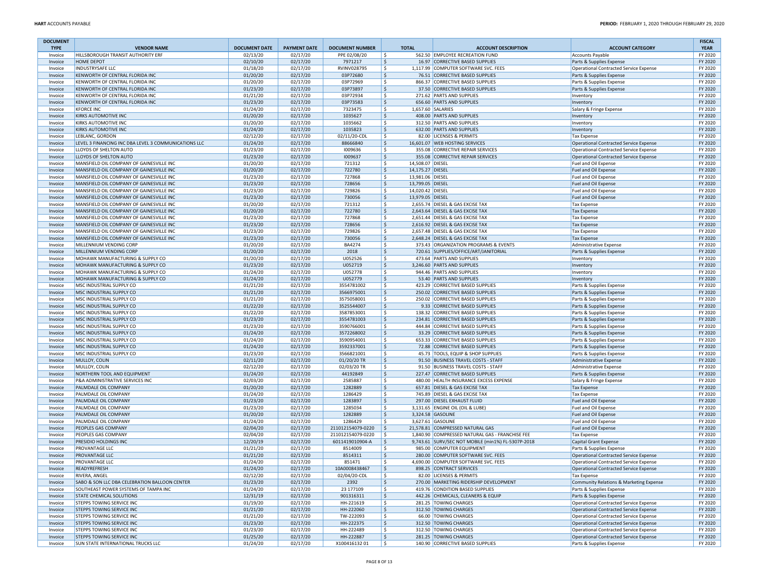| DOCUMENT TYPE | VENDOR NAME | DOCUMENT DATE | PAYMENT DATE | DOCUMENT NUMBER | TOTAL | ACCOUNT DESCRIPTION | ACCOUNT CATEGORY | FISCAL YEAR |
|---|---|---|---|---|---|---|---|---|
| Invoice | HILLSBOROUGH TRANSIT AUTHORITY ERF | 02/13/20 | 02/17/20 | PPE 02/08/20 | $ 562.50 | EMPLOYEE RECREATION FUND | Accounts Payable | FY 2020 |
| Invoice | HOME DEPOT | 02/10/20 | 02/17/20 | 7971217 | $ 16.97 | CORRECTIVE BASED SUPPLIES | Parts & Supplies Expense | FY 2020 |
| Invoice | INDUSTRYSAFE LLC | 01/18/20 | 02/17/20 | RVINV028795 | $ 1,117.99 | COMPUTER SOFTWARE SVC. FEES | Operational Contracted Service Expense | FY 2020 |
| Invoice | KENWORTH OF CENTRAL FLORIDA INC | 01/20/20 | 02/17/20 | 03P72680 | $ 76.51 | CORRECTIVE BASED SUPPLIES | Parts & Supplies Expense | FY 2020 |
| Invoice | KENWORTH OF CENTRAL FLORIDA INC | 01/20/20 | 02/17/20 | 03P72969 | $ 866.37 | CORRECTIVE BASED SUPPLIES | Parts & Supplies Expense | FY 2020 |
| Invoice | KENWORTH OF CENTRAL FLORIDA INC | 01/23/20 | 02/17/20 | 03P73897 | $ 37.50 | CORRECTIVE BASED SUPPLIES | Parts & Supplies Expense | FY 2020 |
| Invoice | KENWORTH OF CENTRAL FLORIDA INC | 01/21/20 | 02/17/20 | 03P72934 | $ 271.62 | PARTS AND SUPPLIES | Inventory | FY 2020 |
| Invoice | KENWORTH OF CENTRAL FLORIDA INC | 01/23/20 | 02/17/20 | 03P73583 | $ 656.60 | PARTS AND SUPPLIES | Inventory | FY 2020 |
| Invoice | KFORCE INC | 01/24/20 | 02/17/20 | 7323475 | $ 1,657.60 | SALARIES | Salary & Fringe Expense | FY 2020 |
| Invoice | KIRKS AUTOMOTIVE INC | 01/20/20 | 02/17/20 | 1035627 | $ 408.00 | PARTS AND SUPPLIES | Inventory | FY 2020 |
| Invoice | KIRKS AUTOMOTIVE INC | 01/20/20 | 02/17/20 | 1035662 | $ 312.50 | PARTS AND SUPPLIES | Inventory | FY 2020 |
| Invoice | KIRKS AUTOMOTIVE INC | 01/24/20 | 02/17/20 | 1035823 | $ 632.00 | PARTS AND SUPPLIES | Inventory | FY 2020 |
| Invoice | LEBLANC, GORDON | 02/12/20 | 02/17/20 | 02/11/20-CDL | $ 82.00 | LICENSES & PERMITS | Tax Expense | FY 2020 |
| Invoice | LEVEL 3 FINANCING INC DBA LEVEL 3 COMMUNICATIONS LLC | 01/24/20 | 02/17/20 | 88666840 | $ 16,601.07 | WEB HOSTING SERVICES | Operational Contracted Service Expense | FY 2020 |
| Invoice | LLOYDS OF SHELTON AUTO | 01/23/20 | 02/17/20 | I009636 | $ 355.08 | CORRECTIVE REPAIR SERVICES | Operational Contracted Service Expense | FY 2020 |
| Invoice | LLOYDS OF SHELTON AUTO | 01/23/20 | 02/17/20 | I009637 | $ 355.08 | CORRECTIVE REPAIR SERVICES | Operational Contracted Service Expense | FY 2020 |
| Invoice | MANSFIELD OIL COMPANY OF GAINESVILLE INC | 01/20/20 | 02/17/20 | 721312 | $ 14,508.07 | DIESEL | Fuel and Oil Expense | FY 2020 |
| Invoice | MANSFIELD OIL COMPANY OF GAINESVILLE INC | 01/20/20 | 02/17/20 | 722780 | $ 14,175.27 | DIESEL | Fuel and Oil Expense | FY 2020 |
| Invoice | MANSFIELD OIL COMPANY OF GAINESVILLE INC | 01/23/20 | 02/17/20 | 727868 | $ 13,981.06 | DIESEL | Fuel and Oil Expense | FY 2020 |
| Invoice | MANSFIELD OIL COMPANY OF GAINESVILLE INC | 01/23/20 | 02/17/20 | 728656 | $ 13,799.05 | DIESEL | Fuel and Oil Expense | FY 2020 |
| Invoice | MANSFIELD OIL COMPANY OF GAINESVILLE INC | 01/23/20 | 02/17/20 | 729826 | $ 14,020.42 | DIESEL | Fuel and Oil Expense | FY 2020 |
| Invoice | MANSFIELD OIL COMPANY OF GAINESVILLE INC | 01/23/20 | 02/17/20 | 730056 | $ 13,979.05 | DIESEL | Fuel and Oil Expense | FY 2020 |
| Invoice | MANSFIELD OIL COMPANY OF GAINESVILLE INC | 01/20/20 | 02/17/20 | 721312 | $ 2,655.74 | DIESEL & GAS EXCISE TAX | Tax Expense | FY 2020 |
| Invoice | MANSFIELD OIL COMPANY OF GAINESVILLE INC | 01/20/20 | 02/17/20 | 722780 | $ 2,643.64 | DIESEL & GAS EXCISE TAX | Tax Expense | FY 2020 |
| Invoice | MANSFIELD OIL COMPANY OF GAINESVILLE INC | 01/23/20 | 02/17/20 | 727868 | $ 2,651.44 | DIESEL & GAS EXCISE TAX | Tax Expense | FY 2020 |
| Invoice | MANSFIELD OIL COMPANY OF GAINESVILLE INC | 01/23/20 | 02/17/20 | 728656 | $ 2,616.92 | DIESEL & GAS EXCISE TAX | Tax Expense | FY 2020 |
| Invoice | MANSFIELD OIL COMPANY OF GAINESVILLE INC | 01/23/20 | 02/17/20 | 729826 | $ 2,657.48 | DIESEL & GAS EXCISE TAX | Tax Expense | FY 2020 |
| Invoice | MANSFIELD OIL COMPANY OF GAINESVILLE INC | 01/23/20 | 02/17/20 | 730056 | $ 2,648.24 | DIESEL & GAS EXCISE TAX | Tax Expense | FY 2020 |
| Invoice | MILLENNIUM VENDING CORP | 01/20/20 | 02/17/20 | BA4274 | $ 373.43 | ORGANIZATION PROGRAMS & EVENTS | Administrative Expense | FY 2020 |
| Invoice | MILLENNIUM VENDING CORP | 01/20/20 | 02/17/20 | 2018 | $ 720.61 | SUPPLIES/OFFICE/ART/JANITORIAL | Parts & Supplies Expense | FY 2020 |
| Invoice | MOHAWK MANUFACTURING & SUPPLY CO | 01/20/20 | 02/17/20 | U052526 | $ 473.64 | PARTS AND SUPPLIES | Inventory | FY 2020 |
| Invoice | MOHAWK MANUFACTURING & SUPPLY CO | 01/23/20 | 02/17/20 | U052719 | $ 3,246.60 | PARTS AND SUPPLIES | Inventory | FY 2020 |
| Invoice | MOHAWK MANUFACTURING & SUPPLY CO | 01/24/20 | 02/17/20 | U052778 | $ 944.46 | PARTS AND SUPPLIES | Inventory | FY 2020 |
| Invoice | MOHAWK MANUFACTURING & SUPPLY CO | 01/24/20 | 02/17/20 | U052779 | $ 53.40 | PARTS AND SUPPLIES | Inventory | FY 2020 |
| Invoice | MSC INDUSTRIAL SUPPLY CO | 01/21/20 | 02/17/20 | 3554781002 | $ 423.29 | CORRECTIVE BASED SUPPLIES | Parts & Supplies Expense | FY 2020 |
| Invoice | MSC INDUSTRIAL SUPPLY CO | 01/21/20 | 02/17/20 | 3566975001 | $ 250.02 | CORRECTIVE BASED SUPPLIES | Parts & Supplies Expense | FY 2020 |
| Invoice | MSC INDUSTRIAL SUPPLY CO | 01/21/20 | 02/17/20 | 3575058001 | $ 250.02 | CORRECTIVE BASED SUPPLIES | Parts & Supplies Expense | FY 2020 |
| Invoice | MSC INDUSTRIAL SUPPLY CO | 01/22/20 | 02/17/20 | 3525544007 | $ 9.33 | CORRECTIVE BASED SUPPLIES | Parts & Supplies Expense | FY 2020 |
| Invoice | MSC INDUSTRIAL SUPPLY CO | 01/22/20 | 02/17/20 | 3587853001 | $ 138.32 | CORRECTIVE BASED SUPPLIES | Parts & Supplies Expense | FY 2020 |
| Invoice | MSC INDUSTRIAL SUPPLY CO | 01/23/20 | 02/17/20 | 3554781003 | $ 234.81 | CORRECTIVE BASED SUPPLIES | Parts & Supplies Expense | FY 2020 |
| Invoice | MSC INDUSTRIAL SUPPLY CO | 01/23/20 | 02/17/20 | 3590766001 | $ 444.84 | CORRECTIVE BASED SUPPLIES | Parts & Supplies Expense | FY 2020 |
| Invoice | MSC INDUSTRIAL SUPPLY CO | 01/24/20 | 02/17/20 | 3572268002 | $ 33.29 | CORRECTIVE BASED SUPPLIES | Parts & Supplies Expense | FY 2020 |
| Invoice | MSC INDUSTRIAL SUPPLY CO | 01/24/20 | 02/17/20 | 3590954001 | $ 653.33 | CORRECTIVE BASED SUPPLIES | Parts & Supplies Expense | FY 2020 |
| Invoice | MSC INDUSTRIAL SUPPLY CO | 01/24/20 | 02/17/20 | 3592337001 | $ 72.88 | CORRECTIVE BASED SUPPLIES | Parts & Supplies Expense | FY 2020 |
| Invoice | MSC INDUSTRIAL SUPPLY CO | 01/23/20 | 02/17/20 | 3566821001 | $ 45.73 | TOOLS, EQUIP & SHOP SUPPLIES | Parts & Supplies Expense | FY 2020 |
| Invoice | MULLOY, COLIN | 02/11/20 | 02/17/20 | 01/20/20 TR | $ 91.50 | BUSINESS TRAVEL COSTS - STAFF | Administrative Expense | FY 2020 |
| Invoice | MULLOY, COLIN | 02/12/20 | 02/17/20 | 02/03/20 TR | $ 91.50 | BUSINESS TRAVEL COSTS - STAFF | Administrative Expense | FY 2020 |
| Invoice | NORTHERN TOOL AND EQUIPMENT | 01/24/20 | 02/17/20 | 44192849 | $ 227.47 | CORRECTIVE BASED SUPPLIES | Parts & Supplies Expense | FY 2020 |
| Invoice | P&A ADMINISTRATIVE SERVICES INC | 02/03/20 | 02/17/20 | 2585887 | $ 480.00 | HEALTH INSURANCE EXCESS EXPENSE | Salary & Fringe Expense | FY 2020 |
| Invoice | PALMDALE OIL COMPANY | 01/20/20 | 02/17/20 | 1282889 | $ 657.81 | DIESEL & GAS EXCISE TAX | Tax Expense | FY 2020 |
| Invoice | PALMDALE OIL COMPANY | 01/24/20 | 02/17/20 | 1286429 | $ 745.89 | DIESEL & GAS EXCISE TAX | Tax Expense | FY 2020 |
| Invoice | PALMDALE OIL COMPANY | 01/23/20 | 02/17/20 | 1283897 | $ 297.00 | DIESEL EXHAUST FLUID | Fuel and Oil Expense | FY 2020 |
| Invoice | PALMDALE OIL COMPANY | 01/23/20 | 02/17/20 | 1285034 | $ 3,131.65 | ENGINE OIL (OIL & LUBE) | Fuel and Oil Expense | FY 2020 |
| Invoice | PALMDALE OIL COMPANY | 01/20/20 | 02/17/20 | 1282889 | $ 3,324.58 | GASOLINE | Fuel and Oil Expense | FY 2020 |
| Invoice | PALMDALE OIL COMPANY | 01/24/20 | 02/17/20 | 1286429 | $ 3,627.61 | GASOLINE | Fuel and Oil Expense | FY 2020 |
| Invoice | PEOPLES GAS COMPANY | 02/04/20 | 02/17/20 | 211012154079-0220 | $ 21,578.81 | COMPRESSED NATURAL GAS | Fuel and Oil Expense | FY 2020 |
| Invoice | PEOPLES GAS COMPANY | 02/04/20 | 02/17/20 | 211012154079-0220 | $ 1,840.90 | COMPRESSED NATURAL GAS - FRANCHISE FEE | Tax Expense | FY 2020 |
| Invoice | PRESIDIO HOLDINGS INC | 12/20/19 | 02/17/20 | 6011419010904-A | $ 9,743.61 | SURV/SEC NOT MOBILE (min1%) FL-5307P-2018 | Capital Grant Expense | FY 2020 |
| Invoice | PROVANTAGE LLC | 01/21/20 | 02/17/20 | 8514009 | $ 985.00 | COMPUTER EQUIPMENT | Parts & Supplies Expense | FY 2020 |
| Invoice | PROVANTAGE LLC | 01/21/20 | 02/17/20 | 8514311 | $ 280.00 | COMPUTER SOFTWARE SVC. FEES | Operational Contracted Service Expense | FY 2020 |
| Invoice | PROVANTAGE LLC | 01/24/20 | 02/17/20 | 851471 | $ 4,690.00 | COMPUTER SOFTWARE SVC. FEES | Operational Contracted Service Expense | FY 2020 |
| Invoice | READYREFRESH | 01/24/20 | 02/17/20 | 10A0008438467 | $ 898.25 | CONTRACT SERVICES | Operational Contracted Service Expense | FY 2020 |
| Invoice | RIVERA, ANGEL | 02/12/20 | 02/17/20 | 02/04/20-CDL | $ 82.00 | LICENSES & PERMITS | Tax Expense | FY 2020 |
| Invoice | SABO & SON LLC DBA CELEBRATION BALLOON CENTER | 01/23/20 | 02/17/20 | 2392 | $ 270.00 | MARKETING RIDERSHIP DEVELOPMENT | Community Relations & Marketing Expense | FY 2020 |
| Invoice | SOUTHEAST POWER SYSTEMS OF TAMPA INC | 01/24/20 | 02/17/20 | 23 177109 | $ 419.76 | CONDITION BASED SUPPLIES | Parts & Supplies Expense | FY 2020 |
| Invoice | STATE CHEMICAL SOLUTIONS | 12/31/19 | 02/17/20 | 901316311 | $ 442.26 | CHEMICALS, CLEANERS & EQUIP | Parts & Supplies Expense | FY 2020 |
| Invoice | STEPPS TOWING SERVICE INC | 01/19/20 | 02/17/20 | HH-221619 | $ 281.25 | TOWING CHARGES | Operational Contracted Service Expense | FY 2020 |
| Invoice | STEPPS TOWING SERVICE INC | 01/21/20 | 02/17/20 | HH-222060 | $ 312.50 | TOWING CHARGES | Operational Contracted Service Expense | FY 2020 |
| Invoice | STEPPS TOWING SERVICE INC | 01/21/20 | 02/17/20 | TW-222093 | $ 66.00 | TOWING CHARGES | Operational Contracted Service Expense | FY 2020 |
| Invoice | STEPPS TOWING SERVICE INC | 01/23/20 | 02/17/20 | HH-222375 | $ 312.50 | TOWING CHARGES | Operational Contracted Service Expense | FY 2020 |
| Invoice | STEPPS TOWING SERVICE INC | 01/23/20 | 02/17/20 | HH-222489 | $ 312.50 | TOWING CHARGES | Operational Contracted Service Expense | FY 2020 |
| Invoice | STEPPS TOWING SERVICE INC | 01/25/20 | 02/17/20 | HH-222887 | $ 281.25 | TOWING CHARGES | Operational Contracted Service Expense | FY 2020 |
| Invoice | SUN STATE INTERNATIONAL TRUCKS LLC | 01/24/20 | 02/17/20 | X100416132 01 | $ 140.90 | CORRECTIVE BASED SUPPLIES | Parts & Supplies Expense | FY 2020 |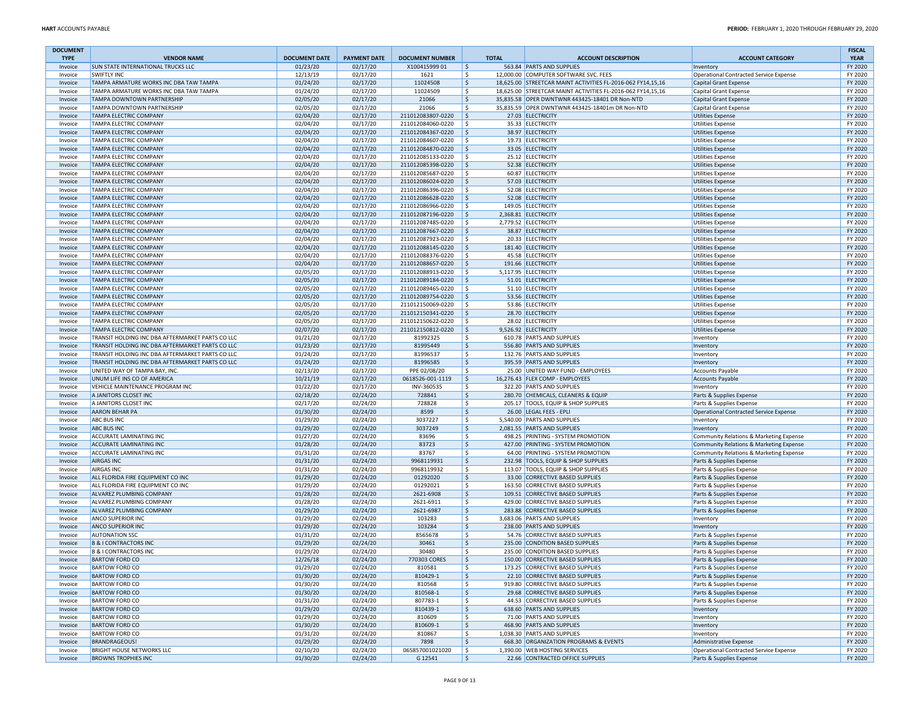| DOCUMENT TYPE | VENDOR NAME | DOCUMENT DATE | PAYMENT DATE | DOCUMENT NUMBER | TOTAL | ACCOUNT DESCRIPTION | ACCOUNT CATEGORY | FISCAL YEAR |
|---|---|---|---|---|---|---|---|---|
| Invoice | SUN STATE INTERNATIONAL TRUCKS LLC | 01/23/20 | 02/17/20 | X100415999 01 | $ 563.84 | PARTS AND SUPPLIES | Inventory | FY 2020 |
| Invoice | SWIFTLY INC | 12/13/19 | 02/17/20 | 1621 | $ 12,000.00 | COMPUTER SOFTWARE SVC. FEES | Operational Contracted Service Expense | FY 2020 |
| Invoice | TAMPA ARMATURE WORKS INC DBA TAW TAMPA | 01/24/20 | 02/17/20 | 11024508 | $ 18,625.00 | STREETCAR MAINT ACTIVITIES FL-2016-062 FY14,15,16 | Capital Grant Expense | FY 2020 |
| Invoice | TAMPA ARMATURE WORKS INC DBA TAW TAMPA | 01/24/20 | 02/17/20 | 11024509 | $ 18,625.00 | STREETCAR MAINT ACTIVITIES FL-2016-062 FY14,15,16 | Capital Grant Expense | FY 2020 |
| Invoice | TAMPA DOWNTOWN PARTNERSHIP | 02/05/20 | 02/17/20 | 21066 | $ 35,835.58 | OPER DWNTWNR 443425-18401 DR Non-NTD | Capital Grant Expense | FY 2020 |
| Invoice | TAMPA DOWNTOWN PARTNERSHIP | 02/05/20 | 02/17/20 | 21066 | $ 35,835.59 | OPER DWNTWNR 443425-18401m DR Non-NTD | Capital Grant Expense | FY 2020 |
| Invoice | TAMPA ELECTRIC COMPANY | 02/04/20 | 02/17/20 | 211012083807-0220 | $ 27.03 | ELECTRICITY | Utilities Expense | FY 2020 |
| Invoice | TAMPA ELECTRIC COMPANY | 02/04/20 | 02/17/20 | 211012084060-0220 | $ 35.33 | ELECTRICITY | Utilities Expense | FY 2020 |
| Invoice | TAMPA ELECTRIC COMPANY | 02/04/20 | 02/17/20 | 211012084367-0220 | $ 38.97 | ELECTRICITY | Utilities Expense | FY 2020 |
| Invoice | TAMPA ELECTRIC COMPANY | 02/04/20 | 02/17/20 | 211012084607-0220 | $ 19.73 | ELECTRICITY | Utilities Expense | FY 2020 |
| Invoice | TAMPA ELECTRIC COMPANY | 02/04/20 | 02/17/20 | 211012084870-0220 | $ 33.05 | ELECTRICITY | Utilities Expense | FY 2020 |
| Invoice | TAMPA ELECTRIC COMPANY | 02/04/20 | 02/17/20 | 211012085133-0220 | $ 25.12 | ELECTRICITY | Utilities Expense | FY 2020 |
| Invoice | TAMPA ELECTRIC COMPANY | 02/04/20 | 02/17/20 | 211012085398-0220 | $ 52.38 | ELECTRICITY | Utilities Expense | FY 2020 |
| Invoice | TAMPA ELECTRIC COMPANY | 02/04/20 | 02/17/20 | 211012085687-0220 | $ 60.87 | ELECTRICITY | Utilities Expense | FY 2020 |
| Invoice | TAMPA ELECTRIC COMPANY | 02/04/20 | 02/17/20 | 211012086024-0220 | $ 57.03 | ELECTRICITY | Utilities Expense | FY 2020 |
| Invoice | TAMPA ELECTRIC COMPANY | 02/04/20 | 02/17/20 | 211012086396-0220 | $ 52.08 | ELECTRICITY | Utilities Expense | FY 2020 |
| Invoice | TAMPA ELECTRIC COMPANY | 02/04/20 | 02/17/20 | 211012086628-0220 | $ 52.08 | ELECTRICITY | Utilities Expense | FY 2020 |
| Invoice | TAMPA ELECTRIC COMPANY | 02/04/20 | 02/17/20 | 211012086966-0220 | $ 149.05 | ELECTRICITY | Utilities Expense | FY 2020 |
| Invoice | TAMPA ELECTRIC COMPANY | 02/04/20 | 02/17/20 | 211012087196-0220 | $ 2,368.81 | ELECTRICITY | Utilities Expense | FY 2020 |
| Invoice | TAMPA ELECTRIC COMPANY | 02/04/20 | 02/17/20 | 211012087485-0220 | $ 2,779.52 | ELECTRICITY | Utilities Expense | FY 2020 |
| Invoice | TAMPA ELECTRIC COMPANY | 02/04/20 | 02/17/20 | 211012087667-0220 | $ 38.87 | ELECTRICITY | Utilities Expense | FY 2020 |
| Invoice | TAMPA ELECTRIC COMPANY | 02/04/20 | 02/17/20 | 211012087923-0220 | $ 20.33 | ELECTRICITY | Utilities Expense | FY 2020 |
| Invoice | TAMPA ELECTRIC COMPANY | 02/04/20 | 02/17/20 | 211012088145-0220 | $ 181.40 | ELECTRICITY | Utilities Expense | FY 2020 |
| Invoice | TAMPA ELECTRIC COMPANY | 02/04/20 | 02/17/20 | 211012088376-0220 | $ 45.58 | ELECTRICITY | Utilities Expense | FY 2020 |
| Invoice | TAMPA ELECTRIC COMPANY | 02/04/20 | 02/17/20 | 211012088657-0220 | $ 191.66 | ELECTRICITY | Utilities Expense | FY 2020 |
| Invoice | TAMPA ELECTRIC COMPANY | 02/05/20 | 02/17/20 | 211012088913-0220 | $ 5,117.95 | ELECTRICITY | Utilities Expense | FY 2020 |
| Invoice | TAMPA ELECTRIC COMPANY | 02/05/20 | 02/17/20 | 211012089184-0220 | $ 51.01 | ELECTRICITY | Utilities Expense | FY 2020 |
| Invoice | TAMPA ELECTRIC COMPANY | 02/05/20 | 02/17/20 | 211012089465-0220 | $ 51.10 | ELECTRICITY | Utilities Expense | FY 2020 |
| Invoice | TAMPA ELECTRIC COMPANY | 02/05/20 | 02/17/20 | 211012089754-0220 | $ 53.56 | ELECTRICITY | Utilities Expense | FY 2020 |
| Invoice | TAMPA ELECTRIC COMPANY | 02/05/20 | 02/17/20 | 211012150069-0220 | $ 53.86 | ELECTRICITY | Utilities Expense | FY 2020 |
| Invoice | TAMPA ELECTRIC COMPANY | 02/05/20 | 02/17/20 | 211012150341-0220 | $ 28.70 | ELECTRICITY | Utilities Expense | FY 2020 |
| Invoice | TAMPA ELECTRIC COMPANY | 02/05/20 | 02/17/20 | 211012150622-0220 | $ 28.02 | ELECTRICITY | Utilities Expense | FY 2020 |
| Invoice | TAMPA ELECTRIC COMPANY | 02/07/20 | 02/17/20 | 211012150812-0220 | $ 9,526.92 | ELECTRICITY | Utilities Expense | FY 2020 |
| Invoice | TRANSIT HOLDING INC DBA AFTERMARKET PARTS CO LLC | 01/21/20 | 02/17/20 | 81992325 | $ 610.78 | PARTS AND SUPPLIES | Inventory | FY 2020 |
| Invoice | TRANSIT HOLDING INC DBA AFTERMARKET PARTS CO LLC | 01/23/20 | 02/17/20 | 81995449 | $ 556.80 | PARTS AND SUPPLIES | Inventory | FY 2020 |
| Invoice | TRANSIT HOLDING INC DBA AFTERMARKET PARTS CO LLC | 01/24/20 | 02/17/20 | 81996537 | $ 132.76 | PARTS AND SUPPLIES | Inventory | FY 2020 |
| Invoice | TRANSIT HOLDING INC DBA AFTERMARKET PARTS CO LLC | 01/24/20 | 02/17/20 | 81996585 | $ 395.59 | PARTS AND SUPPLIES | Inventory | FY 2020 |
| Invoice | UNITED WAY OF TAMPA BAY, INC. | 02/13/20 | 02/17/20 | PPE 02/08/20 | $ 25.00 | UNITED WAY FUND - EMPLOYEES | Accounts Payable | FY 2020 |
| Invoice | UNUM LIFE INS CO OF AMERICA | 10/21/19 | 02/17/20 | 0618526-001-1119 | $ 16,276.43 | FLEX COMP - EMPLOYEES | Accounts Payable | FY 2020 |
| Invoice | VEHICLE MAINTENANCE PROGRAM INC | 01/22/20 | 02/17/20 | INV-360535 | $ 322.20 | PARTS AND SUPPLIES | Inventory | FY 2020 |
| Invoice | A JANITORS CLOSET INC | 02/18/20 | 02/24/20 | 728841 | $ 280.70 | CHEMICALS, CLEANERS & EQUIP | Parts & Supplies Expense | FY 2020 |
| Invoice | A JANITORS CLOSET INC | 02/17/20 | 02/24/20 | 728828 | $ 205.17 | TOOLS, EQUIP & SHOP SUPPLIES | Parts & Supplies Expense | FY 2020 |
| Invoice | AARON BEHAR PA | 01/30/20 | 02/24/20 | 8599 | $ 26.00 | LEGAL FEES - EPLI | Operational Contracted Service Expense | FY 2020 |
| Invoice | ABC BUS INC | 01/29/20 | 02/24/20 | 3037227 | $ 5,540.00 | PARTS AND SUPPLIES | Inventory | FY 2020 |
| Invoice | ABC BUS INC | 01/29/20 | 02/24/20 | 3037249 | $ 2,081.55 | PARTS AND SUPPLIES | Inventory | FY 2020 |
| Invoice | ACCURATE LAMINATING INC | 01/27/20 | 02/24/20 | 83696 | $ 498.25 | PRINTING - SYSTEM PROMOTION | Community Relations & Marketing Expense | FY 2020 |
| Invoice | ACCURATE LAMINATING INC | 01/28/20 | 02/24/20 | 83723 | $ 427.00 | PRINTING - SYSTEM PROMOTION | Community Relations & Marketing Expense | FY 2020 |
| Invoice | ACCURATE LAMINATING INC | 01/31/20 | 02/24/20 | 83767 | $ 64.00 | PRINTING - SYSTEM PROMOTION | Community Relations & Marketing Expense | FY 2020 |
| Invoice | AIRGAS INC | 01/31/20 | 02/24/20 | 9968119931 | $ 232.98 | TOOLS, EQUIP & SHOP SUPPLIES | Parts & Supplies Expense | FY 2020 |
| Invoice | AIRGAS INC | 01/31/20 | 02/24/20 | 9968119932 | $ 113.07 | TOOLS, EQUIP & SHOP SUPPLIES | Parts & Supplies Expense | FY 2020 |
| Invoice | ALL FLORIDA FIRE EQUIPMENT CO INC | 01/29/20 | 02/24/20 | 01292020 | $ 33.00 | CORRECTIVE BASED SUPPLIES | Parts & Supplies Expense | FY 2020 |
| Invoice | ALL FLORIDA FIRE EQUIPMENT CO INC | 01/29/20 | 02/24/20 | 01292021 | $ 163.50 | CORRECTIVE BASED SUPPLIES | Parts & Supplies Expense | FY 2020 |
| Invoice | ALVAREZ PLUMBING COMPANY | 01/28/20 | 02/24/20 | 2621-6908 | $ 109.51 | CORRECTIVE BASED SUPPLIES | Parts & Supplies Expense | FY 2020 |
| Invoice | ALVAREZ PLUMBING COMPANY | 01/28/20 | 02/24/20 | 2621-6911 | $ 429.00 | CORRECTIVE BASED SUPPLIES | Parts & Supplies Expense | FY 2020 |
| Invoice | ALVAREZ PLUMBING COMPANY | 01/29/20 | 02/24/20 | 2621-6987 | $ 283.88 | CORRECTIVE BASED SUPPLIES | Parts & Supplies Expense | FY 2020 |
| Invoice | ANCO SUPERIOR INC | 01/29/20 | 02/24/20 | 103283 | $ 3,683.06 | PARTS AND SUPPLIES | Inventory | FY 2020 |
| Invoice | ANCO SUPERIOR INC | 01/29/20 | 02/24/20 | 103284 | $ 238.00 | PARTS AND SUPPLIES | Inventory | FY 2020 |
| Invoice | AUTONATION SSC | 01/31/20 | 02/24/20 | 8565678 | $ 54.76 | CORRECTIVE BASED SUPPLIES | Parts & Supplies Expense | FY 2020 |
| Invoice | B & I CONTRACTORS INC | 01/29/20 | 02/24/20 | 30461 | $ 235.00 | CONDITION BASED SUPPLIES | Parts & Supplies Expense | FY 2020 |
| Invoice | B & I CONTRACTORS INC | 01/29/20 | 02/24/20 | 30480 | $ 235.00 | CONDITION BASED SUPPLIES | Parts & Supplies Expense | FY 2020 |
| Invoice | BARTOW FORD CO | 12/26/18 | 02/24/20 | 770303 CORES | $ 150.00 | CORRECTIVE BASED SUPPLIES | Parts & Supplies Expense | FY 2020 |
| Invoice | BARTOW FORD CO | 01/29/20 | 02/24/20 | 810581 | $ 173.25 | CORRECTIVE BASED SUPPLIES | Parts & Supplies Expense | FY 2020 |
| Invoice | BARTOW FORD CO | 01/30/20 | 02/24/20 | 810429-1 | $ 22.10 | CORRECTIVE BASED SUPPLIES | Parts & Supplies Expense | FY 2020 |
| Invoice | BARTOW FORD CO | 01/30/20 | 02/24/20 | 810568 | $ 919.80 | CORRECTIVE BASED SUPPLIES | Parts & Supplies Expense | FY 2020 |
| Invoice | BARTOW FORD CO | 01/30/20 | 02/24/20 | 810568-1 | $ 29.68 | CORRECTIVE BASED SUPPLIES | Parts & Supplies Expense | FY 2020 |
| Invoice | BARTOW FORD CO | 01/31/20 | 02/24/20 | 807783-1 | $ 44.53 | CORRECTIVE BASED SUPPLIES | Parts & Supplies Expense | FY 2020 |
| Invoice | BARTOW FORD CO | 01/29/20 | 02/24/20 | 810439-1 | $ 638.60 | PARTS AND SUPPLIES | Inventory | FY 2020 |
| Invoice | BARTOW FORD CO | 01/29/20 | 02/24/20 | 810609 | $ 71.00 | PARTS AND SUPPLIES | Inventory | FY 2020 |
| Invoice | BARTOW FORD CO | 01/30/20 | 02/24/20 | 810609-1 | $ 468.90 | PARTS AND SUPPLIES | Inventory | FY 2020 |
| Invoice | BARTOW FORD CO | 01/31/20 | 02/24/20 | 810867 | $ 1,038.30 | PARTS AND SUPPLIES | Inventory | FY 2020 |
| Invoice | BRANDRAGEOUS! | 01/29/20 | 02/24/20 | 7898 | $ 668.30 | ORGANIZATION PROGRAMS & EVENTS | Administrative Expense | FY 2020 |
| Invoice | BRIGHT HOUSE NETWORKS LLC | 02/10/20 | 02/24/20 | 065857001021020 | $ 1,390.00 | WEB HOSTING SERVICES | Operational Contracted Service Expense | FY 2020 |
| Invoice | BROWNS TROPHIES INC | 01/30/20 | 02/24/20 | G 12541 | $ 22.66 | CONTRACTED OFFICE SUPPLIES | Parts & Supplies Expense | FY 2020 |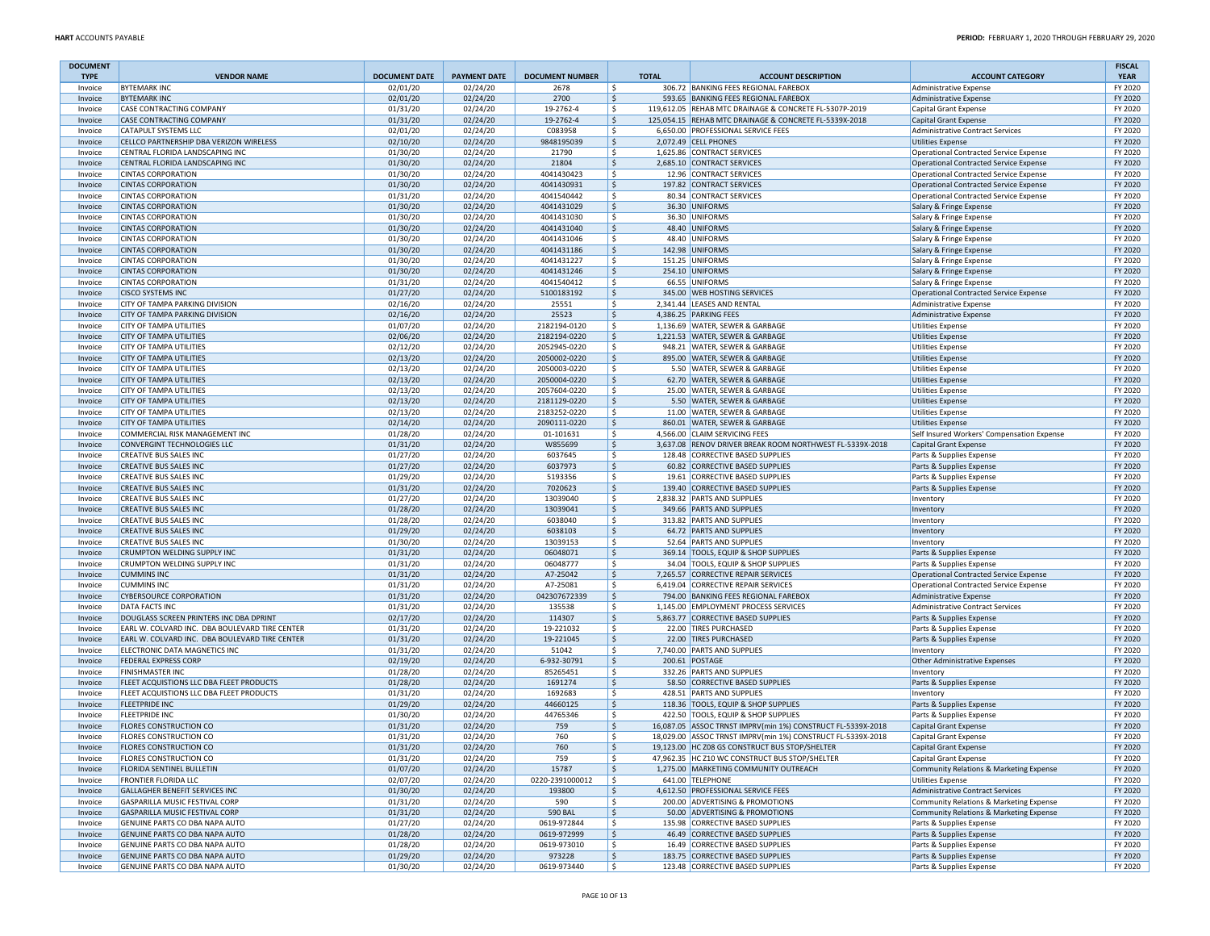| DOCUMENT TYPE | VENDOR NAME | DOCUMENT DATE | PAYMENT DATE | DOCUMENT NUMBER | TOTAL | ACCOUNT DESCRIPTION | ACCOUNT CATEGORY | FISCAL YEAR |
|---|---|---|---|---|---|---|---|---|
| Invoice | BYTEMARK INC | 02/01/20 | 02/24/20 | 2678 | $ 306.72 | BANKING FEES REGIONAL FAREBOX | Administrative Expense | FY 2020 |
| Invoice | BYTEMARK INC | 02/01/20 | 02/24/20 | 2700 | $ 593.65 | BANKING FEES REGIONAL FAREBOX | Administrative Expense | FY 2020 |
| Invoice | CASE CONTRACTING COMPANY | 01/31/20 | 02/24/20 | 19-2762-4 | $ 119,612.05 | REHAB MTC DRAINAGE & CONCRETE FL-5307P-2019 | Capital Grant Expense | FY 2020 |
| Invoice | CASE CONTRACTING COMPANY | 01/31/20 | 02/24/20 | 19-2762-4 | $ 125,054.15 | REHAB MTC DRAINAGE & CONCRETE FL-5339X-2018 | Capital Grant Expense | FY 2020 |
| Invoice | CATAPULT SYSTEMS LLC | 02/01/20 | 02/24/20 | C083958 | $ 6,650.00 | PROFESSIONAL SERVICE FEES | Administrative Contract Services | FY 2020 |
| Invoice | CELLCO PARTNERSHIP DBA VERIZON WIRELESS | 02/10/20 | 02/24/20 | 9848195039 | $ 2,072.49 | CELL PHONES | Utilities Expense | FY 2020 |
| Invoice | CENTRAL FLORIDA LANDSCAPING INC | 01/30/20 | 02/24/20 | 21790 | $ 1,625.86 | CONTRACT SERVICES | Operational Contracted Service Expense | FY 2020 |
| Invoice | CENTRAL FLORIDA LANDSCAPING INC | 01/30/20 | 02/24/20 | 21804 | $ 2,685.10 | CONTRACT SERVICES | Operational Contracted Service Expense | FY 2020 |
| Invoice | CINTAS CORPORATION | 01/30/20 | 02/24/20 | 4041430423 | $ 12.96 | CONTRACT SERVICES | Operational Contracted Service Expense | FY 2020 |
| Invoice | CINTAS CORPORATION | 01/30/20 | 02/24/20 | 4041430931 | $ 197.82 | CONTRACT SERVICES | Operational Contracted Service Expense | FY 2020 |
| Invoice | CINTAS CORPORATION | 01/31/20 | 02/24/20 | 4041540442 | $ 80.34 | CONTRACT SERVICES | Operational Contracted Service Expense | FY 2020 |
| Invoice | CINTAS CORPORATION | 01/30/20 | 02/24/20 | 4041431029 | $ 36.30 | UNIFORMS | Salary & Fringe Expense | FY 2020 |
| Invoice | CINTAS CORPORATION | 01/30/20 | 02/24/20 | 4041431030 | $ 36.30 | UNIFORMS | Salary & Fringe Expense | FY 2020 |
| Invoice | CINTAS CORPORATION | 01/30/20 | 02/24/20 | 4041431040 | $ 48.40 | UNIFORMS | Salary & Fringe Expense | FY 2020 |
| Invoice | CINTAS CORPORATION | 01/30/20 | 02/24/20 | 4041431046 | $ 48.40 | UNIFORMS | Salary & Fringe Expense | FY 2020 |
| Invoice | CINTAS CORPORATION | 01/30/20 | 02/24/20 | 4041431186 | $ 142.98 | UNIFORMS | Salary & Fringe Expense | FY 2020 |
| Invoice | CINTAS CORPORATION | 01/30/20 | 02/24/20 | 4041431227 | $ 151.25 | UNIFORMS | Salary & Fringe Expense | FY 2020 |
| Invoice | CINTAS CORPORATION | 01/30/20 | 02/24/20 | 4041431246 | $ 254.10 | UNIFORMS | Salary & Fringe Expense | FY 2020 |
| Invoice | CINTAS CORPORATION | 01/31/20 | 02/24/20 | 4041540412 | $ 66.55 | UNIFORMS | Salary & Fringe Expense | FY 2020 |
| Invoice | CISCO SYSTEMS INC | 01/27/20 | 02/24/20 | 5100183192 | $ 345.00 | WEB HOSTING SERVICES | Operational Contracted Service Expense | FY 2020 |
| Invoice | CITY OF TAMPA PARKING DIVISION | 02/16/20 | 02/24/20 | 25551 | $ 2,341.44 | LEASES AND RENTAL | Administrative Expense | FY 2020 |
| Invoice | CITY OF TAMPA PARKING DIVISION | 02/16/20 | 02/24/20 | 25523 | $ 4,386.25 | PARKING FEES | Administrative Expense | FY 2020 |
| Invoice | CITY OF TAMPA UTILITIES | 01/07/20 | 02/24/20 | 2182194-0120 | $ 1,136.69 | WATER, SEWER & GARBAGE | Utilities Expense | FY 2020 |
| Invoice | CITY OF TAMPA UTILITIES | 02/06/20 | 02/24/20 | 2182194-0220 | $ 1,221.53 | WATER, SEWER & GARBAGE | Utilities Expense | FY 2020 |
| Invoice | CITY OF TAMPA UTILITIES | 02/12/20 | 02/24/20 | 2052945-0220 | $ 948.21 | WATER, SEWER & GARBAGE | Utilities Expense | FY 2020 |
| Invoice | CITY OF TAMPA UTILITIES | 02/13/20 | 02/24/20 | 2050002-0220 | $ 895.00 | WATER, SEWER & GARBAGE | Utilities Expense | FY 2020 |
| Invoice | CITY OF TAMPA UTILITIES | 02/13/20 | 02/24/20 | 2050003-0220 | $ 5.50 | WATER, SEWER & GARBAGE | Utilities Expense | FY 2020 |
| Invoice | CITY OF TAMPA UTILITIES | 02/13/20 | 02/24/20 | 2050004-0220 | $ 62.70 | WATER, SEWER & GARBAGE | Utilities Expense | FY 2020 |
| Invoice | CITY OF TAMPA UTILITIES | 02/13/20 | 02/24/20 | 2057604-0220 | $ 25.00 | WATER, SEWER & GARBAGE | Utilities Expense | FY 2020 |
| Invoice | CITY OF TAMPA UTILITIES | 02/13/20 | 02/24/20 | 2181129-0220 | $ 5.50 | WATER, SEWER & GARBAGE | Utilities Expense | FY 2020 |
| Invoice | CITY OF TAMPA UTILITIES | 02/13/20 | 02/24/20 | 2183252-0220 | $ 11.00 | WATER, SEWER & GARBAGE | Utilities Expense | FY 2020 |
| Invoice | CITY OF TAMPA UTILITIES | 02/14/20 | 02/24/20 | 2090111-0220 | $ 860.01 | WATER, SEWER & GARBAGE | Utilities Expense | FY 2020 |
| Invoice | COMMERCIAL RISK MANAGEMENT INC | 01/28/20 | 02/24/20 | 01-101631 | $ 4,566.00 | CLAIM SERVICING FEES | Self Insured Workers' Compensation Expense | FY 2020 |
| Invoice | CONVERGINT TECHNOLOGIES LLC | 01/31/20 | 02/24/20 | W855699 | $ 3,637.08 | RENOV DRIVER BREAK ROOM NORTHWEST FL-5339X-2018 | Capital Grant Expense | FY 2020 |
| Invoice | CREATIVE BUS SALES INC | 01/27/20 | 02/24/20 | 6037645 | $ 128.48 | CORRECTIVE BASED SUPPLIES | Parts & Supplies Expense | FY 2020 |
| Invoice | CREATIVE BUS SALES INC | 01/27/20 | 02/24/20 | 6037973 | $ 60.82 | CORRECTIVE BASED SUPPLIES | Parts & Supplies Expense | FY 2020 |
| Invoice | CREATIVE BUS SALES INC | 01/29/20 | 02/24/20 | 5193356 | $ 19.61 | CORRECTIVE BASED SUPPLIES | Parts & Supplies Expense | FY 2020 |
| Invoice | CREATIVE BUS SALES INC | 01/31/20 | 02/24/20 | 7020623 | $ 139.40 | CORRECTIVE BASED SUPPLIES | Parts & Supplies Expense | FY 2020 |
| Invoice | CREATIVE BUS SALES INC | 01/27/20 | 02/24/20 | 13039040 | $ 2,838.32 | PARTS AND SUPPLIES | Inventory | FY 2020 |
| Invoice | CREATIVE BUS SALES INC | 01/28/20 | 02/24/20 | 13039041 | $ 349.66 | PARTS AND SUPPLIES | Inventory | FY 2020 |
| Invoice | CREATIVE BUS SALES INC | 01/28/20 | 02/24/20 | 6038040 | $ 313.82 | PARTS AND SUPPLIES | Inventory | FY 2020 |
| Invoice | CREATIVE BUS SALES INC | 01/29/20 | 02/24/20 | 6038103 | $ 64.72 | PARTS AND SUPPLIES | Inventory | FY 2020 |
| Invoice | CREATIVE BUS SALES INC | 01/30/20 | 02/24/20 | 13039153 | $ 52.64 | PARTS AND SUPPLIES | Inventory | FY 2020 |
| Invoice | CRUMPTON WELDING SUPPLY INC | 01/31/20 | 02/24/20 | 06048071 | $ 369.14 | TOOLS, EQUIP & SHOP SUPPLIES | Parts & Supplies Expense | FY 2020 |
| Invoice | CRUMPTON WELDING SUPPLY INC | 01/31/20 | 02/24/20 | 06048777 | $ 34.04 | TOOLS, EQUIP & SHOP SUPPLIES | Parts & Supplies Expense | FY 2020 |
| Invoice | CUMMINS INC | 01/31/20 | 02/24/20 | A7-25042 | $ 7,265.57 | CORRECTIVE REPAIR SERVICES | Operational Contracted Service Expense | FY 2020 |
| Invoice | CUMMINS INC | 01/31/20 | 02/24/20 | A7-25081 | $ 6,419.04 | CORRECTIVE REPAIR SERVICES | Operational Contracted Service Expense | FY 2020 |
| Invoice | CYBERSOURCE CORPORATION | 01/31/20 | 02/24/20 | 042307672339 | $ 794.00 | BANKING FEES REGIONAL FAREBOX | Administrative Expense | FY 2020 |
| Invoice | DATA FACTS INC | 01/31/20 | 02/24/20 | 135538 | $ 1,145.00 | EMPLOYMENT PROCESS SERVICES | Administrative Contract Services | FY 2020 |
| Invoice | DOUGLASS SCREEN PRINTERS INC DBA DPRINT | 02/17/20 | 02/24/20 | 114307 | $ 5,863.77 | CORRECTIVE BASED SUPPLIES | Parts & Supplies Expense | FY 2020 |
| Invoice | EARL W. COLVARD INC. DBA BOULEVARD TIRE CENTER | 01/31/20 | 02/24/20 | 19-221032 | $ 22.00 | TIRES PURCHASED | Parts & Supplies Expense | FY 2020 |
| Invoice | EARL W. COLVARD INC. DBA BOULEVARD TIRE CENTER | 01/31/20 | 02/24/20 | 19-221045 | $ 22.00 | TIRES PURCHASED | Parts & Supplies Expense | FY 2020 |
| Invoice | ELECTRONIC DATA MAGNETICS INC | 01/31/20 | 02/24/20 | 51042 | $ 7,740.00 | PARTS AND SUPPLIES | Inventory | FY 2020 |
| Invoice | FEDERAL EXPRESS CORP | 02/19/20 | 02/24/20 | 6-932-30791 | $ 200.61 | POSTAGE | Other Administrative Expenses | FY 2020 |
| Invoice | FINISHMASTER INC | 01/28/20 | 02/24/20 | 85265451 | $ 332.26 | PARTS AND SUPPLIES | Inventory | FY 2020 |
| Invoice | FLEET ACQUISTIONS LLC DBA FLEET PRODUCTS | 01/28/20 | 02/24/20 | 1691274 | $ 58.50 | CORRECTIVE BASED SUPPLIES | Parts & Supplies Expense | FY 2020 |
| Invoice | FLEET ACQUISTIONS LLC DBA FLEET PRODUCTS | 01/31/20 | 02/24/20 | 1692683 | $ 428.51 | PARTS AND SUPPLIES | Inventory | FY 2020 |
| Invoice | FLEETPRIDE INC | 01/29/20 | 02/24/20 | 44660125 | $ 118.36 | TOOLS, EQUIP & SHOP SUPPLIES | Parts & Supplies Expense | FY 2020 |
| Invoice | FLEETPRIDE INC | 01/30/20 | 02/24/20 | 44765346 | $ 422.50 | TOOLS, EQUIP & SHOP SUPPLIES | Parts & Supplies Expense | FY 2020 |
| Invoice | FLORES CONSTRUCTION CO | 01/31/20 | 02/24/20 | 759 | $ 16,087.05 | ASSOC TRNST IMPRV(min 1%) CONSTRUCT FL-5339X-2018 | Capital Grant Expense | FY 2020 |
| Invoice | FLORES CONSTRUCTION CO | 01/31/20 | 02/24/20 | 760 | $ 18,029.00 | ASSOC TRNST IMPRV(min 1%) CONSTRUCT FL-5339X-2018 | Capital Grant Expense | FY 2020 |
| Invoice | FLORES CONSTRUCTION CO | 01/31/20 | 02/24/20 | 760 | $ 19,123.00 | HC Z08 GS CONSTRUCT BUS STOP/SHELTER | Capital Grant Expense | FY 2020 |
| Invoice | FLORES CONSTRUCTION CO | 01/31/20 | 02/24/20 | 759 | $ 47,962.35 | HC Z10 WC CONSTRUCT BUS STOP/SHELTER | Capital Grant Expense | FY 2020 |
| Invoice | FLORIDA SENTINEL BULLETIN | 01/07/20 | 02/24/20 | 15787 | $ 1,275.00 | MARKETING COMMUNITY OUTREACH | Community Relations & Marketing Expense | FY 2020 |
| Invoice | FRONTIER FLORIDA LLC | 02/07/20 | 02/24/20 | 0220-2391000012 | $ 641.00 | TELEPHONE | Utilities Expense | FY 2020 |
| Invoice | GALLAGHER BENEFIT SERVICES INC | 01/30/20 | 02/24/20 | 193800 | $ 4,612.50 | PROFESSIONAL SERVICE FEES | Administrative Contract Services | FY 2020 |
| Invoice | GASPARILLA MUSIC FESTIVAL CORP | 01/31/20 | 02/24/20 | 590 | $ 200.00 | ADVERTISING & PROMOTIONS | Community Relations & Marketing Expense | FY 2020 |
| Invoice | GASPARILLA MUSIC FESTIVAL CORP | 01/31/20 | 02/24/20 | 590 BAL | $ 50.00 | ADVERTISING & PROMOTIONS | Community Relations & Marketing Expense | FY 2020 |
| Invoice | GENUINE PARTS CO DBA NAPA AUTO | 01/27/20 | 02/24/20 | 0619-972844 | $ 135.98 | CORRECTIVE BASED SUPPLIES | Parts & Supplies Expense | FY 2020 |
| Invoice | GENUINE PARTS CO DBA NAPA AUTO | 01/28/20 | 02/24/20 | 0619-972999 | $ 46.49 | CORRECTIVE BASED SUPPLIES | Parts & Supplies Expense | FY 2020 |
| Invoice | GENUINE PARTS CO DBA NAPA AUTO | 01/28/20 | 02/24/20 | 0619-973010 | $ 16.49 | CORRECTIVE BASED SUPPLIES | Parts & Supplies Expense | FY 2020 |
| Invoice | GENUINE PARTS CO DBA NAPA AUTO | 01/29/20 | 02/24/20 | 973228 | $ 183.75 | CORRECTIVE BASED SUPPLIES | Parts & Supplies Expense | FY 2020 |
| Invoice | GENUINE PARTS CO DBA NAPA AUTO | 01/30/20 | 02/24/20 | 0619-973440 | $ 123.48 | CORRECTIVE BASED SUPPLIES | Parts & Supplies Expense | FY 2020 |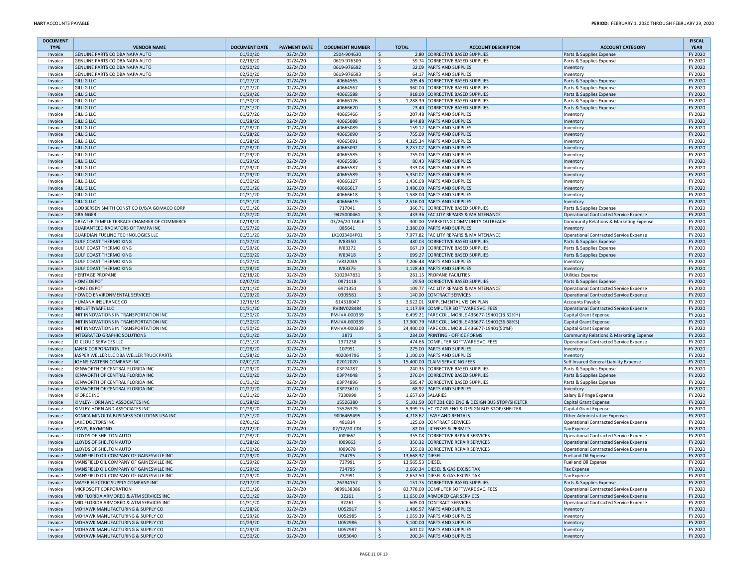| DOCUMENT TYPE | VENDOR NAME | DOCUMENT DATE | PAYMENT DATE | DOCUMENT NUMBER | TOTAL | ACCOUNT DESCRIPTION | ACCOUNT CATEGORY | FISCAL YEAR |
|---|---|---|---|---|---|---|---|---|
| Invoice | GENUINE PARTS CO DBA NAPA AUTO | 01/30/20 | 02/24/20 | 2504-904630 | $ 2.80 | CORRECTIVE BASED SUPPLIES | Parts & Supplies Expense | FY 2020 |
| Invoice | GENUINE PARTS CO DBA NAPA AUTO | 02/18/20 | 02/24/20 | 0619-976309 | $ 59.74 | CORRECTIVE BASED SUPPLIES | Parts & Supplies Expense | FY 2020 |
| Invoice | GENUINE PARTS CO DBA NAPA AUTO | 02/20/20 | 02/24/20 | 0619-976692 | $ 32.09 | PARTS AND SUPPLIES | Inventory | FY 2020 |
| Invoice | GENUINE PARTS CO DBA NAPA AUTO | 02/20/20 | 02/24/20 | 0619-976693 | $ 64.17 | PARTS AND SUPPLIES | Inventory | FY 2020 |
| Invoice | GILLIG LLC | 01/27/20 | 02/24/20 | 40664565 | $ 205.46 | CORRECTIVE BASED SUPPLIES | Parts & Supplies Expense | FY 2020 |
| Invoice | GILLIG LLC | 01/27/20 | 02/24/20 | 40664567 | $ 960.00 | CORRECTIVE BASED SUPPLIES | Parts & Supplies Expense | FY 2020 |
| Invoice | GILLIG LLC | 01/29/20 | 02/24/20 | 40665588 | $ 918.00 | CORRECTIVE BASED SUPPLIES | Parts & Supplies Expense | FY 2020 |
| Invoice | GILLIG LLC | 01/30/20 | 02/24/20 | 40666126 | $ 1,288.39 | CORRECTIVE BASED SUPPLIES | Parts & Supplies Expense | FY 2020 |
| Invoice | GILLIG LLC | 01/31/20 | 02/24/20 | 40666620 | $ 23.40 | CORRECTIVE BASED SUPPLIES | Parts & Supplies Expense | FY 2020 |
| Invoice | GILLIG LLC | 01/27/20 | 02/24/20 | 40665466 | $ 207.48 | PARTS AND SUPPLIES | Inventory | FY 2020 |
| Invoice | GILLIG LLC | 01/28/20 | 02/24/20 | 40665088 | $ 844.88 | PARTS AND SUPPLIES | Inventory | FY 2020 |
| Invoice | GILLIG LLC | 01/28/20 | 02/24/20 | 40665089 | $ 159.12 | PARTS AND SUPPLIES | Inventory | FY 2020 |
| Invoice | GILLIG LLC | 01/28/20 | 02/24/20 | 40665090 | $ 755.00 | PARTS AND SUPPLIES | Inventory | FY 2020 |
| Invoice | GILLIG LLC | 01/28/20 | 02/24/20 | 40665091 | $ 4,325.34 | PARTS AND SUPPLIES | Inventory | FY 2020 |
| Invoice | GILLIG LLC | 01/28/20 | 02/24/20 | 40665092 | $ 8,237.02 | PARTS AND SUPPLIES | Inventory | FY 2020 |
| Invoice | GILLIG LLC | 01/29/20 | 02/24/20 | 40665585 | $ 755.00 | PARTS AND SUPPLIES | Inventory | FY 2020 |
| Invoice | GILLIG LLC | 01/29/20 | 02/24/20 | 40665586 | $ 80.43 | PARTS AND SUPPLIES | Inventory | FY 2020 |
| Invoice | GILLIG LLC | 01/29/20 | 02/24/20 | 40665587 | $ 333.08 | PARTS AND SUPPLIES | Inventory | FY 2020 |
| Invoice | GILLIG LLC | 01/29/20 | 02/24/20 | 40665589 | $ 5,350.02 | PARTS AND SUPPLIES | Inventory | FY 2020 |
| Invoice | GILLIG LLC | 01/30/20 | 02/24/20 | 40666127 | $ 1,436.08 | PARTS AND SUPPLIES | Inventory | FY 2020 |
| Invoice | GILLIG LLC | 01/31/20 | 02/24/20 | 40666617 | $ 3,486.00 | PARTS AND SUPPLIES | Inventory | FY 2020 |
| Invoice | GILLIG LLC | 01/31/20 | 02/24/20 | 40666618 | $ 1,588.00 | PARTS AND SUPPLIES | Inventory | FY 2020 |
| Invoice | GILLIG LLC | 01/31/20 | 02/24/20 | 40666619 | $ 2,516.00 | PARTS AND SUPPLIES | Inventory | FY 2020 |
| Invoice | GODBERSEN SMITH CONST CO D/B/A GOMACO CORP | 01/31/20 | 02/24/20 | 717041 | $ 366.71 | CORRECTIVE BASED SUPPLIES | Parts & Supplies Expense | FY 2020 |
| Invoice | GRAINGER | 01/27/20 | 02/24/20 | 9425000461 | $ 433.36 | FACILITY REPAIRS & MAINTENANCE | Operational Contracted Service Expense | FY 2020 |
| Invoice | GREATER TEMPLE TERRACE CHAMBER OF COMMERCE | 02/18/20 | 02/24/20 | 03/26/20 TABLE | $ 300.00 | MARKETING COMMUNITY OUTREACH | Community Relations & Marketing Expense | FY 2020 |
| Invoice | GUARANTEED RADIATORS OF TAMPA INC | 01/27/20 | 02/24/20 | 085641 | $ 2,380.00 | PARTS AND SUPPLIES | Inventory | FY 2020 |
| Invoice | GUARDIAN FUELING TECHNOLOGIES LLC | 01/31/20 | 02/24/20 | LK1033404P01 | $ 7,977.82 | FACILITY REPAIRS & MAINTENANCE | Operational Contracted Service Expense | FY 2020 |
| Invoice | GULF COAST THERMO KING | 01/27/20 | 02/24/20 | IV83350 | $ 480.03 | CORRECTIVE BASED SUPPLIES | Parts & Supplies Expense | FY 2020 |
| Invoice | GULF COAST THERMO KING | 01/29/20 | 02/24/20 | IV83372 | $ 667.19 | CORRECTIVE BASED SUPPLIES | Parts & Supplies Expense | FY 2020 |
| Invoice | GULF COAST THERMO KING | 01/30/20 | 02/24/20 | IV83418 | $ 699.27 | CORRECTIVE BASED SUPPLIES | Parts & Supplies Expense | FY 2020 |
| Invoice | GULF COAST THERMO KING | 01/27/20 | 02/24/20 | IV83203A | $ 7,206.48 | PARTS AND SUPPLIES | Inventory | FY 2020 |
| Invoice | GULF COAST THERMO KING | 01/28/20 | 02/24/20 | IV83375 | $ 1,128.40 | PARTS AND SUPPLIES | Inventory | FY 2020 |
| Invoice | HERITAGE PROPANE | 02/18/20 | 02/24/20 | 3102947831 | $ 281.15 | PROPANE FACILITIES | Utilities Expense | FY 2020 |
| Invoice | HOME DEPOT | 02/07/20 | 02/24/20 | 0971118 | $ 29.50 | CORRECTIVE BASED SUPPLIES | Parts & Supplies Expense | FY 2020 |
| Invoice | HOME DEPOT | 02/11/20 | 02/24/20 | 6971351 | $ 109.77 | FACILITY REPAIRS & MAINTENANCE | Operational Contracted Service Expense | FY 2020 |
| Invoice | HOWCO ENVIRONMENTAL SERVICES | 01/29/20 | 02/24/20 | 0309581 | $ 140.00 | CONTRACT SERVICES | Operational Contracted Service Expense | FY 2020 |
| Invoice | HUMANA INSURANCE CO | 12/16/19 | 02/24/20 | 614318047 | $ 3,522.01 | SUPPLEMENTAL VISION PLAN | Accounts Payable | FY 2020 |
| Invoice | INDUSTRYSAFE LLC | 01/31/20 | 02/24/20 | RVINV028484 | $ 1,117.99 | COMPUTER SOFTWARE SVC. FEES | Operational Contracted Service Expense | FY 2020 |
| Invoice | INIT INNOVATIONS IN TRANSPORTATION INC | 01/30/20 | 02/24/20 | PM-IVA-000339 | $ 6,499.21 | FARE COLL MOBILE 436677-19401(13.32%H) | Capital Grant Expense | FY 2020 |
| Invoice | INIT INNOVATIONS IN TRANSPORTATION INC | 01/30/20 | 02/24/20 | PM-IVA-000339 | $ 17,900.79 | FARE COLL MOBILE 436677-19401(36.68%S) | Capital Grant Expense | FY 2020 |
| Invoice | INIT INNOVATIONS IN TRANSPORTATION INC | 01/30/20 | 02/24/20 | PM-IVA-000339 | $ 24,400.00 | FARE COLL MOBILE 436677-19401(50%F) | Capital Grant Expense | FY 2020 |
| Invoice | INTEGRATED GRAPHIC SOLUTIONS | 01/31/20 | 02/24/20 | 3873 | $ 284.00 | PRINTING - OFFICE FORMS | Community Relations & Marketing Expense | FY 2020 |
| Invoice | J2 CLOUD SERVICES LLC | 01/31/20 | 02/24/20 | 1371238 | $ 474.66 | COMPUTER SOFTWARE SVC. FEES | Operational Contracted Service Expense | FY 2020 |
| Invoice | JANEK CORPORATION, THE | 01/28/20 | 02/24/20 | 107951 | $ 275.00 | PARTS AND SUPPLIES | Inventory | FY 2020 |
| Invoice | JASPER WELLER LLC DBA WELLER TRUCK PARTS | 01/28/20 | 02/24/20 | 402004796 | $ 3,100.00 | PARTS AND SUPPLIES | Inventory | FY 2020 |
| Invoice | JOHNS EASTERN COMPANY INC | 02/01/20 | 02/24/20 | 02012020 | $ 15,400.00 | CLAIM SERVICING FEES | Self Insured General Liability Expense | FY 2020 |
| Invoice | KENWORTH OF CENTRAL FLORIDA INC | 01/29/20 | 02/24/20 | 03P74787 | $ 240.35 | CORRECTIVE BASED SUPPLIES | Parts & Supplies Expense | FY 2020 |
| Invoice | KENWORTH OF CENTRAL FLORIDA INC | 01/30/20 | 02/24/20 | 03P74048 | $ 276.04 | CORRECTIVE BASED SUPPLIES | Parts & Supplies Expense | FY 2020 |
| Invoice | KENWORTH OF CENTRAL FLORIDA INC | 01/31/20 | 02/24/20 | 03P74896 | $ 585.47 | CORRECTIVE BASED SUPPLIES | Parts & Supplies Expense | FY 2020 |
| Invoice | KENWORTH OF CENTRAL FLORIDA INC | 01/27/20 | 02/24/20 | 03P73610 | $ 68.92 | PARTS AND SUPPLIES | Inventory | FY 2020 |
| Invoice | KFORCE INC | 01/31/20 | 02/24/20 | 7330990 | $ 1,657.60 | SALARIES | Salary & Fringe Expense | FY 2020 |
| Invoice | KIMLEY-HORN AND ASSOCIATES INC | 01/28/20 | 02/24/20 | 15526380 | $ 5,101.50 | COT Z01 CBD ENG & DESIGN BUS STOP/SHELTER | Capital Grant Expense | FY 2020 |
| Invoice | KIMLEY-HORN AND ASSOCIATES INC | 01/28/20 | 02/24/20 | 15526379 | $ 5,999.75 | HC Z07 BS ENG & DESIGN BUS STOP/SHELTER | Capital Grant Expense | FY 2020 |
| Invoice | KONICA MINOLTA BUSINESS SOLUTIONS USA INC | 01/31/20 | 02/24/20 | 9006469495 | $ 4,718.62 | LEASE AND RENTALS | Other Administrative Expenses | FY 2020 |
| Invoice | LAKE DOCTORS INC | 02/01/20 | 02/24/20 | 481814 | $ 125.00 | CONTRACT SERVICES | Operational Contracted Service Expense | FY 2020 |
| Invoice | LEWIS, RAYMOND | 02/12/20 | 02/24/20 | 02/12/20-CDL | $ 82.00 | LICENSES & PERMITS | Tax Expense | FY 2020 |
| Invoice | LLOYDS OF SHELTON AUTO | 01/28/20 | 02/24/20 | I009662 | $ 355.08 | CORRECTIVE REPAIR SERVICES | Operational Contracted Service Expense | FY 2020 |
| Invoice | LLOYDS OF SHELTON AUTO | 01/28/20 | 02/24/20 | I009663 | $ 350.32 | CORRECTIVE REPAIR SERVICES | Operational Contracted Service Expense | FY 2020 |
| Invoice | LLOYDS OF SHELTON AUTO | 01/30/20 | 02/24/20 | I009678 | $ 355.08 | CORRECTIVE REPAIR SERVICES | Operational Contracted Service Expense | FY 2020 |
| Invoice | MANSFIELD OIL COMPANY OF GAINESVILLE INC | 01/29/20 | 02/24/20 | 734795 | $ 13,668.37 | DIESEL | Fuel and Oil Expense | FY 2020 |
| Invoice | MANSFIELD OIL COMPANY OF GAINESVILLE INC | 01/29/20 | 02/24/20 | 737991 | $ 13,565.53 | DIESEL | Fuel and Oil Expense | FY 2020 |
| Invoice | MANSFIELD OIL COMPANY OF GAINESVILLE INC | 01/29/20 | 02/24/20 | 734795 | $ 2,660.34 | DIESEL & GAS EXCISE TAX | Tax Expense | FY 2020 |
| Invoice | MANSFIELD OIL COMPANY OF GAINESVILLE INC | 01/29/20 | 02/24/20 | 737991 | $ 2,652.50 | DIESEL & GAS EXCISE TAX | Tax Expense | FY 2020 |
| Invoice | MAYER ELECTRIC SUPPLY COMPANY INC | 02/17/20 | 02/24/20 | 26294157 | $ 151.75 | CORRECTIVE BASED SUPPLIES | Parts & Supplies Expense | FY 2020 |
| Invoice | MICROSOFT CORPORATION | 01/31/20 | 02/24/20 | 9899138386 | $ 82,778.00 | COMPUTER SOFTWARE SVC. FEES | Operational Contracted Service Expense | FY 2020 |
| Invoice | MID FLORIDA ARMORED & ATM SERVICES INC | 01/31/20 | 02/24/20 | 32261 | $ 11,650.00 | ARMORED CAR SERVICES | Operational Contracted Service Expense | FY 2020 |
| Invoice | MID FLORIDA ARMORED & ATM SERVICES INC | 01/31/20 | 02/24/20 | 32261 | $ 605.00 | CONTRACT SERVICES | Operational Contracted Service Expense | FY 2020 |
| Invoice | MOHAWK MANUFACTURING & SUPPLY CO | 01/28/20 | 02/24/20 | U052917 | $ 1,486.57 | PARTS AND SUPPLIES | Inventory | FY 2020 |
| Invoice | MOHAWK MANUFACTURING & SUPPLY CO | 01/29/20 | 02/24/20 | U052985 | $ 1,059.39 | PARTS AND SUPPLIES | Inventory | FY 2020 |
| Invoice | MOHAWK MANUFACTURING & SUPPLY CO | 01/29/20 | 02/24/20 | U052986 | $ 5,100.00 | PARTS AND SUPPLIES | Inventory | FY 2020 |
| Invoice | MOHAWK MANUFACTURING & SUPPLY CO | 01/29/20 | 02/24/20 | U052987 | $ 601.02 | PARTS AND SUPPLIES | Inventory | FY 2020 |
| Invoice | MOHAWK MANUFACTURING & SUPPLY CO | 01/30/20 | 02/24/20 | U053040 | $ 200.24 | PARTS AND SUPPLIES | Inventory | FY 2020 |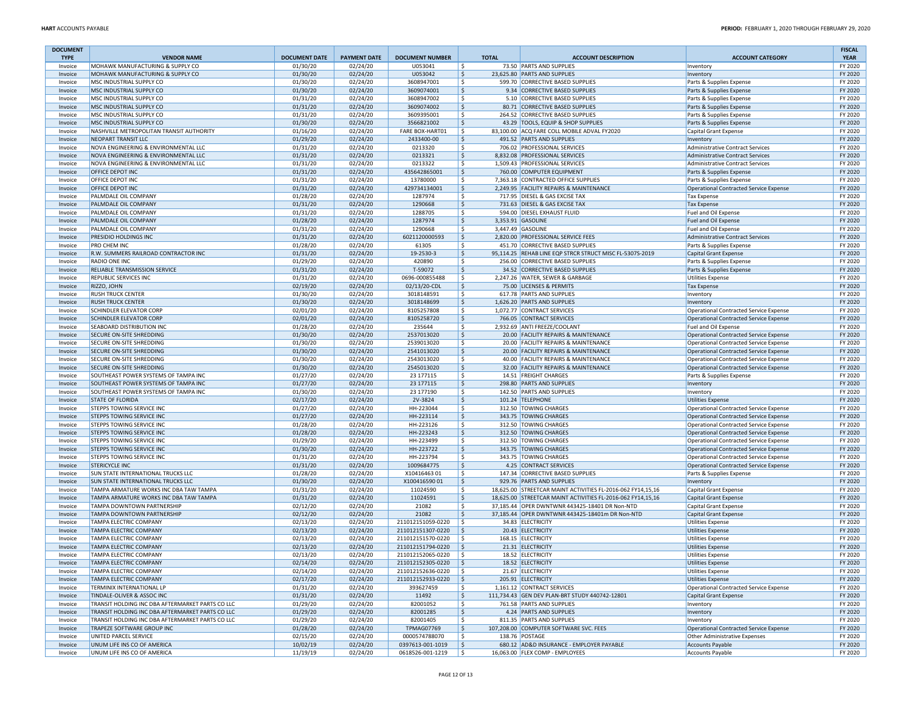| DOCUMENT TYPE | VENDOR NAME | DOCUMENT DATE | PAYMENT DATE | DOCUMENT NUMBER | TOTAL | ACCOUNT DESCRIPTION | ACCOUNT CATEGORY | FISCAL YEAR |
|---|---|---|---|---|---|---|---|---|
| Invoice | MOHAWK MANUFACTURING & SUPPLY CO | 01/30/20 | 02/24/20 | U053041 | $ 73.50 | PARTS AND SUPPLIES | Inventory | FY 2020 |
| Invoice | MOHAWK MANUFACTURING & SUPPLY CO | 01/30/20 | 02/24/20 | U053042 | $ 23,625.80 | PARTS AND SUPPLIES | Inventory | FY 2020 |
| Invoice | MSC INDUSTRIAL SUPPLY CO | 01/30/20 | 02/24/20 | 3608947001 | $ 599.70 | CORRECTIVE BASED SUPPLIES | Parts & Supplies Expense | FY 2020 |
| Invoice | MSC INDUSTRIAL SUPPLY CO | 01/30/20 | 02/24/20 | 3609074001 | $ 9.34 | CORRECTIVE BASED SUPPLIES | Parts & Supplies Expense | FY 2020 |
| Invoice | MSC INDUSTRIAL SUPPLY CO | 01/31/20 | 02/24/20 | 3608947002 | $ 5.10 | CORRECTIVE BASED SUPPLIES | Parts & Supplies Expense | FY 2020 |
| Invoice | MSC INDUSTRIAL SUPPLY CO | 01/31/20 | 02/24/20 | 3609074002 | $ 80.71 | CORRECTIVE BASED SUPPLIES | Parts & Supplies Expense | FY 2020 |
| Invoice | MSC INDUSTRIAL SUPPLY CO | 01/31/20 | 02/24/20 | 3609395001 | $ 264.52 | CORRECTIVE BASED SUPPLIES | Parts & Supplies Expense | FY 2020 |
| Invoice | MSC INDUSTRIAL SUPPLY CO | 01/30/20 | 02/24/20 | 3566821002 | $ 43.29 | TOOLS, EQUIP & SHOP SUPPLIES | Parts & Supplies Expense | FY 2020 |
| Invoice | NASHVILLE METROPOLITAN TRANSIT AUTHORITY | 01/16/20 | 02/24/20 | FARE BOX-HART01 | $ 83,100.00 | ACQ FARE COLL MOBILE ADVAL FY2020 | Capital Grant Expense | FY 2020 |
| Invoice | NEOPART TRANSIT LLC | 01/29/20 | 02/24/20 | 2433400-00 | $ 491.52 | PARTS AND SUPPLIES | Inventory | FY 2020 |
| Invoice | NOVA ENGINEERING & ENVIRONMENTAL LLC | 01/31/20 | 02/24/20 | 0213320 | $ 706.02 | PROFESSIONAL SERVICES | Administrative Contract Services | FY 2020 |
| Invoice | NOVA ENGINEERING & ENVIRONMENTAL LLC | 01/31/20 | 02/24/20 | 0213321 | $ 8,832.08 | PROFESSIONAL SERVICES | Administrative Contract Services | FY 2020 |
| Invoice | NOVA ENGINEERING & ENVIRONMENTAL LLC | 01/31/20 | 02/24/20 | 0213322 | $ 1,509.43 | PROFESSIONAL SERVICES | Administrative Contract Services | FY 2020 |
| Invoice | OFFICE DEPOT INC | 01/31/20 | 02/24/20 | 435642865001 | $ 760.00 | COMPUTER EQUIPMENT | Parts & Supplies Expense | FY 2020 |
| Invoice | OFFICE DEPOT INC | 01/31/20 | 02/24/20 | 13780000 | $ 7,363.18 | CONTRACTED OFFICE SUPPLIES | Parts & Supplies Expense | FY 2020 |
| Invoice | OFFICE DEPOT INC | 01/31/20 | 02/24/20 | 429734134001 | $ 2,249.95 | FACILITY REPAIRS & MAINTENANCE | Operational Contracted Service Expense | FY 2020 |
| Invoice | PALMDALE OIL COMPANY | 01/28/20 | 02/24/20 | 1287974 | $ 717.95 | DIESEL & GAS EXCISE TAX | Tax Expense | FY 2020 |
| Invoice | PALMDALE OIL COMPANY | 01/31/20 | 02/24/20 | 1290668 | $ 731.63 | DIESEL & GAS EXCISE TAX | Tax Expense | FY 2020 |
| Invoice | PALMDALE OIL COMPANY | 01/31/20 | 02/24/20 | 1288705 | $ 594.00 | DIESEL EXHAUST FLUID | Fuel and Oil Expense | FY 2020 |
| Invoice | PALMDALE OIL COMPANY | 01/28/20 | 02/24/20 | 1287974 | $ 3,353.91 | GASOLINE | Fuel and Oil Expense | FY 2020 |
| Invoice | PALMDALE OIL COMPANY | 01/31/20 | 02/24/20 | 1290668 | $ 3,447.49 | GASOLINE | Fuel and Oil Expense | FY 2020 |
| Invoice | PRESIDIO HOLDINGS INC | 01/31/20 | 02/24/20 | 6021120000593 | $ 2,820.00 | PROFESSIONAL SERVICE FEES | Administrative Contract Services | FY 2020 |
| Invoice | PRO CHEM INC | 01/28/20 | 02/24/20 | 61305 | $ 451.70 | CORRECTIVE BASED SUPPLIES | Parts & Supplies Expense | FY 2020 |
| Invoice | R.W. SUMMERS RAILROAD CONTRACTOR INC | 01/31/20 | 02/24/20 | 19-2530-3 | $ 95,114.25 | REHAB LINE EQP STRCR STRUCT MISC FL-5307S-2019 | Capital Grant Expense | FY 2020 |
| Invoice | RADIO ONE INC | 01/29/20 | 02/24/20 | 420890 | $ 256.00 | CORRECTIVE BASED SUPPLIES | Parts & Supplies Expense | FY 2020 |
| Invoice | RELIABLE TRANSMISSION SERVICE | 01/31/20 | 02/24/20 | T-59072 | $ 34.52 | CORRECTIVE BASED SUPPLIES | Parts & Supplies Expense | FY 2020 |
| Invoice | REPUBLIC SERVICES INC | 01/31/20 | 02/24/20 | 0696-000855488 | $ 2,247.26 | WATER, SEWER & GARBAGE | Utilities Expense | FY 2020 |
| Invoice | RIZZO, JOHN | 02/19/20 | 02/24/20 | 02/13/20-CDL | $ 75.00 | LICENSES & PERMITS | Tax Expense | FY 2020 |
| Invoice | RUSH TRUCK CENTER | 01/30/20 | 02/24/20 | 3018148591 | $ 617.78 | PARTS AND SUPPLIES | Inventory | FY 2020 |
| Invoice | RUSH TRUCK CENTER | 01/30/20 | 02/24/20 | 3018148699 | $ 1,626.20 | PARTS AND SUPPLIES | Inventory | FY 2020 |
| Invoice | SCHINDLER ELEVATOR CORP | 02/01/20 | 02/24/20 | 8105257808 | $ 1,072.77 | CONTRACT SERVICES | Operational Contracted Service Expense | FY 2020 |
| Invoice | SCHINDLER ELEVATOR CORP | 02/01/20 | 02/24/20 | 8105258720 | $ 766.05 | CONTRACT SERVICES | Operational Contracted Service Expense | FY 2020 |
| Invoice | SEABOARD DISTRIBUTION INC | 01/28/20 | 02/24/20 | 235644 | $ 2,932.69 | ANTI FREEZE/COOLANT | Fuel and Oil Expense | FY 2020 |
| Invoice | SECURE ON-SITE SHREDDING | 01/30/20 | 02/24/20 | 2537013020 | $ 20.00 | FACILITY REPAIRS & MAINTENANCE | Operational Contracted Service Expense | FY 2020 |
| Invoice | SECURE ON-SITE SHREDDING | 01/30/20 | 02/24/20 | 2539013020 | $ 20.00 | FACILITY REPAIRS & MAINTENANCE | Operational Contracted Service Expense | FY 2020 |
| Invoice | SECURE ON-SITE SHREDDING | 01/30/20 | 02/24/20 | 2541013020 | $ 20.00 | FACILITY REPAIRS & MAINTENANCE | Operational Contracted Service Expense | FY 2020 |
| Invoice | SECURE ON-SITE SHREDDING | 01/30/20 | 02/24/20 | 2543013020 | $ 40.00 | FACILITY REPAIRS & MAINTENANCE | Operational Contracted Service Expense | FY 2020 |
| Invoice | SECURE ON-SITE SHREDDING | 01/30/20 | 02/24/20 | 2545013020 | $ 32.00 | FACILITY REPAIRS & MAINTENANCE | Operational Contracted Service Expense | FY 2020 |
| Invoice | SOUTHEAST POWER SYSTEMS OF TAMPA INC | 01/27/20 | 02/24/20 | 23 177115 | $ 14.51 | FREIGHT CHARGES | Parts & Supplies Expense | FY 2020 |
| Invoice | SOUTHEAST POWER SYSTEMS OF TAMPA INC | 01/27/20 | 02/24/20 | 23 177115 | $ 298.80 | PARTS AND SUPPLIES | Inventory | FY 2020 |
| Invoice | SOUTHEAST POWER SYSTEMS OF TAMPA INC | 01/30/20 | 02/24/20 | 23 177190 | $ 142.50 | PARTS AND SUPPLIES | Inventory | FY 2020 |
| Invoice | STATE OF FLORIDA | 02/17/20 | 02/24/20 | 2V-3824 | $ 101.24 | TELEPHONE | Utilities Expense | FY 2020 |
| Invoice | STEPPS TOWING SERVICE INC | 01/27/20 | 02/24/20 | HH-223044 | $ 312.50 | TOWING CHARGES | Operational Contracted Service Expense | FY 2020 |
| Invoice | STEPPS TOWING SERVICE INC | 01/27/20 | 02/24/20 | HH-223114 | $ 343.75 | TOWING CHARGES | Operational Contracted Service Expense | FY 2020 |
| Invoice | STEPPS TOWING SERVICE INC | 01/28/20 | 02/24/20 | HH-223126 | $ 312.50 | TOWING CHARGES | Operational Contracted Service Expense | FY 2020 |
| Invoice | STEPPS TOWING SERVICE INC | 01/28/20 | 02/24/20 | HH-223243 | $ 312.50 | TOWING CHARGES | Operational Contracted Service Expense | FY 2020 |
| Invoice | STEPPS TOWING SERVICE INC | 01/29/20 | 02/24/20 | HH-223499 | $ 312.50 | TOWING CHARGES | Operational Contracted Service Expense | FY 2020 |
| Invoice | STEPPS TOWING SERVICE INC | 01/30/20 | 02/24/20 | HH-223722 | $ 343.75 | TOWING CHARGES | Operational Contracted Service Expense | FY 2020 |
| Invoice | STEPPS TOWING SERVICE INC | 01/31/20 | 02/24/20 | HH-223794 | $ 343.75 | TOWING CHARGES | Operational Contracted Service Expense | FY 2020 |
| Invoice | STERICYCLE INC | 01/31/20 | 02/24/20 | 1009684775 | $ 4.25 | CONTRACT SERVICES | Operational Contracted Service Expense | FY 2020 |
| Invoice | SUN STATE INTERNATIONAL TRUCKS LLC | 01/28/20 | 02/24/20 | X10416463 01 | $ 147.34 | CORRECTIVE BASED SUPPLIES | Parts & Supplies Expense | FY 2020 |
| Invoice | SUN STATE INTERNATIONAL TRUCKS LLC | 01/30/20 | 02/24/20 | X100416590 01 | $ 929.76 | PARTS AND SUPPLIES | Inventory | FY 2020 |
| Invoice | TAMPA ARMATURE WORKS INC DBA TAW TAMPA | 01/31/20 | 02/24/20 | 11024590 | $ 18,625.00 | STREETCAR MAINT ACTIVITIES FL-2016-062 FY14,15,16 | Capital Grant Expense | FY 2020 |
| Invoice | TAMPA ARMATURE WORKS INC DBA TAW TAMPA | 01/31/20 | 02/24/20 | 11024591 | $ 18,625.00 | STREETCAR MAINT ACTIVITIES FL-2016-062 FY14,15,16 | Capital Grant Expense | FY 2020 |
| Invoice | TAMPA DOWNTOWN PARTNERSHIP | 02/12/20 | 02/24/20 | 21082 | $ 37,185.44 | OPER DWNTWNR 443425-18401 DR Non-NTD | Capital Grant Expense | FY 2020 |
| Invoice | TAMPA DOWNTOWN PARTNERSHIP | 02/12/20 | 02/24/20 | 21082 | $ 37,185.44 | OPER DWNTWNR 443425-18401m DR Non-NTD | Capital Grant Expense | FY 2020 |
| Invoice | TAMPA ELECTRIC COMPANY | 02/13/20 | 02/24/20 | 211012151059-0220 | $ 34.83 | ELECTRICITY | Utilities Expense | FY 2020 |
| Invoice | TAMPA ELECTRIC COMPANY | 02/13/20 | 02/24/20 | 211012151307-0220 | $ 20.43 | ELECTRICITY | Utilities Expense | FY 2020 |
| Invoice | TAMPA ELECTRIC COMPANY | 02/13/20 | 02/24/20 | 211012151570-0220 | $ 168.15 | ELECTRICITY | Utilities Expense | FY 2020 |
| Invoice | TAMPA ELECTRIC COMPANY | 02/13/20 | 02/24/20 | 211012151794-0220 | $ 21.31 | ELECTRICITY | Utilities Expense | FY 2020 |
| Invoice | TAMPA ELECTRIC COMPANY | 02/13/20 | 02/24/20 | 211012152065-0220 | $ 18.52 | ELECTRICITY | Utilities Expense | FY 2020 |
| Invoice | TAMPA ELECTRIC COMPANY | 02/14/20 | 02/24/20 | 211012152305-0220 | $ 18.52 | ELECTRICITY | Utilities Expense | FY 2020 |
| Invoice | TAMPA ELECTRIC COMPANY | 02/14/20 | 02/24/20 | 211012152636-0220 | $ 21.67 | ELECTRICITY | Utilities Expense | FY 2020 |
| Invoice | TAMPA ELECTRIC COMPANY | 02/17/20 | 02/24/20 | 211012152933-0220 | $ 205.91 | ELECTRICITY | Utilities Expense | FY 2020 |
| Invoice | TERMINIX INTERNATIONAL LP | 01/31/20 | 02/24/20 | 393627459 | $ 1,161.12 | CONTRACT SERVICES | Operational Contracted Service Expense | FY 2020 |
| Invoice | TINDALE-OLIVER & ASSOC INC | 01/31/20 | 02/24/20 | 11492 | $ 111,734.43 | GEN DEV PLAN-BRT STUDY 440742-12801 | Capital Grant Expense | FY 2020 |
| Invoice | TRANSIT HOLDING INC DBA AFTERMARKET PARTS CO LLC | 01/29/20 | 02/24/20 | 82001052 | $ 761.58 | PARTS AND SUPPLIES | Inventory | FY 2020 |
| Invoice | TRANSIT HOLDING INC DBA AFTERMARKET PARTS CO LLC | 01/29/20 | 02/24/20 | 82001285 | $ 4.24 | PARTS AND SUPPLIES | Inventory | FY 2020 |
| Invoice | TRANSIT HOLDING INC DBA AFTERMARKET PARTS CO LLC | 01/29/20 | 02/24/20 | 82001405 | $ 811.35 | PARTS AND SUPPLIES | Inventory | FY 2020 |
| Invoice | TRAPEZE SOFTWARE GROUP INC | 01/28/20 | 02/24/20 | TPMAG07769 | $ 107,208.00 | COMPUTER SOFTWARE SVC. FEES | Operational Contracted Service Expense | FY 2020 |
| Invoice | UNITED PARCEL SERVICE | 02/15/20 | 02/24/20 | 0000574788070 | $ 138.76 | POSTAGE | Other Administrative Expenses | FY 2020 |
| Invoice | UNUM LIFE INS CO OF AMERICA | 10/02/19 | 02/24/20 | 0397613-001-1019 | $ 680.12 | AD&D INSURANCE - EMPLOYER PAYABLE | Accounts Payable | FY 2020 |
| Invoice | UNUM LIFE INS CO OF AMERICA | 11/19/19 | 02/24/20 | 0618526-001-1219 | $ 16,063.00 | FLEX COMP - EMPLOYEES | Accounts Payable | FY 2020 |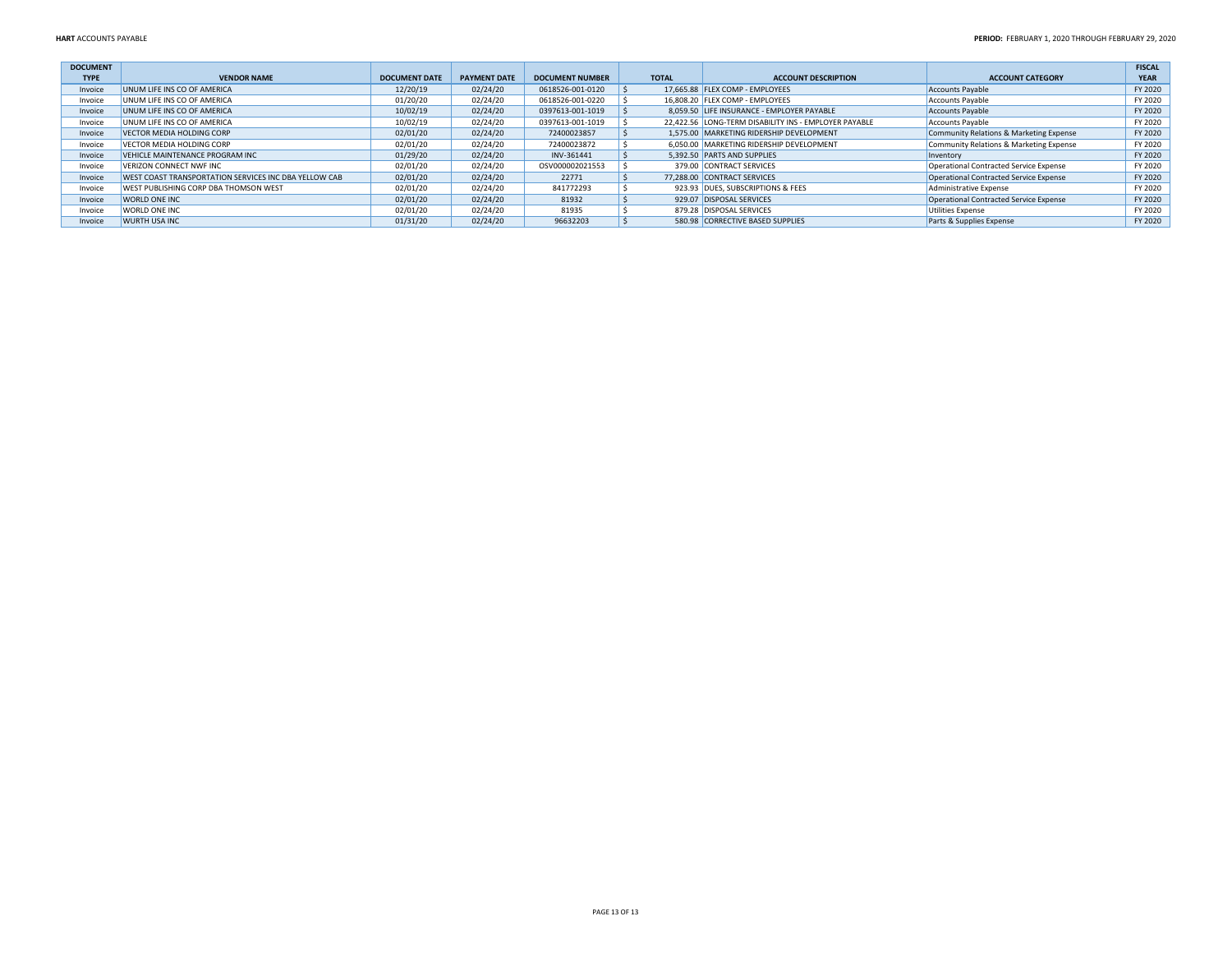| DOCUMENT TYPE | VENDOR NAME | DOCUMENT DATE | PAYMENT DATE | DOCUMENT NUMBER | TOTAL | ACCOUNT DESCRIPTION | ACCOUNT CATEGORY | FISCAL YEAR |
|---|---|---|---|---|---|---|---|---|
| Invoice | UNUM LIFE INS CO OF AMERICA | 12/20/19 | 02/24/20 | 0618526-001-0120 | $ 17,665.88 | FLEX COMP - EMPLOYEES | Accounts Payable | FY 2020 |
| Invoice | UNUM LIFE INS CO OF AMERICA | 01/20/20 | 02/24/20 | 0618526-001-0220 | $ 16,808.20 | FLEX COMP - EMPLOYEES | Accounts Payable | FY 2020 |
| Invoice | UNUM LIFE INS CO OF AMERICA | 10/02/19 | 02/24/20 | 0397613-001-1019 | $ 8,059.50 | LIFE INSURANCE - EMPLOYER PAYABLE | Accounts Payable | FY 2020 |
| Invoice | UNUM LIFE INS CO OF AMERICA | 10/02/19 | 02/24/20 | 0397613-001-1019 | $ 22,422.56 | LONG-TERM DISABILITY INS - EMPLOYER PAYABLE | Accounts Payable | FY 2020 |
| Invoice | VECTOR MEDIA HOLDING CORP | 02/01/20 | 02/24/20 | 72400023857 | $ 1,575.00 | MARKETING RIDERSHIP DEVELOPMENT | Community Relations & Marketing Expense | FY 2020 |
| Invoice | VECTOR MEDIA HOLDING CORP | 02/01/20 | 02/24/20 | 72400023872 | $ 6,050.00 | MARKETING RIDERSHIP DEVELOPMENT | Community Relations & Marketing Expense | FY 2020 |
| Invoice | VEHICLE MAINTENANCE PROGRAM INC | 01/29/20 | 02/24/20 | INV-361441 | $ 5,392.50 | PARTS AND SUPPLIES | Inventory | FY 2020 |
| Invoice | VERIZON CONNECT NWF INC | 02/01/20 | 02/24/20 | OSV000002021553 | $ 379.00 | CONTRACT SERVICES | Operational Contracted Service Expense | FY 2020 |
| Invoice | WEST COAST TRANSPORTATION SERVICES INC DBA YELLOW CAB | 02/01/20 | 02/24/20 | 22771 | $ 77,288.00 | CONTRACT SERVICES | Operational Contracted Service Expense | FY 2020 |
| Invoice | WEST PUBLISHING CORP DBA THOMSON WEST | 02/01/20 | 02/24/20 | 841772293 | $ 923.93 | DUES, SUBSCRIPTIONS & FEES | Administrative Expense | FY 2020 |
| Invoice | WORLD ONE INC | 02/01/20 | 02/24/20 | 81932 | $ 929.07 | DISPOSAL SERVICES | Operational Contracted Service Expense | FY 2020 |
| Invoice | WORLD ONE INC | 02/01/20 | 02/24/20 | 81935 | $ 879.28 | DISPOSAL SERVICES | Utilities Expense | FY 2020 |
| Invoice | WURTH USA INC | 01/31/20 | 02/24/20 | 96632203 | $ 580.98 | CORRECTIVE BASED SUPPLIES | Parts & Supplies Expense | FY 2020 |